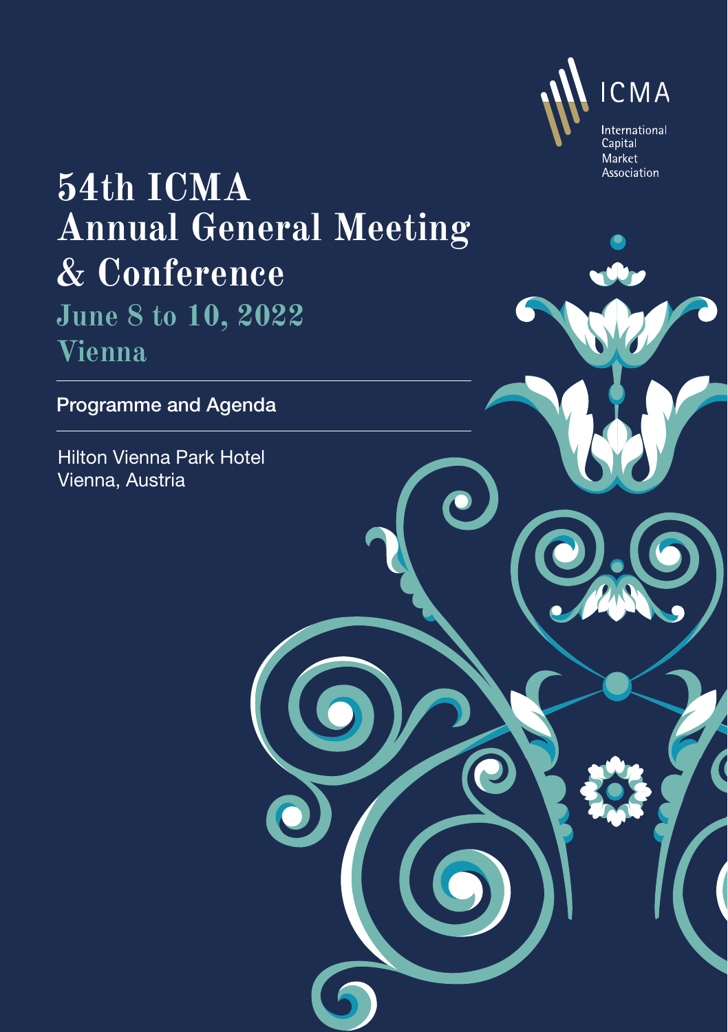ICMA

International Capital Market Association

# 54th ICMA Annual General Meeting & Conference

## June 8 to 10, 2022
## Vienna

Programme and Agenda

Hilton Vienna Park Hotel
Vienna, Austria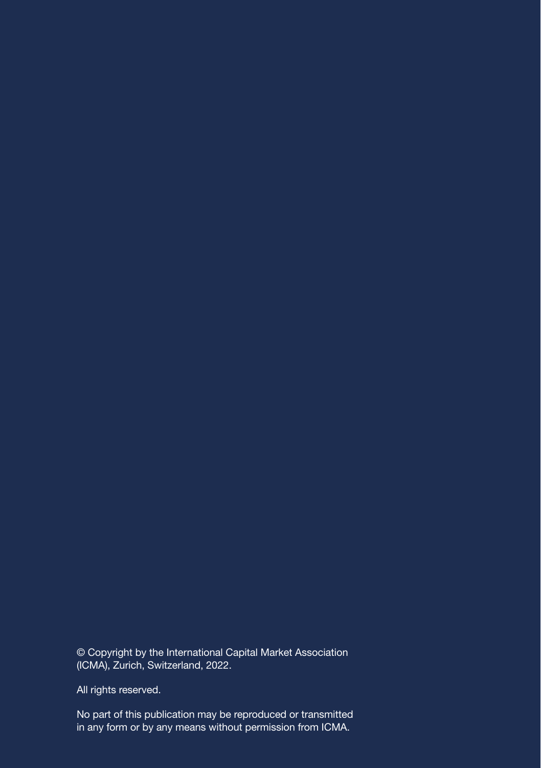© Copyright by the International Capital Market Association (ICMA), Zurich, Switzerland, 2022.

All rights reserved.

No part of this publication may be reproduced or transmitted in any form or by any means without permission from ICMA.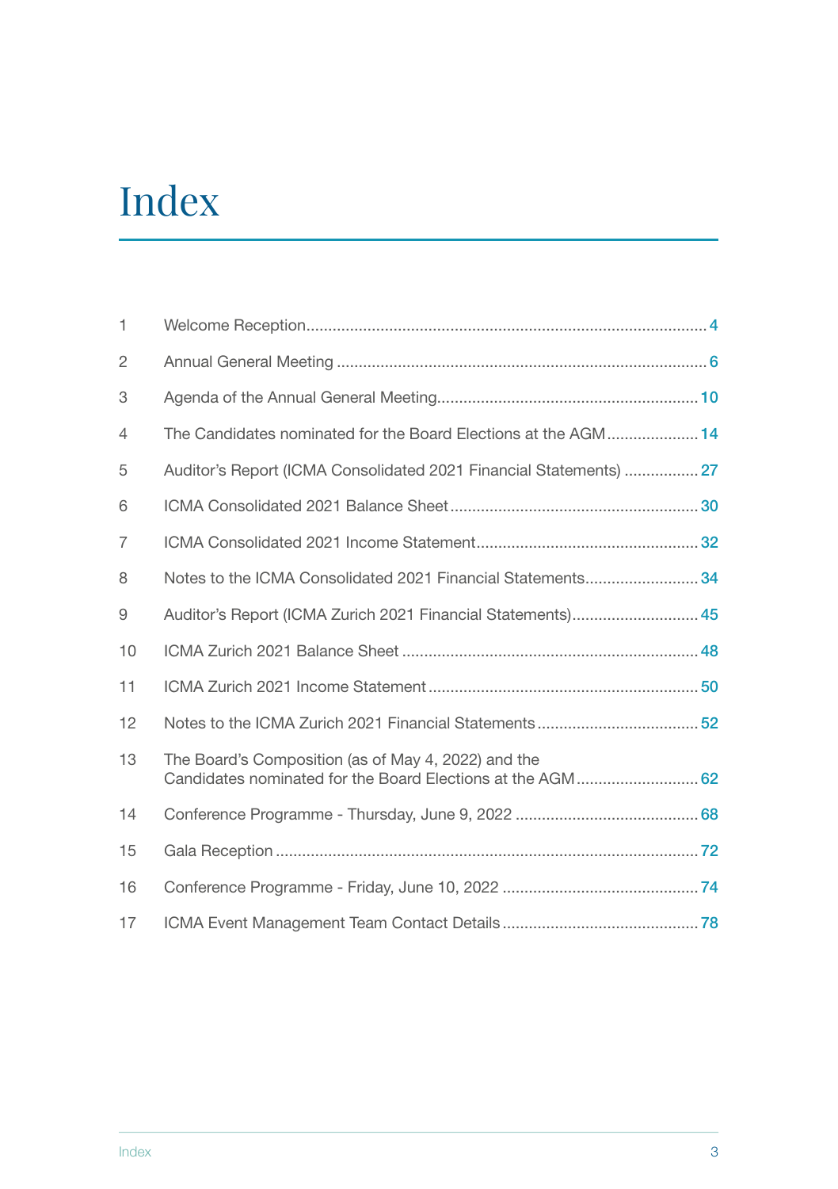# Index

| | | |
|---|---|---|
| 1 | Welcome Reception | 4 |
| 2 | Annual General Meeting | 6 |
| 3 | Agenda of the Annual General Meeting | 10 |
| 4 | The Candidates nominated for the Board Elections at the AGM | 14 |
| 5 | Auditor's Report (ICMA Consolidated 2021 Financial Statements) | 27 |
| 6 | ICMA Consolidated 2021 Balance Sheet | 30 |
| 7 | ICMA Consolidated 2021 Income Statement | 32 |
| 8 | Notes to the ICMA Consolidated 2021 Financial Statements | 34 |
| 9 | Auditor's Report (ICMA Zurich 2021 Financial Statements) | 45 |
| 10 | ICMA Zurich 2021 Balance Sheet | 48 |
| 11 | ICMA Zurich 2021 Income Statement | 50 |
| 12 | Notes to the ICMA Zurich 2021 Financial Statements | 52 |
| 13 | The Board's Composition (as of May 4, 2022) and the Candidates nominated for the Board Elections at the AGM | 62 |
| 14 | Conference Programme - Thursday, June 9, 2022 | 68 |
| 15 | Gala Reception | 72 |
| 16 | Conference Programme - Friday, June 10, 2022 | 74 |
| 17 | ICMA Event Management Team Contact Details | 78 |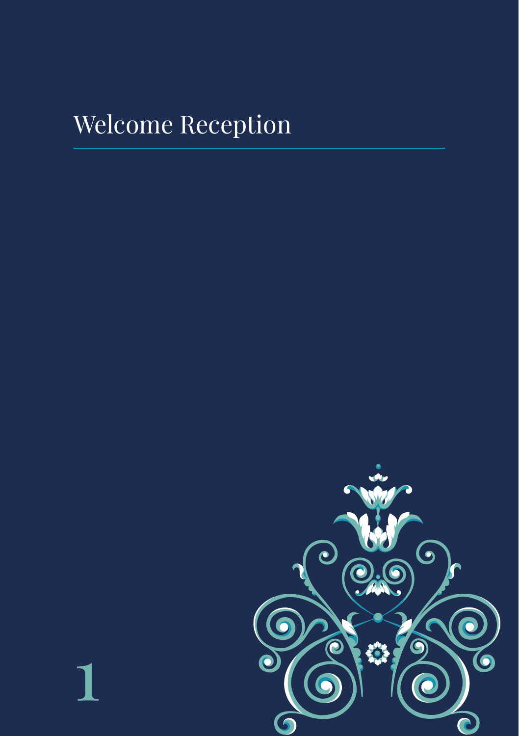# Welcome Reception

1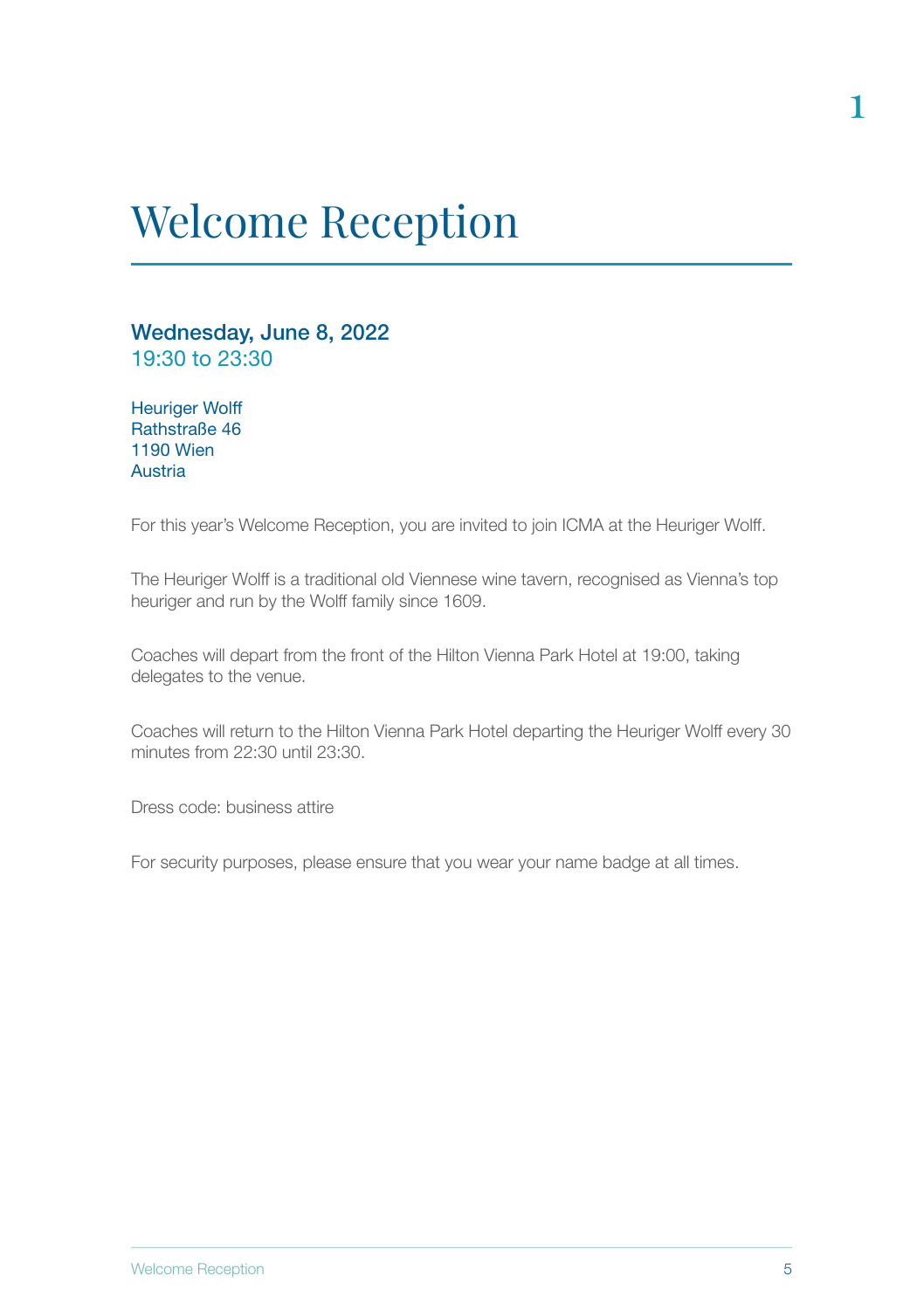# Welcome Reception

**Wednesday, June 8, 2022**
19:30 to 23:30

Heuriger Wolff
Rathstraße 46
1190 Wien
Austria

For this year's Welcome Reception, you are invited to join ICMA at the Heuriger Wolff.

The Heuriger Wolff is a traditional old Viennese wine tavern, recognised as Vienna's top heuriger and run by the Wolff family since 1609.

Coaches will depart from the front of the Hilton Vienna Park Hotel at 19:00, taking delegates to the venue.

Coaches will return to the Hilton Vienna Park Hotel departing the Heuriger Wolff every 30 minutes from 22:30 until 23:30.

Dress code: business attire

For security purposes, please ensure that you wear your name badge at all times.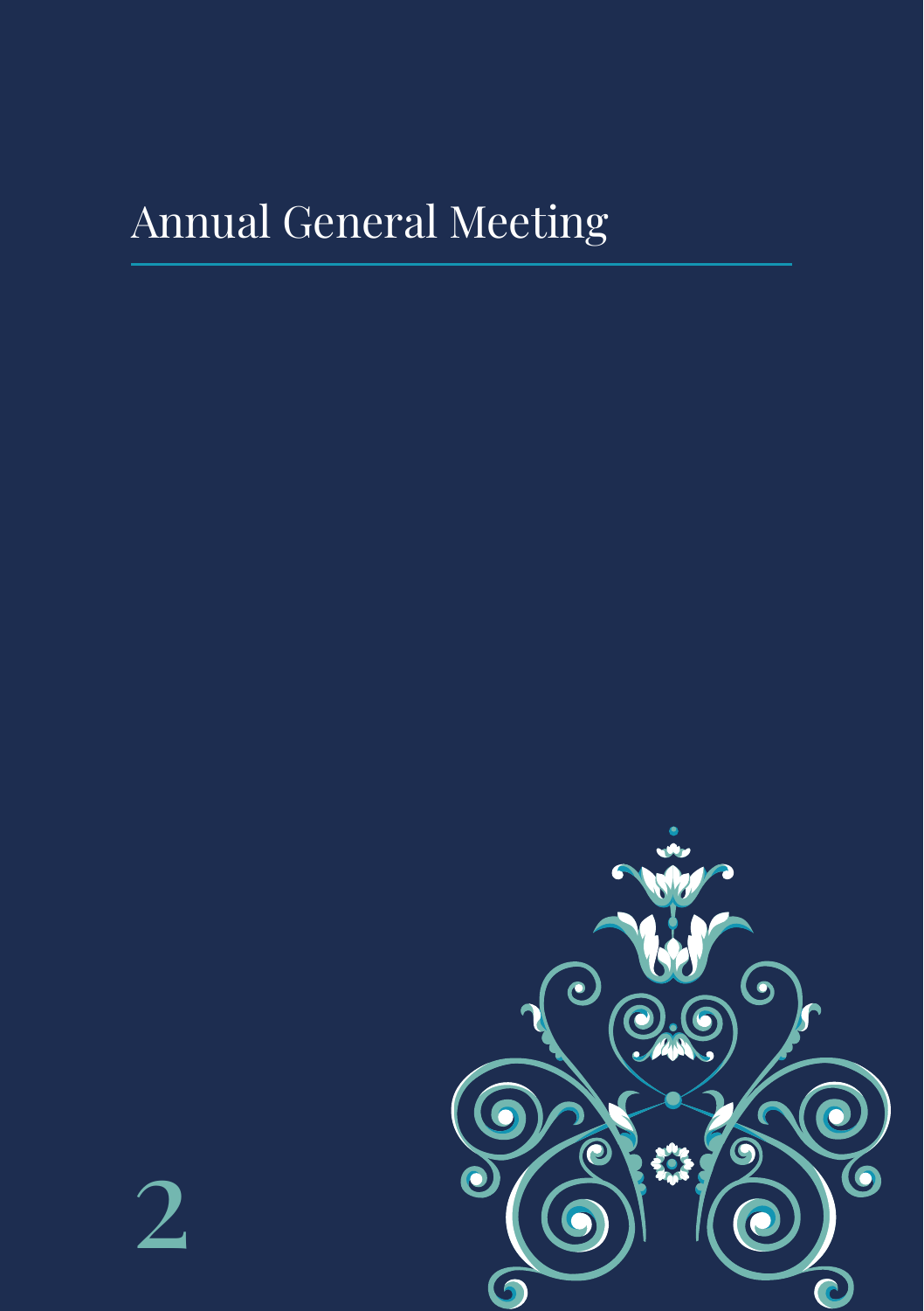# Annual General Meeting

2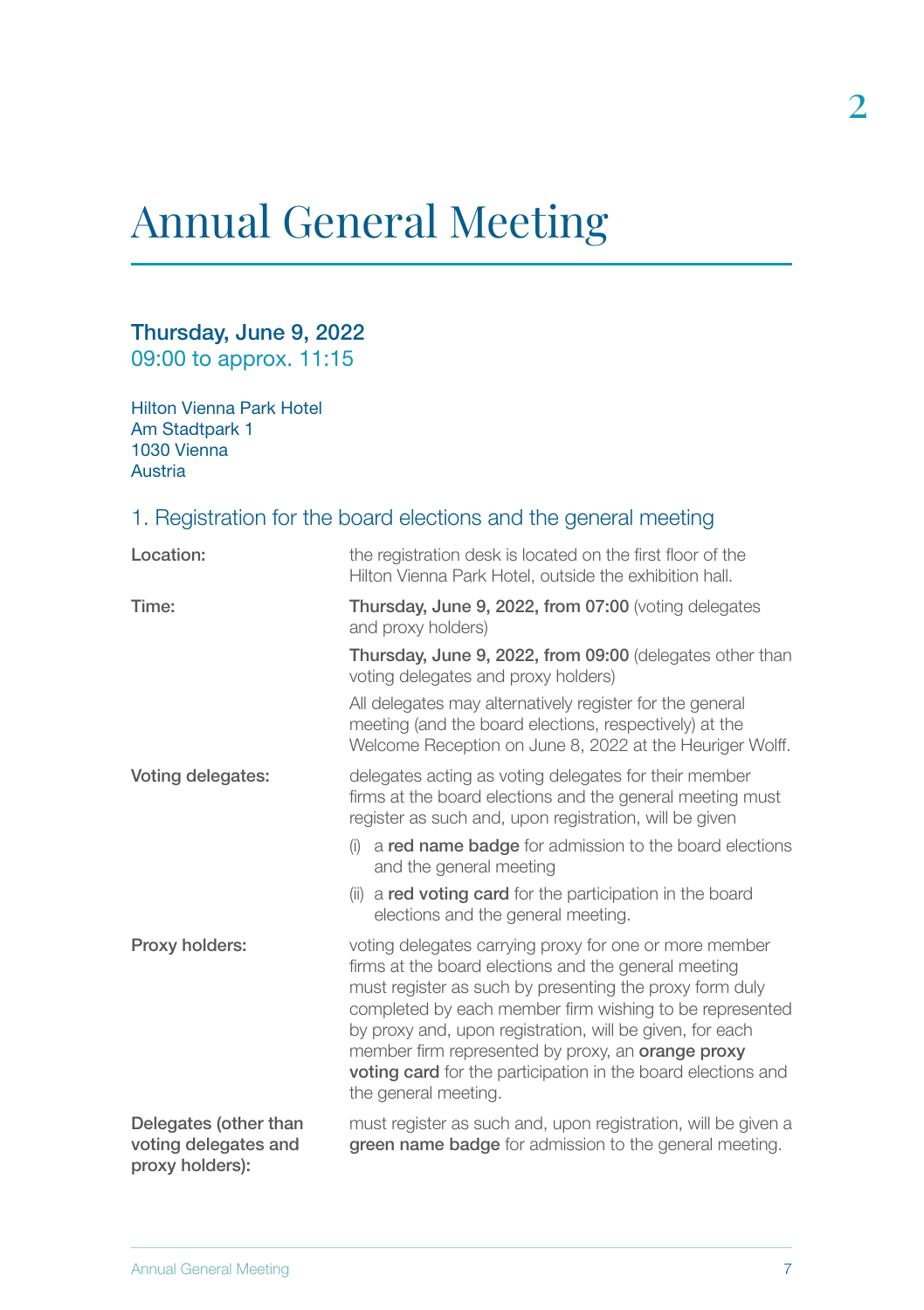# Annual General Meeting

**Thursday, June 9, 2022**
09:00 to approx. 11:15

Hilton Vienna Park Hotel
Am Stadtpark 1
1030 Vienna
Austria

## 1. Registration for the board elections and the general meeting

| | |
|---|---|
| **Location:** | the registration desk is located on the first floor of the Hilton Vienna Park Hotel, outside the exhibition hall. |
| **Time:** | **Thursday, June 9, 2022, from 07:00** (voting delegates and proxy holders)<br><br>**Thursday, June 9, 2022, from 09:00** (delegates other than voting delegates and proxy holders)<br><br>All delegates may alternatively register for the general meeting (and the board elections, respectively) at the Welcome Reception on June 8, 2022 at the Heuriger Wolff. |
| **Voting delegates:** | delegates acting as voting delegates for their member firms at the board elections and the general meeting must register as such and, upon registration, will be given<br><br>(i) a **red name badge** for admission to the board elections and the general meeting<br><br>(ii) a **red voting card** for the participation in the board elections and the general meeting. |
| **Proxy holders:** | voting delegates carrying proxy for one or more member firms at the board elections and the general meeting must register as such by presenting the proxy form duly completed by each member firm wishing to be represented by proxy and, upon registration, will be given, for each member firm represented by proxy, an **orange proxy voting card** for the participation in the board elections and the general meeting. |
| **Delegates (other than voting delegates and proxy holders):** | must register as such and, upon registration, will be given a **green name badge** for admission to the general meeting. |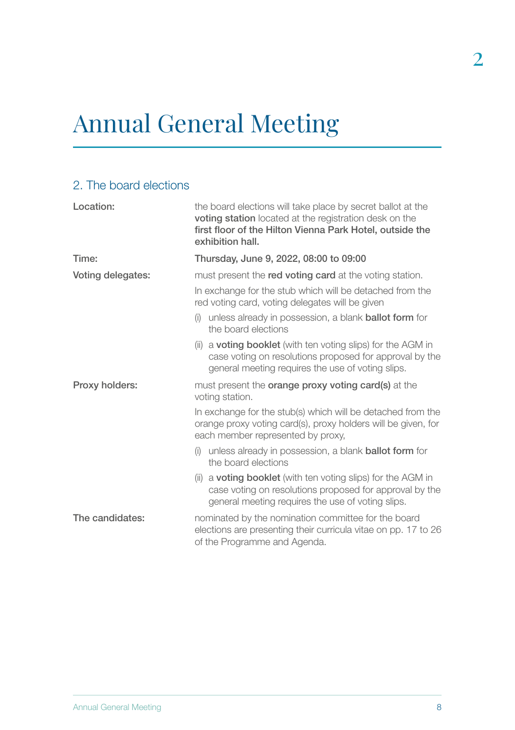# Annual General Meeting

## 2. The board elections

**Location:** the board elections will take place by secret ballot at the **voting station** located at the registration desk on the **first floor of the Hilton Vienna Park Hotel, outside the exhibition hall.**

**Time:** **Thursday, June 9, 2022, 08:00 to 09:00**

**Voting delegates:** must present the **red voting card** at the voting station.

In exchange for the stub which will be detached from the red voting card, voting delegates will be given

(i) unless already in possession, a blank **ballot form** for the board elections

(ii) a **voting booklet** (with ten voting slips) for the AGM in case voting on resolutions proposed for approval by the general meeting requires the use of voting slips.

**Proxy holders:** must present the **orange proxy voting card(s)** at the voting station.

In exchange for the stub(s) which will be detached from the orange proxy voting card(s), proxy holders will be given, for each member represented by proxy,

(i) unless already in possession, a blank **ballot form** for the board elections

(ii) a **voting booklet** (with ten voting slips) for the AGM in case voting on resolutions proposed for approval by the general meeting requires the use of voting slips.

**The candidates:** nominated by the nomination committee for the board elections are presenting their curricula vitae on pp. 17 to 26 of the Programme and Agenda.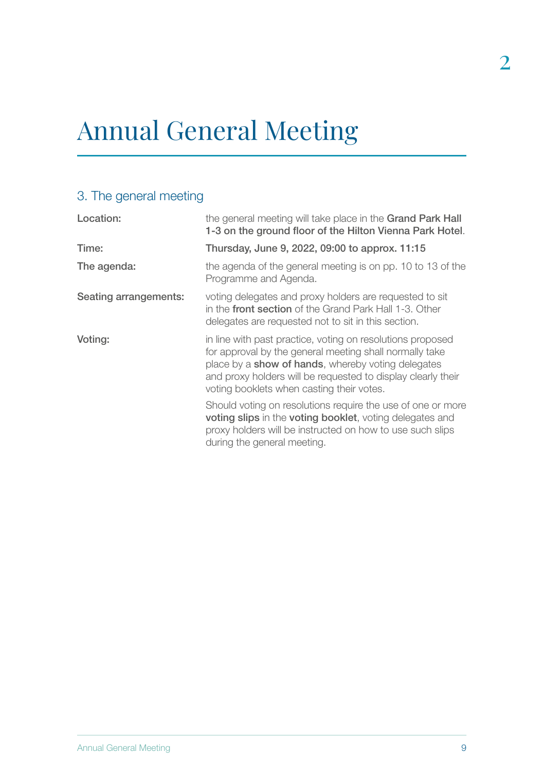# Annual General Meeting

## 3. The general meeting

| | |
|---|---|
| Location: | the general meeting will take place in the **Grand Park Hall 1-3 on the ground floor of the Hilton Vienna Park Hotel**. |
| Time: | **Thursday, June 9, 2022, 09:00 to approx. 11:15** |
| The agenda: | the agenda of the general meeting is on pp. 10 to 13 of the Programme and Agenda. |
| Seating arrangements: | voting delegates and proxy holders are requested to sit in the **front section** of the Grand Park Hall 1-3. Other delegates are requested not to sit in this section. |
| Voting: | in line with past practice, voting on resolutions proposed for approval by the general meeting shall normally take place by a **show of hands**, whereby voting delegates and proxy holders will be requested to display clearly their voting booklets when casting their votes.<br><br>Should voting on resolutions require the use of one or more **voting slips** in the **voting booklet**, voting delegates and proxy holders will be instructed on how to use such slips during the general meeting. |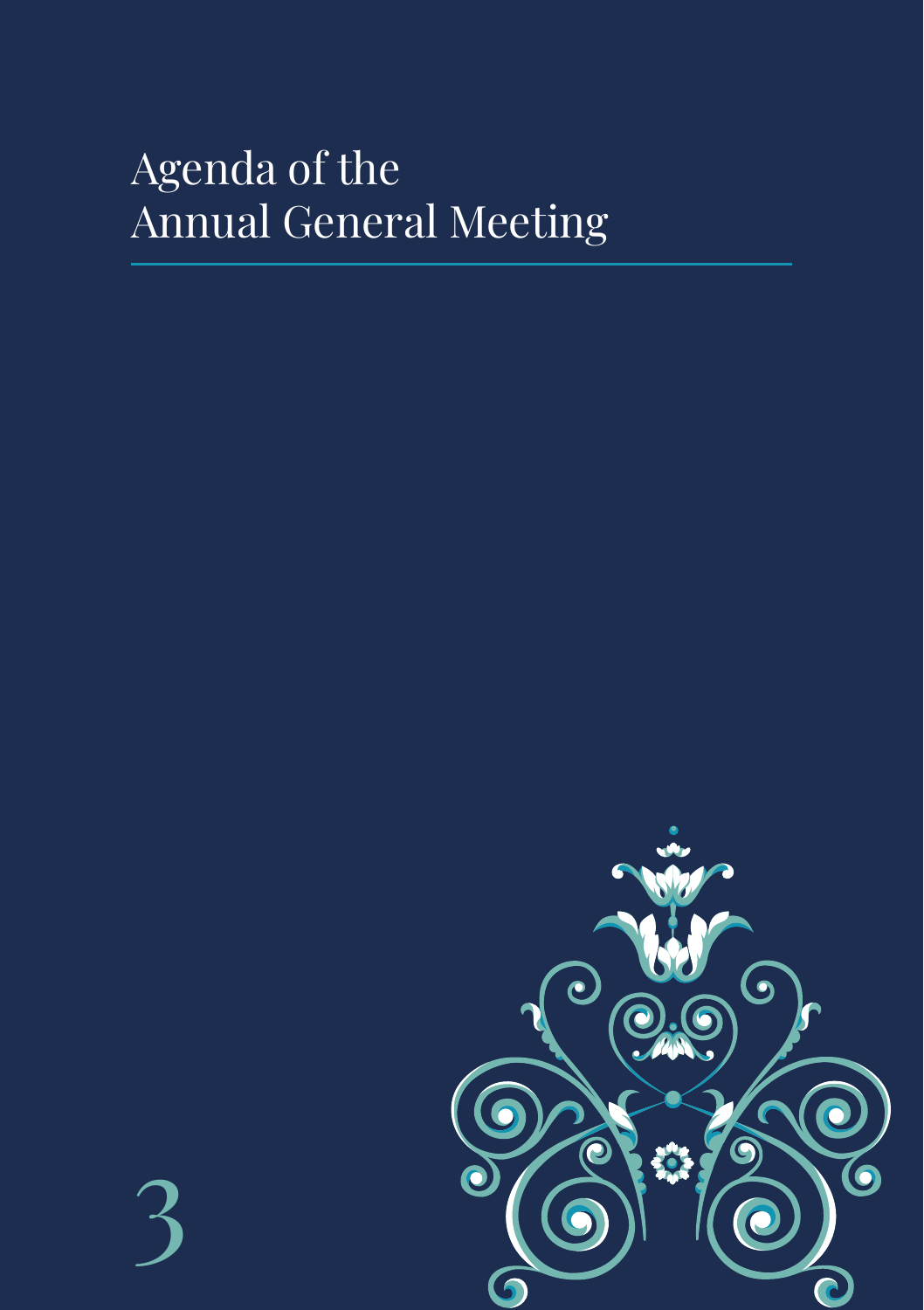# Agenda of the Annual General Meeting

3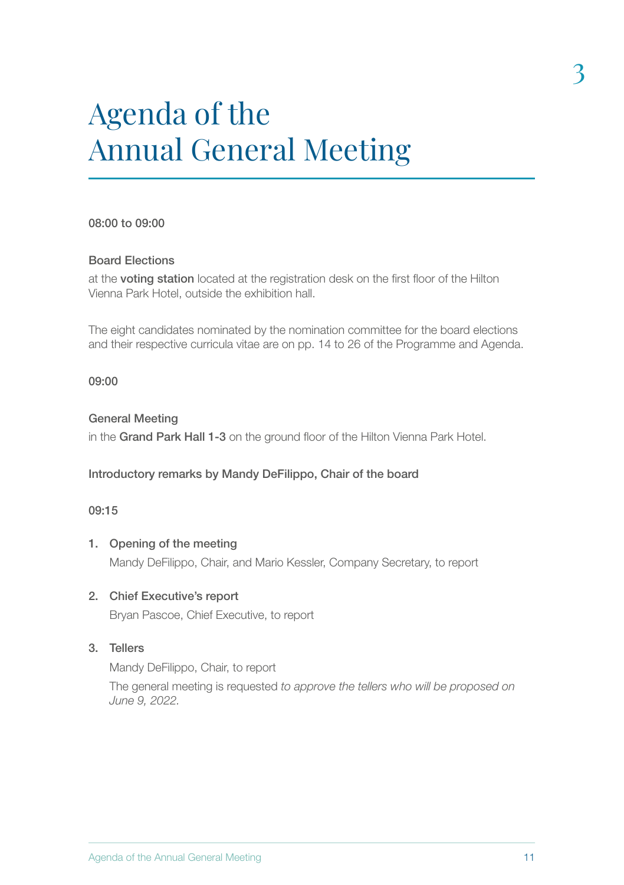# Agenda of the Annual General Meeting

08:00 to 09:00

**Board Elections**

at the **voting station** located at the registration desk on the first floor of the Hilton Vienna Park Hotel, outside the exhibition hall.

The eight candidates nominated by the nomination committee for the board elections and their respective curricula vitae are on pp. 14 to 26 of the Programme and Agenda.

09:00

**General Meeting**

in the **Grand Park Hall 1-3** on the ground floor of the Hilton Vienna Park Hotel.

**Introductory remarks by Mandy DeFilippo, Chair of the board**

09:15

1. **Opening of the meeting**

   Mandy DeFilippo, Chair, and Mario Kessler, Company Secretary, to report

2. **Chief Executive's report**

   Bryan Pascoe, Chief Executive, to report

3. **Tellers**

   Mandy DeFilippo, Chair, to report

   The general meeting is requested *to approve the tellers who will be proposed on June 9, 2022.*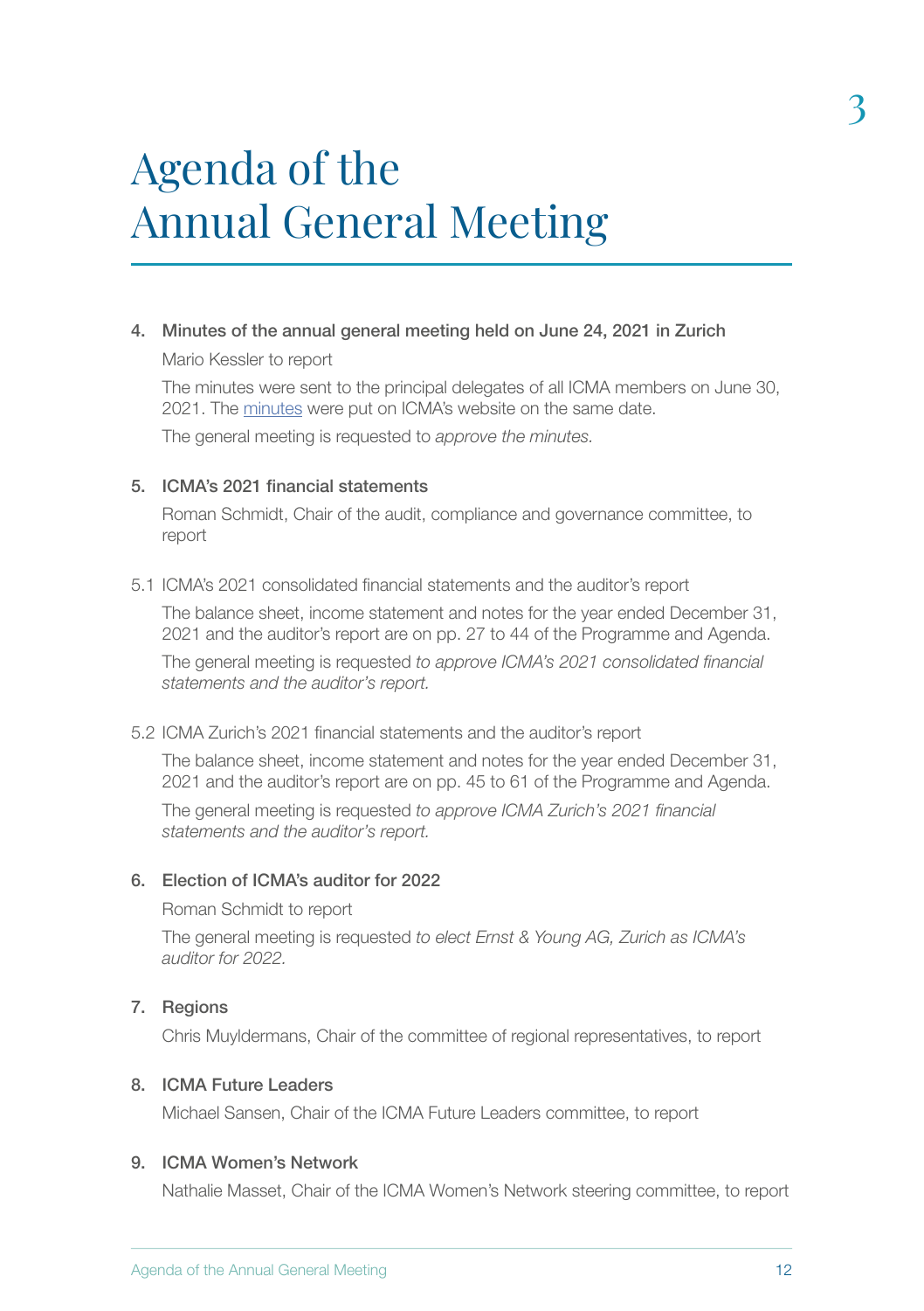# Agenda of the Annual General Meeting

**4. Minutes of the annual general meeting held on June 24, 2021 in Zurich**

Mario Kessler to report

The minutes were sent to the principal delegates of all ICMA members on June 30, 2021. The minutes were put on ICMA's website on the same date.

The general meeting is requested to *approve the minutes.*

**5. ICMA's 2021 financial statements**

Roman Schmidt, Chair of the audit, compliance and governance committee, to report

5.1 ICMA's 2021 consolidated financial statements and the auditor's report

The balance sheet, income statement and notes for the year ended December 31, 2021 and the auditor's report are on pp. 27 to 44 of the Programme and Agenda.

The general meeting is requested *to approve ICMA's 2021 consolidated financial statements and the auditor's report.*

5.2 ICMA Zurich's 2021 financial statements and the auditor's report

The balance sheet, income statement and notes for the year ended December 31, 2021 and the auditor's report are on pp. 45 to 61 of the Programme and Agenda.

The general meeting is requested *to approve ICMA Zurich's 2021 financial statements and the auditor's report.*

**6. Election of ICMA's auditor for 2022**

Roman Schmidt to report

The general meeting is requested *to elect Ernst & Young AG, Zurich as ICMA's auditor for 2022.*

**7. Regions**

Chris Muyldermans, Chair of the committee of regional representatives, to report

**8. ICMA Future Leaders**

Michael Sansen, Chair of the ICMA Future Leaders committee, to report

**9. ICMA Women's Network**

Nathalie Masset, Chair of the ICMA Women's Network steering committee, to report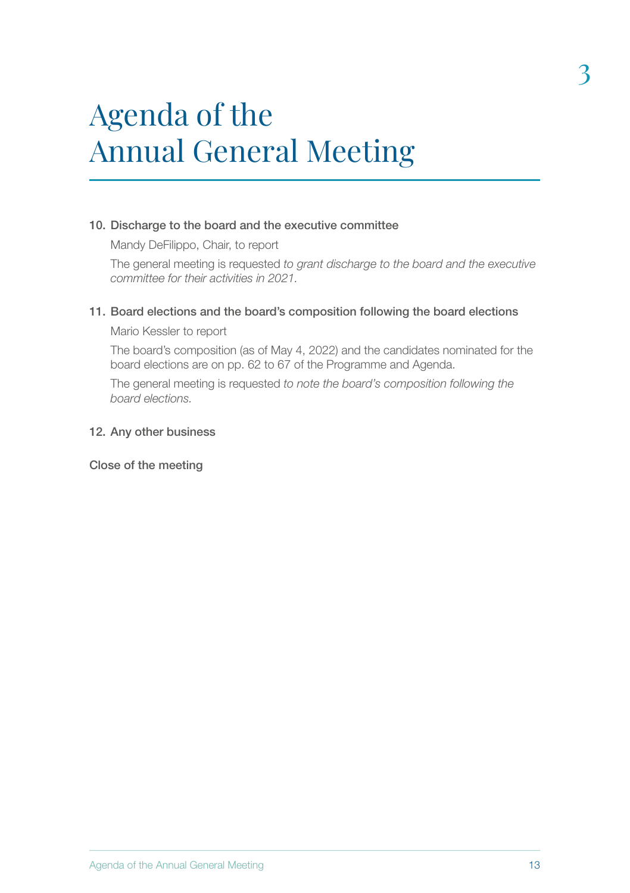# Agenda of the Annual General Meeting

**10. Discharge to the board and the executive committee**

Mandy DeFilippo, Chair, to report

The general meeting is requested *to grant discharge to the board and the executive committee for their activities in 2021.*

**11. Board elections and the board's composition following the board elections**

Mario Kessler to report

The board's composition (as of May 4, 2022) and the candidates nominated for the board elections are on pp. 62 to 67 of the Programme and Agenda.

The general meeting is requested *to note the board's composition following the board elections.*

**12. Any other business**

**Close of the meeting**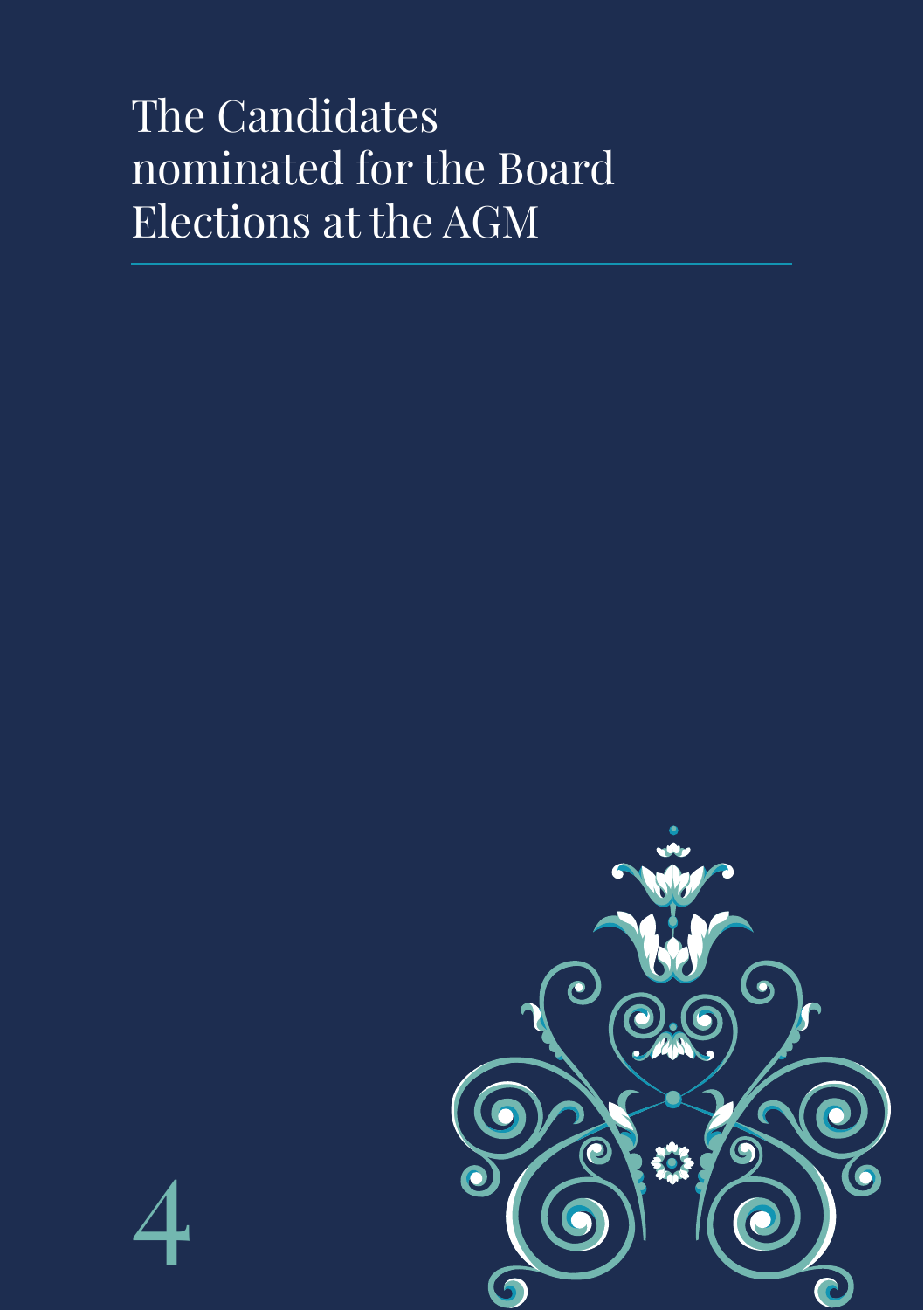# The Candidates nominated for the Board Elections at the AGM

4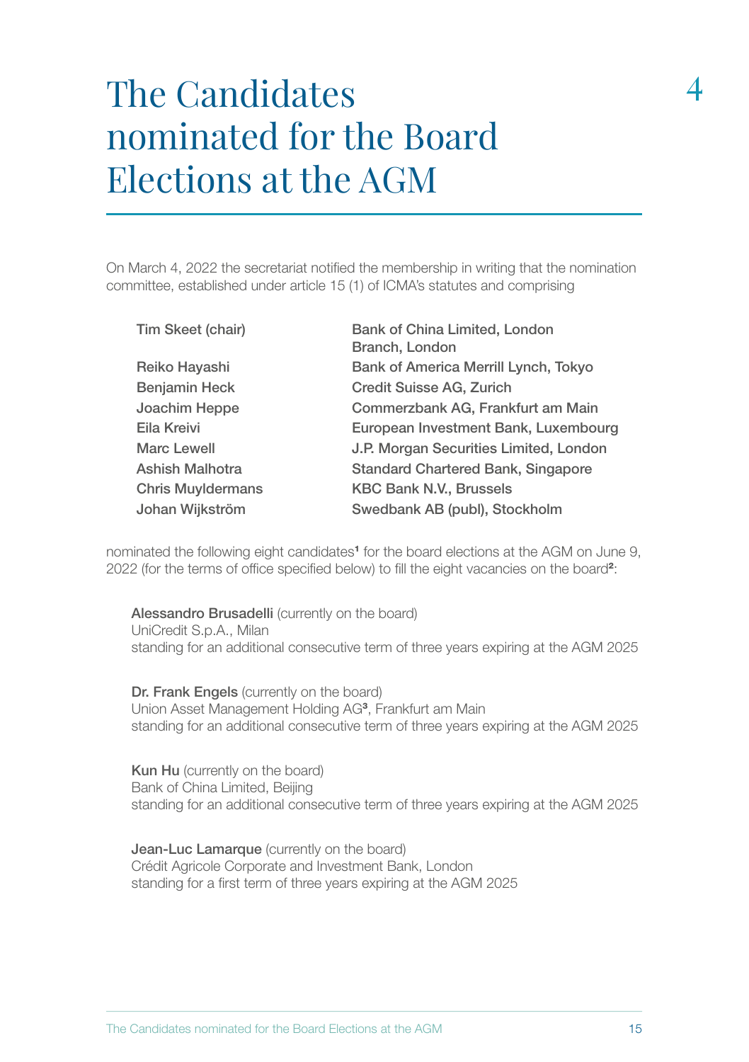# The Candidates nominated for the Board Elections at the AGM

4

On March 4, 2022 the secretariat notified the membership in writing that the nomination committee, established under article 15 (1) of ICMA's statutes and comprising

| | |
|---|---|
| Tim Skeet (chair) | Bank of China Limited, London Branch, London |
| Reiko Hayashi | Bank of America Merrill Lynch, Tokyo |
| Benjamin Heck | Credit Suisse AG, Zurich |
| Joachim Heppe | Commerzbank AG, Frankfurt am Main |
| Eila Kreivi | European Investment Bank, Luxembourg |
| Marc Lewell | J.P. Morgan Securities Limited, London |
| Ashish Malhotra | Standard Chartered Bank, Singapore |
| Chris Muyldermans | KBC Bank N.V., Brussels |
| Johan Wijkström | Swedbank AB (publ), Stockholm |

nominated the following eight candidates[1] for the board elections at the AGM on June 9, 2022 (for the terms of office specified below) to fill the eight vacancies on the board[2]:

**Alessandro Brusadelli** (currently on the board)
UniCredit S.p.A., Milan
standing for an additional consecutive term of three years expiring at the AGM 2025

**Dr. Frank Engels** (currently on the board)
Union Asset Management Holding AG[3], Frankfurt am Main
standing for an additional consecutive term of three years expiring at the AGM 2025

**Kun Hu** (currently on the board)
Bank of China Limited, Beijing
standing for an additional consecutive term of three years expiring at the AGM 2025

**Jean-Luc Lamarque** (currently on the board)
Crédit Agricole Corporate and Investment Bank, London
standing for a first term of three years expiring at the AGM 2025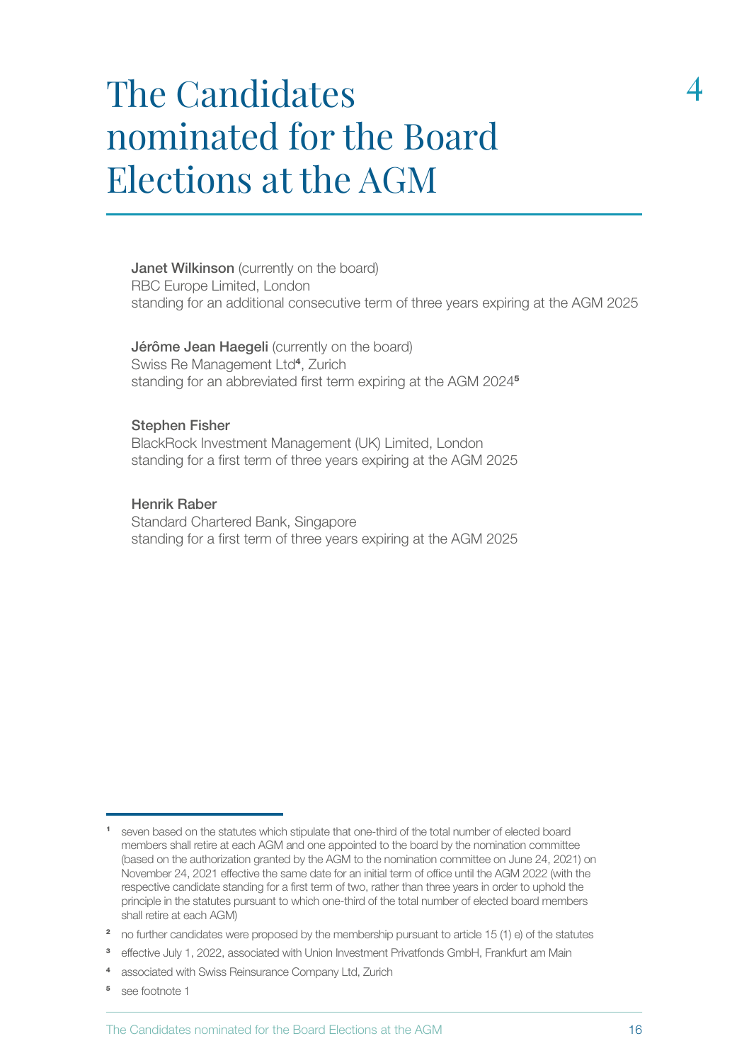# The Candidates nominated for the Board Elections at the AGM

4

**Janet Wilkinson** (currently on the board)
RBC Europe Limited, London
standing for an additional consecutive term of three years expiring at the AGM 2025

**Jérôme Jean Haegeli** (currently on the board)
Swiss Re Management Ltd[4], Zurich
standing for an abbreviated first term expiring at the AGM 2024[5]

**Stephen Fisher**
BlackRock Investment Management (UK) Limited, London
standing for a first term of three years expiring at the AGM 2025

**Henrik Raber**
Standard Chartered Bank, Singapore
standing for a first term of three years expiring at the AGM 2025

---

[1] seven based on the statutes which stipulate that one-third of the total number of elected board members shall retire at each AGM and one appointed to the board by the nomination committee (based on the authorization granted by the AGM to the nomination committee on June 24, 2021) on November 24, 2021 effective the same date for an initial term of office until the AGM 2022 (with the respective candidate standing for a first term of two, rather than three years in order to uphold the principle in the statutes pursuant to which one-third of the total number of elected board members shall retire at each AGM)

[2] no further candidates were proposed by the membership pursuant to article 15 (1) e) of the statutes

[3] effective July 1, 2022, associated with Union Investment Privatfonds GmbH, Frankfurt am Main

[4] associated with Swiss Reinsurance Company Ltd, Zurich

[5] see footnote 1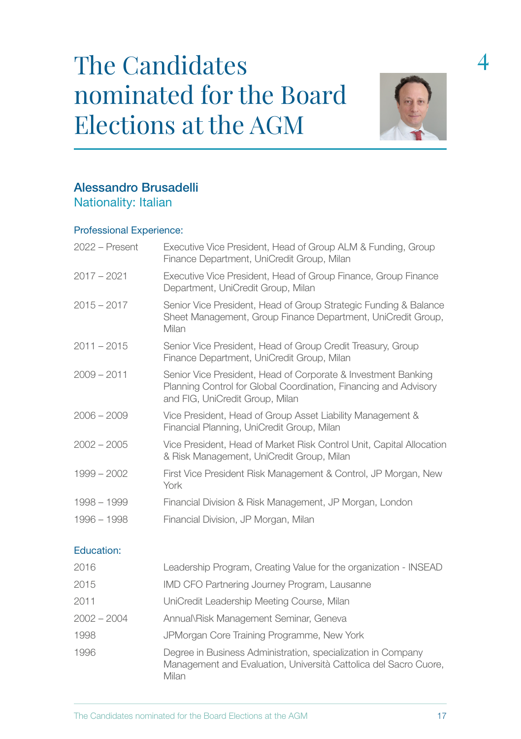# The Candidates nominated for the Board Elections at the AGM

## Alessandro Brusadelli

Nationality: Italian

### Professional Experience:

| | |
|---|---|
| 2022 – Present | Executive Vice President, Head of Group ALM & Funding, Group Finance Department, UniCredit Group, Milan |
| 2017 – 2021 | Executive Vice President, Head of Group Finance, Group Finance Department, UniCredit Group, Milan |
| 2015 – 2017 | Senior Vice President, Head of Group Strategic Funding & Balance Sheet Management, Group Finance Department, UniCredit Group, Milan |
| 2011 – 2015 | Senior Vice President, Head of Group Credit Treasury, Group Finance Department, UniCredit Group, Milan |
| 2009 – 2011 | Senior Vice President, Head of Corporate & Investment Banking Planning Control for Global Coordination, Financing and Advisory and FIG, UniCredit Group, Milan |
| 2006 – 2009 | Vice President, Head of Group Asset Liability Management & Financial Planning, UniCredit Group, Milan |
| 2002 – 2005 | Vice President, Head of Market Risk Control Unit, Capital Allocation & Risk Management, UniCredit Group, Milan |
| 1999 – 2002 | First Vice President Risk Management & Control, JP Morgan, New York |
| 1998 – 1999 | Financial Division & Risk Management, JP Morgan, London |
| 1996 – 1998 | Financial Division, JP Morgan, Milan |

### Education:

| | |
|---|---|
| 2016 | Leadership Program, Creating Value for the organization - INSEAD |
| 2015 | IMD CFO Partnering Journey Program, Lausanne |
| 2011 | UniCredit Leadership Meeting Course, Milan |
| 2002 – 2004 | Annual\Risk Management Seminar, Geneva |
| 1998 | JPMorgan Core Training Programme, New York |
| 1996 | Degree in Business Administration, specialization in Company Management and Evaluation, Università Cattolica del Sacro Cuore, Milan |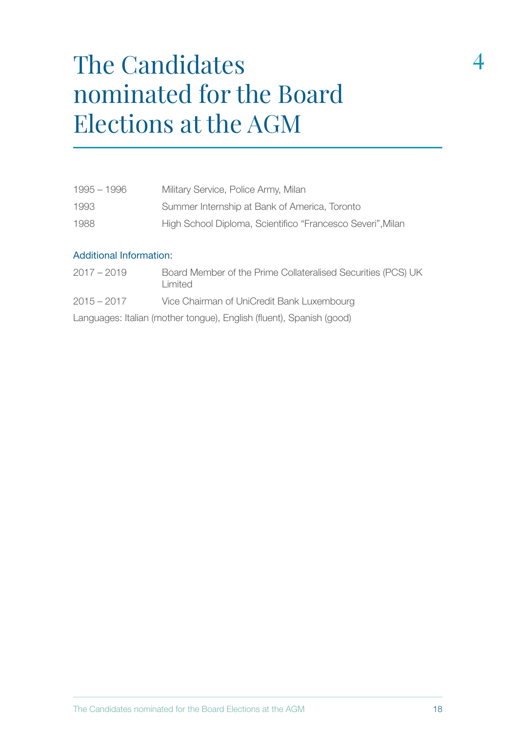# The Candidates nominated for the Board Elections at the AGM

| | |
|---|---|
| 1995 – 1996 | Military Service, Police Army, Milan |
| 1993 | Summer Internship at Bank of America, Toronto |
| 1988 | High School Diploma, Scientifico "Francesco Severi", Milan |

## Additional Information:

| | |
|---|---|
| 2017 – 2019 | Board Member of the Prime Collateralised Securities (PCS) UK Limited |
| 2015 – 2017 | Vice Chairman of UniCredit Bank Luxembourg |

Languages: Italian (mother tongue), English (fluent), Spanish (good)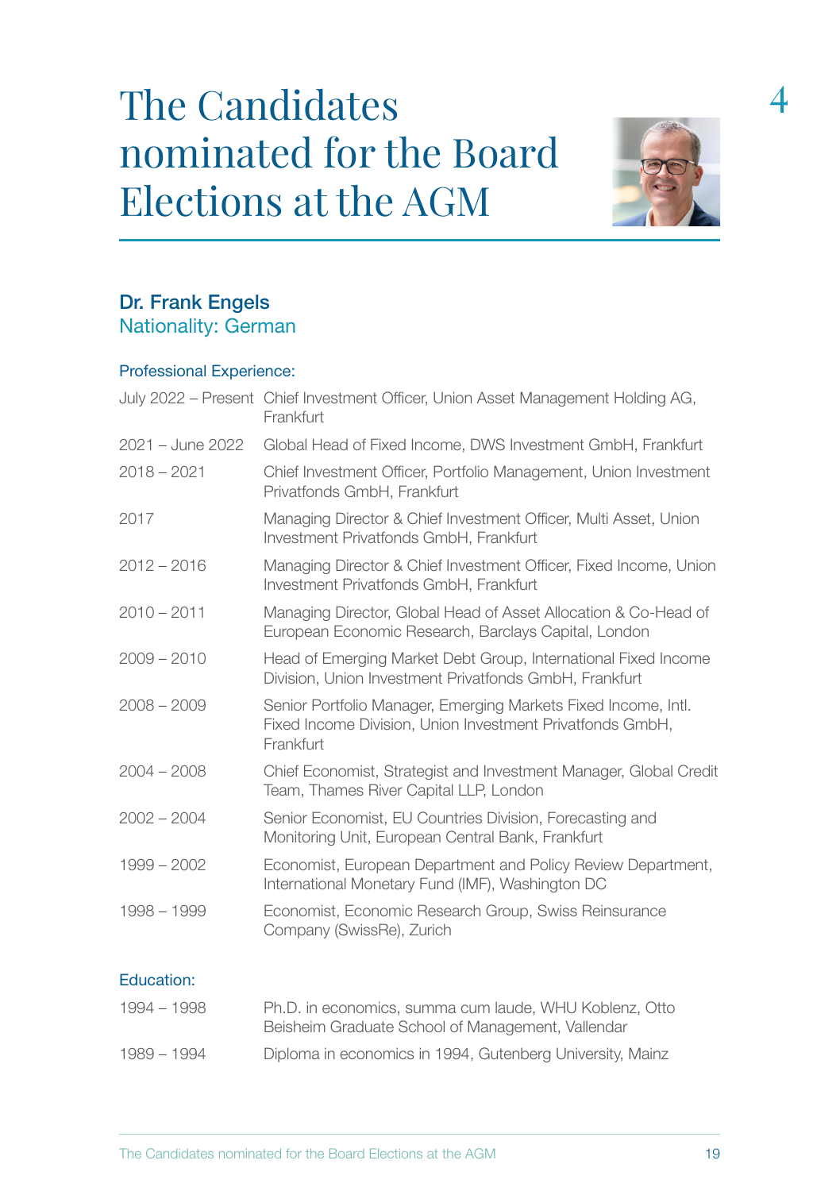# The Candidates nominated for the Board Elections at the AGM

4

## Dr. Frank Engels

Nationality: German

### Professional Experience:

| | |
|---|---|
| July 2022 – Present | Chief Investment Officer, Union Asset Management Holding AG, Frankfurt |
| 2021 – June 2022 | Global Head of Fixed Income, DWS Investment GmbH, Frankfurt |
| 2018 – 2021 | Chief Investment Officer, Portfolio Management, Union Investment Privatfonds GmbH, Frankfurt |
| 2017 | Managing Director & Chief Investment Officer, Multi Asset, Union Investment Privatfonds GmbH, Frankfurt |
| 2012 – 2016 | Managing Director & Chief Investment Officer, Fixed Income, Union Investment Privatfonds GmbH, Frankfurt |
| 2010 – 2011 | Managing Director, Global Head of Asset Allocation & Co-Head of European Economic Research, Barclays Capital, London |
| 2009 – 2010 | Head of Emerging Market Debt Group, International Fixed Income Division, Union Investment Privatfonds GmbH, Frankfurt |
| 2008 – 2009 | Senior Portfolio Manager, Emerging Markets Fixed Income, Intl. Fixed Income Division, Union Investment Privatfonds GmbH, Frankfurt |
| 2004 – 2008 | Chief Economist, Strategist and Investment Manager, Global Credit Team, Thames River Capital LLP, London |
| 2002 – 2004 | Senior Economist, EU Countries Division, Forecasting and Monitoring Unit, European Central Bank, Frankfurt |
| 1999 – 2002 | Economist, European Department and Policy Review Department, International Monetary Fund (IMF), Washington DC |
| 1998 – 1999 | Economist, Economic Research Group, Swiss Reinsurance Company (SwissRe), Zurich |

### Education:

| | |
|---|---|
| 1994 – 1998 | Ph.D. in economics, summa cum laude, WHU Koblenz, Otto Beisheim Graduate School of Management, Vallendar |
| 1989 – 1994 | Diploma in economics in 1994, Gutenberg University, Mainz |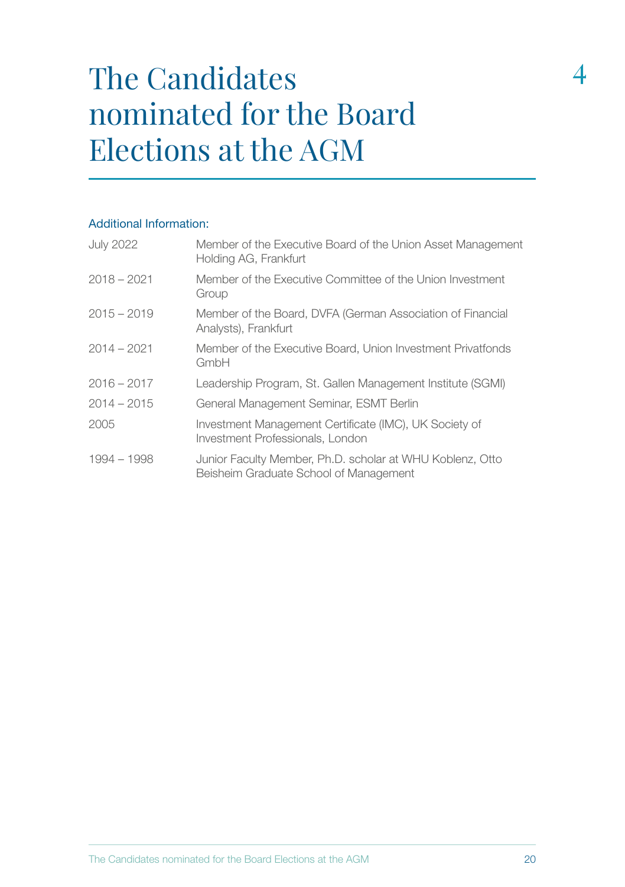# The Candidates nominated for the Board Elections at the AGM

Additional Information:

| | |
|---|---|
| July 2022 | Member of the Executive Board of the Union Asset Management Holding AG, Frankfurt |
| 2018 – 2021 | Member of the Executive Committee of the Union Investment Group |
| 2015 – 2019 | Member of the Board, DVFA (German Association of Financial Analysts), Frankfurt |
| 2014 – 2021 | Member of the Executive Board, Union Investment Privatfonds GmbH |
| 2016 – 2017 | Leadership Program, St. Gallen Management Institute (SGMI) |
| 2014 – 2015 | General Management Seminar, ESMT Berlin |
| 2005 | Investment Management Certificate (IMC), UK Society of Investment Professionals, London |
| 1994 – 1998 | Junior Faculty Member, Ph.D. scholar at WHU Koblenz, Otto Beisheim Graduate School of Management |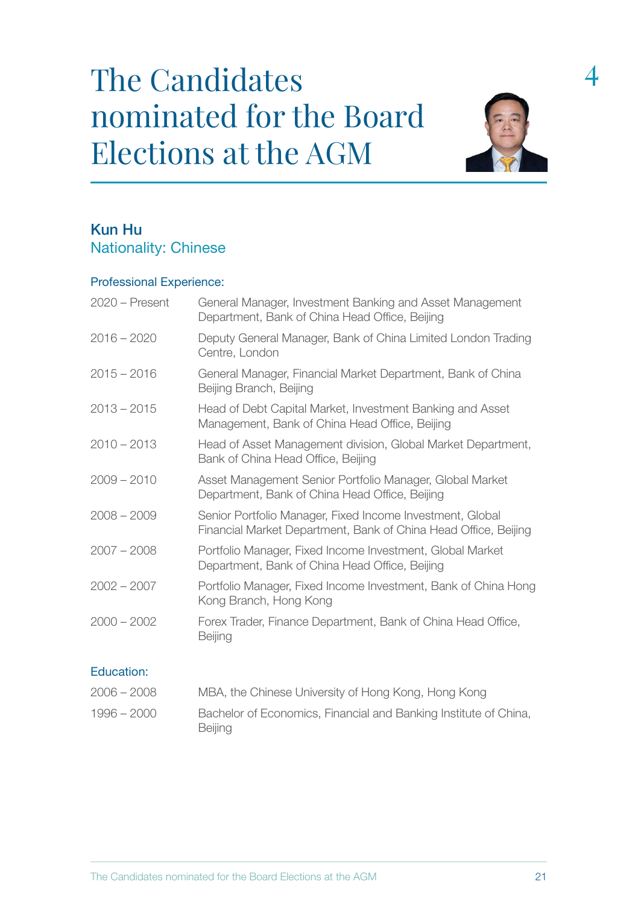# The Candidates nominated for the Board Elections at the AGM

## Kun Hu

Nationality: Chinese

### Professional Experience:

| | |
|---|---|
| 2020 – Present | General Manager, Investment Banking and Asset Management Department, Bank of China Head Office, Beijing |
| 2016 – 2020 | Deputy General Manager, Bank of China Limited London Trading Centre, London |
| 2015 – 2016 | General Manager, Financial Market Department, Bank of China Beijing Branch, Beijing |
| 2013 – 2015 | Head of Debt Capital Market, Investment Banking and Asset Management, Bank of China Head Office, Beijing |
| 2010 – 2013 | Head of Asset Management division, Global Market Department, Bank of China Head Office, Beijing |
| 2009 – 2010 | Asset Management Senior Portfolio Manager, Global Market Department, Bank of China Head Office, Beijing |
| 2008 – 2009 | Senior Portfolio Manager, Fixed Income Investment, Global Financial Market Department, Bank of China Head Office, Beijing |
| 2007 – 2008 | Portfolio Manager, Fixed Income Investment, Global Market Department, Bank of China Head Office, Beijing |
| 2002 – 2007 | Portfolio Manager, Fixed Income Investment, Bank of China Hong Kong Branch, Hong Kong |
| 2000 – 2002 | Forex Trader, Finance Department, Bank of China Head Office, Beijing |

### Education:

| | |
|---|---|
| 2006 – 2008 | MBA, the Chinese University of Hong Kong, Hong Kong |
| 1996 – 2000 | Bachelor of Economics, Financial and Banking Institute of China, Beijing |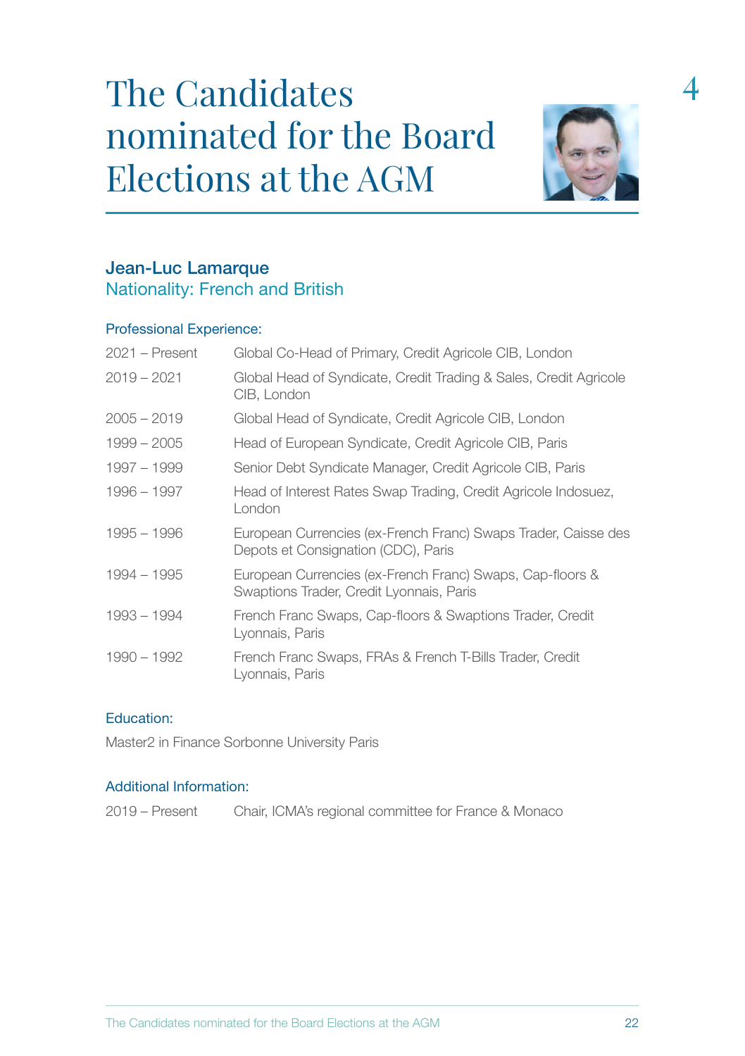# The Candidates nominated for the Board Elections at the AGM

## Jean-Luc Lamarque

Nationality: French and British

### Professional Experience:

| | |
|---|---|
| 2021 – Present | Global Co-Head of Primary, Credit Agricole CIB, London |
| 2019 – 2021 | Global Head of Syndicate, Credit Trading & Sales, Credit Agricole CIB, London |
| 2005 – 2019 | Global Head of Syndicate, Credit Agricole CIB, London |
| 1999 – 2005 | Head of European Syndicate, Credit Agricole CIB, Paris |
| 1997 – 1999 | Senior Debt Syndicate Manager, Credit Agricole CIB, Paris |
| 1996 – 1997 | Head of Interest Rates Swap Trading, Credit Agricole Indosuez, London |
| 1995 – 1996 | European Currencies (ex-French Franc) Swaps Trader, Caisse des Depots et Consignation (CDC), Paris |
| 1994 – 1995 | European Currencies (ex-French Franc) Swaps, Cap-floors & Swaptions Trader, Credit Lyonnais, Paris |
| 1993 – 1994 | French Franc Swaps, Cap-floors & Swaptions Trader, Credit Lyonnais, Paris |
| 1990 – 1992 | French Franc Swaps, FRAs & French T-Bills Trader, Credit Lyonnais, Paris |

### Education:

Master2 in Finance Sorbonne University Paris

### Additional Information:

| | |
|---|---|
| 2019 – Present | Chair, ICMA's regional committee for France & Monaco |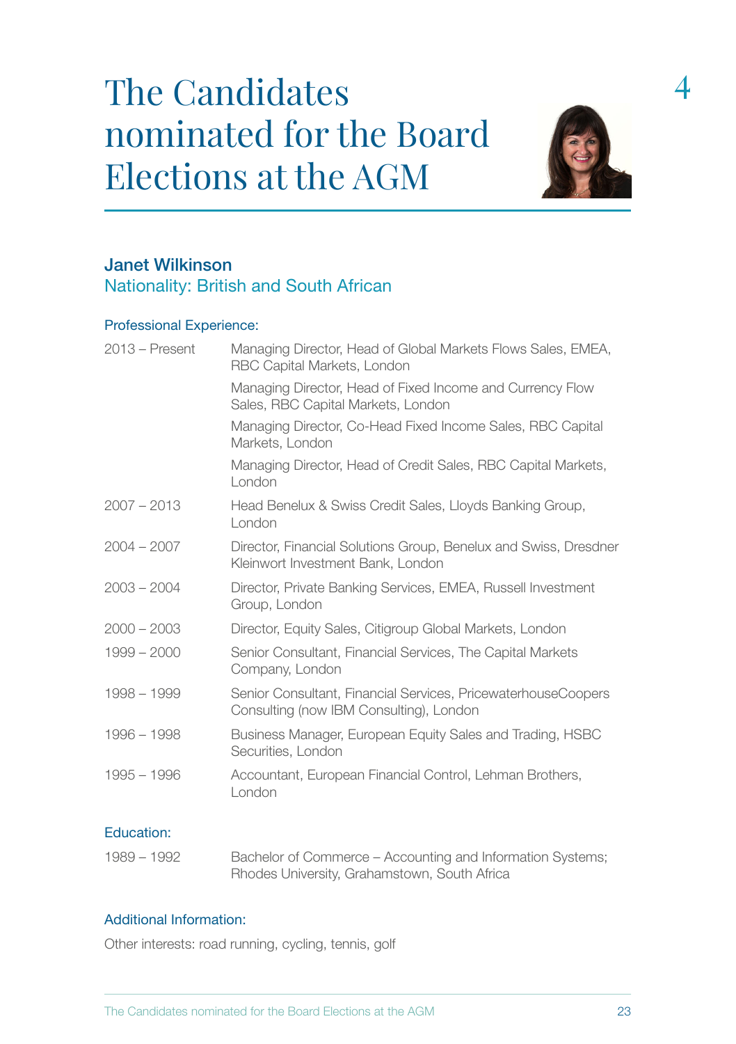# The Candidates nominated for the Board Elections at the AGM

4

## Janet Wilkinson

### Nationality: British and South African

#### Professional Experience:

| | |
|---|---|
| 2013 – Present | Managing Director, Head of Global Markets Flows Sales, EMEA, RBC Capital Markets, London |
| | Managing Director, Head of Fixed Income and Currency Flow Sales, RBC Capital Markets, London |
| | Managing Director, Co-Head Fixed Income Sales, RBC Capital Markets, London |
| | Managing Director, Head of Credit Sales, RBC Capital Markets, London |
| 2007 – 2013 | Head Benelux & Swiss Credit Sales, Lloyds Banking Group, London |
| 2004 – 2007 | Director, Financial Solutions Group, Benelux and Swiss, Dresdner Kleinwort Investment Bank, London |
| 2003 – 2004 | Director, Private Banking Services, EMEA, Russell Investment Group, London |
| 2000 – 2003 | Director, Equity Sales, Citigroup Global Markets, London |
| 1999 – 2000 | Senior Consultant, Financial Services, The Capital Markets Company, London |
| 1998 – 1999 | Senior Consultant, Financial Services, PricewaterhouseCoopers Consulting (now IBM Consulting), London |
| 1996 – 1998 | Business Manager, European Equity Sales and Trading, HSBC Securities, London |
| 1995 – 1996 | Accountant, European Financial Control, Lehman Brothers, London |

#### Education:

| | |
|---|---|
| 1989 – 1992 | Bachelor of Commerce – Accounting and Information Systems; Rhodes University, Grahamstown, South Africa |

#### Additional Information:

Other interests: road running, cycling, tennis, golf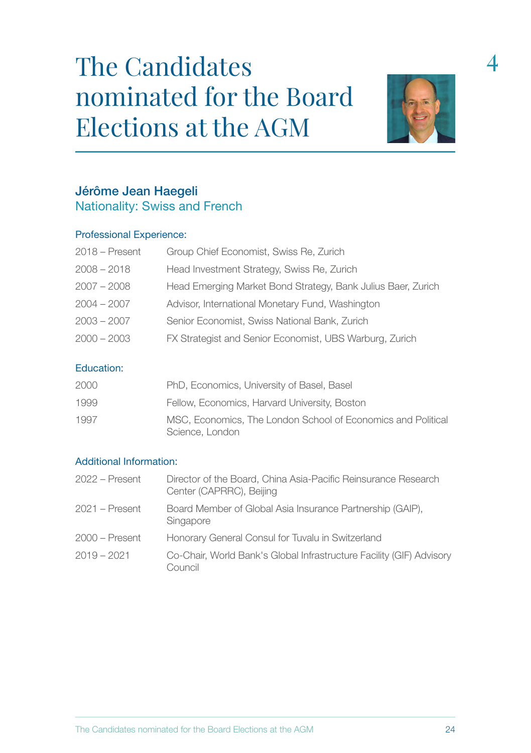# The Candidates nominated for the Board Elections at the AGM

4

## Jérôme Jean Haegeli

Nationality: Swiss and French

### Professional Experience:

| | |
|---|---|
| 2018 – Present | Group Chief Economist, Swiss Re, Zurich |
| 2008 – 2018 | Head Investment Strategy, Swiss Re, Zurich |
| 2007 – 2008 | Head Emerging Market Bond Strategy, Bank Julius Baer, Zurich |
| 2004 – 2007 | Advisor, International Monetary Fund, Washington |
| 2003 – 2007 | Senior Economist, Swiss National Bank, Zurich |
| 2000 – 2003 | FX Strategist and Senior Economist, UBS Warburg, Zurich |

### Education:

| | |
|---|---|
| 2000 | PhD, Economics, University of Basel, Basel |
| 1999 | Fellow, Economics, Harvard University, Boston |
| 1997 | MSC, Economics, The London School of Economics and Political Science, London |

### Additional Information:

| | |
|---|---|
| 2022 – Present | Director of the Board, China Asia-Pacific Reinsurance Research Center (CAPRRC), Beijing |
| 2021 – Present | Board Member of Global Asia Insurance Partnership (GAIP), Singapore |
| 2000 – Present | Honorary General Consul for Tuvalu in Switzerland |
| 2019 – 2021 | Co-Chair, World Bank's Global Infrastructure Facility (GIF) Advisory Council |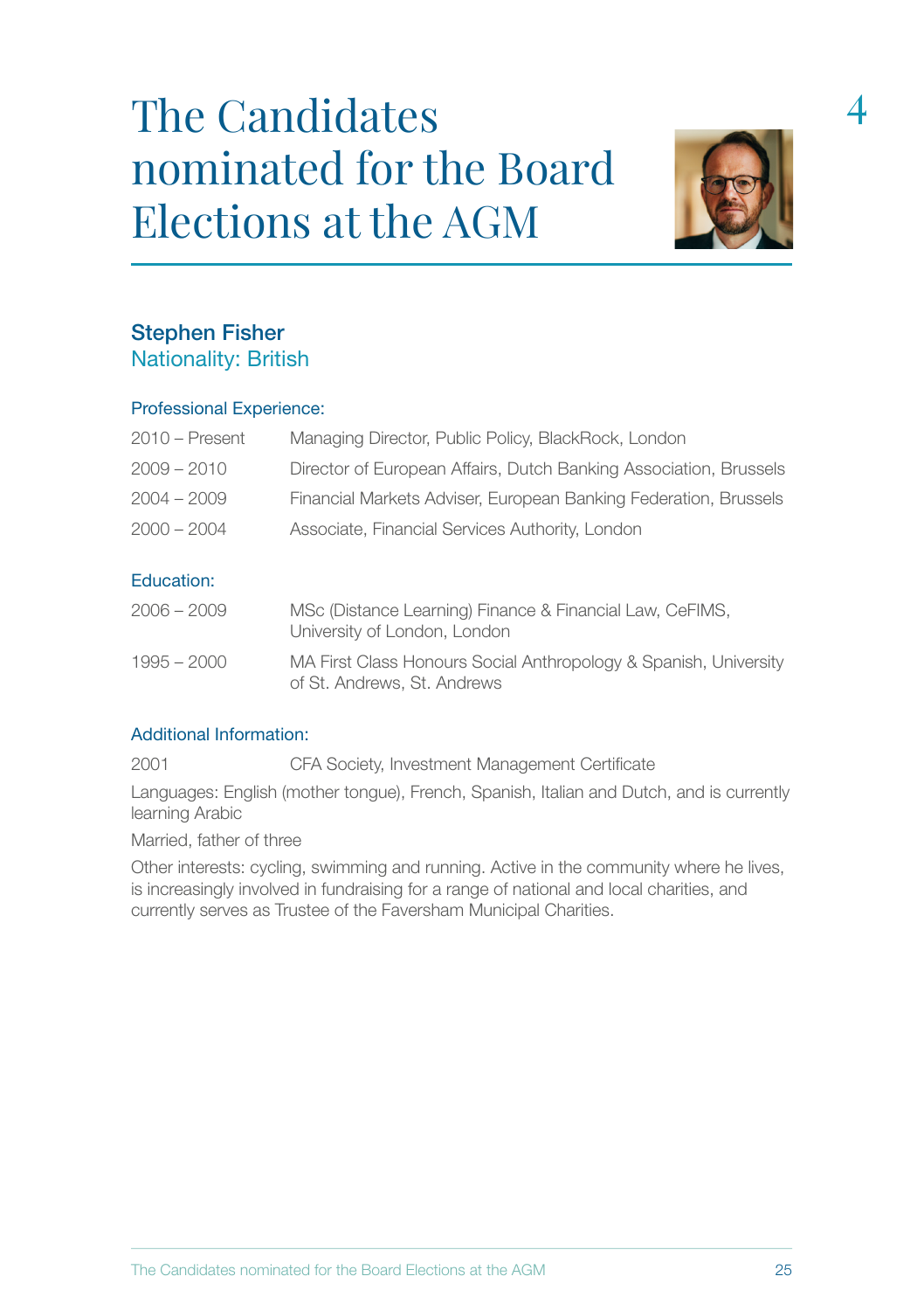# The Candidates nominated for the Board Elections at the AGM

4

## Stephen Fisher

Nationality: British

### Professional Experience:

| | |
|---|---|
| 2010 – Present | Managing Director, Public Policy, BlackRock, London |
| 2009 – 2010 | Director of European Affairs, Dutch Banking Association, Brussels |
| 2004 – 2009 | Financial Markets Adviser, European Banking Federation, Brussels |
| 2000 – 2004 | Associate, Financial Services Authority, London |

### Education:

| | |
|---|---|
| 2006 – 2009 | MSc (Distance Learning) Finance & Financial Law, CeFIMS, University of London, London |
| 1995 – 2000 | MA First Class Honours Social Anthropology & Spanish, University of St. Andrews, St. Andrews |

### Additional Information:

| | |
|---|---|
| 2001 | CFA Society, Investment Management Certificate |

Languages: English (mother tongue), French, Spanish, Italian and Dutch, and is currently learning Arabic

Married, father of three

Other interests: cycling, swimming and running. Active in the community where he lives, is increasingly involved in fundraising for a range of national and local charities, and currently serves as Trustee of the Faversham Municipal Charities.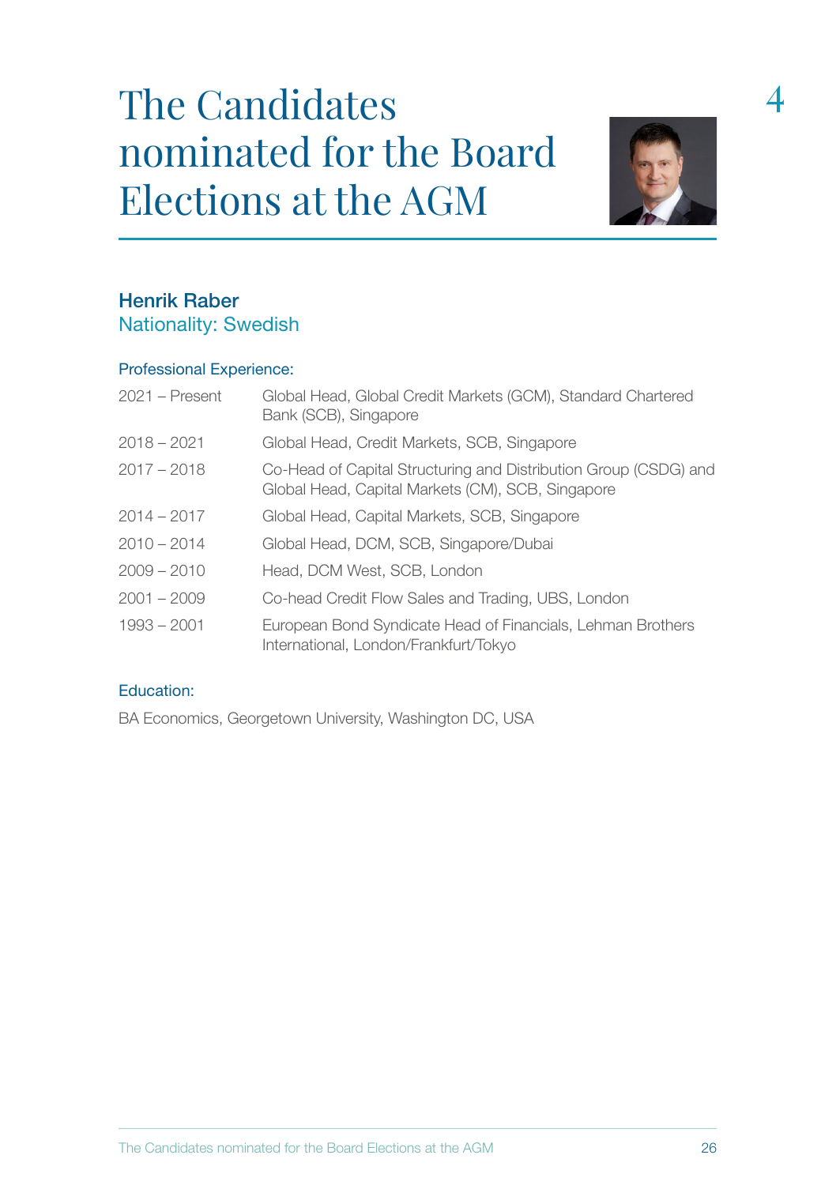# The Candidates nominated for the Board Elections at the AGM

## Henrik Raber

Nationality: Swedish

### Professional Experience:

| | |
|---|---|
| 2021 – Present | Global Head, Global Credit Markets (GCM), Standard Chartered Bank (SCB), Singapore |
| 2018 – 2021 | Global Head, Credit Markets, SCB, Singapore |
| 2017 – 2018 | Co-Head of Capital Structuring and Distribution Group (CSDG) and Global Head, Capital Markets (CM), SCB, Singapore |
| 2014 – 2017 | Global Head, Capital Markets, SCB, Singapore |
| 2010 – 2014 | Global Head, DCM, SCB, Singapore/Dubai |
| 2009 – 2010 | Head, DCM West, SCB, London |
| 2001 – 2009 | Co-head Credit Flow Sales and Trading, UBS, London |
| 1993 – 2001 | European Bond Syndicate Head of Financials, Lehman Brothers International, London/Frankfurt/Tokyo |

### Education:

BA Economics, Georgetown University, Washington DC, USA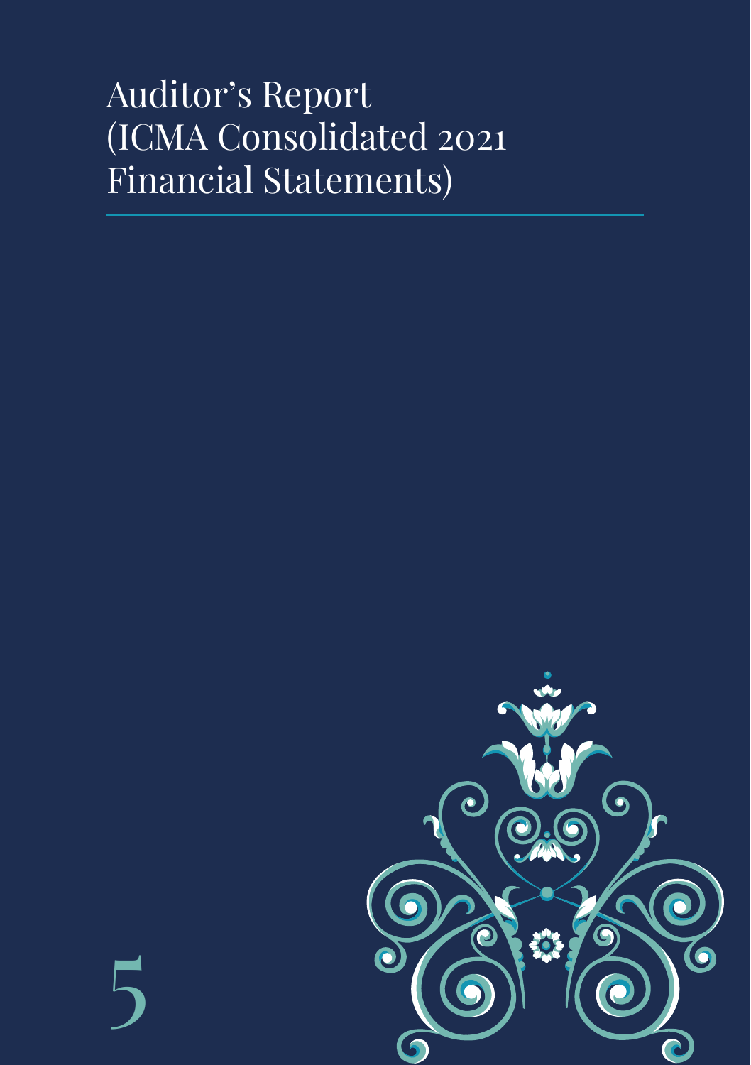# Auditor's Report (ICMA Consolidated 2021 Financial Statements)

5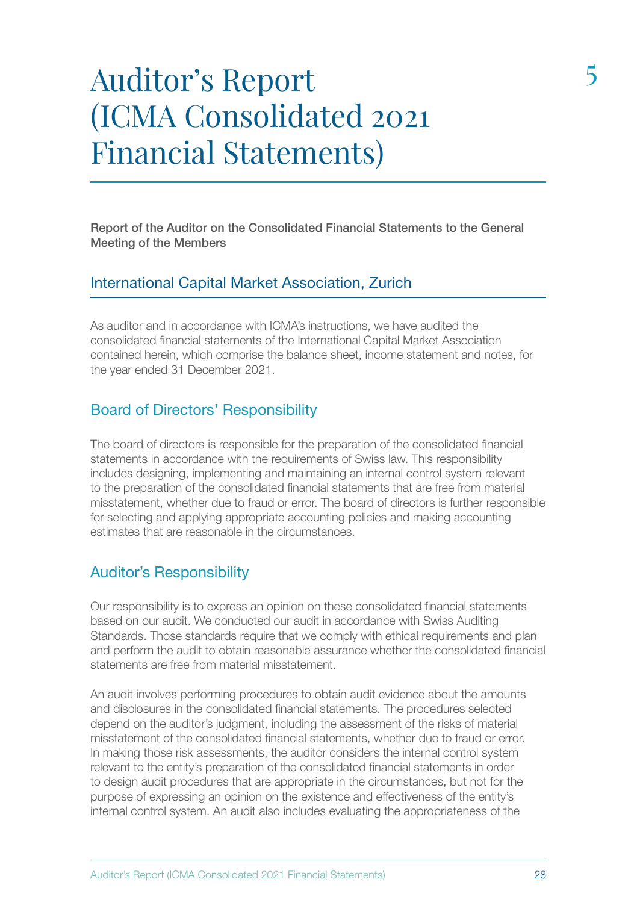# Auditor's Report (ICMA Consolidated 2021 Financial Statements)

**Report of the Auditor on the Consolidated Financial Statements to the General Meeting of the Members**

## International Capital Market Association, Zurich

As auditor and in accordance with ICMA's instructions, we have audited the consolidated financial statements of the International Capital Market Association contained herein, which comprise the balance sheet, income statement and notes, for the year ended 31 December 2021.

## Board of Directors' Responsibility

The board of directors is responsible for the preparation of the consolidated financial statements in accordance with the requirements of Swiss law. This responsibility includes designing, implementing and maintaining an internal control system relevant to the preparation of the consolidated financial statements that are free from material misstatement, whether due to fraud or error. The board of directors is further responsible for selecting and applying appropriate accounting policies and making accounting estimates that are reasonable in the circumstances.

## Auditor's Responsibility

Our responsibility is to express an opinion on these consolidated financial statements based on our audit. We conducted our audit in accordance with Swiss Auditing Standards. Those standards require that we comply with ethical requirements and plan and perform the audit to obtain reasonable assurance whether the consolidated financial statements are free from material misstatement.

An audit involves performing procedures to obtain audit evidence about the amounts and disclosures in the consolidated financial statements. The procedures selected depend on the auditor's judgment, including the assessment of the risks of material misstatement of the consolidated financial statements, whether due to fraud or error. In making those risk assessments, the auditor considers the internal control system relevant to the entity's preparation of the consolidated financial statements in order to design audit procedures that are appropriate in the circumstances, but not for the purpose of expressing an opinion on the existence and effectiveness of the entity's internal control system. An audit also includes evaluating the appropriateness of the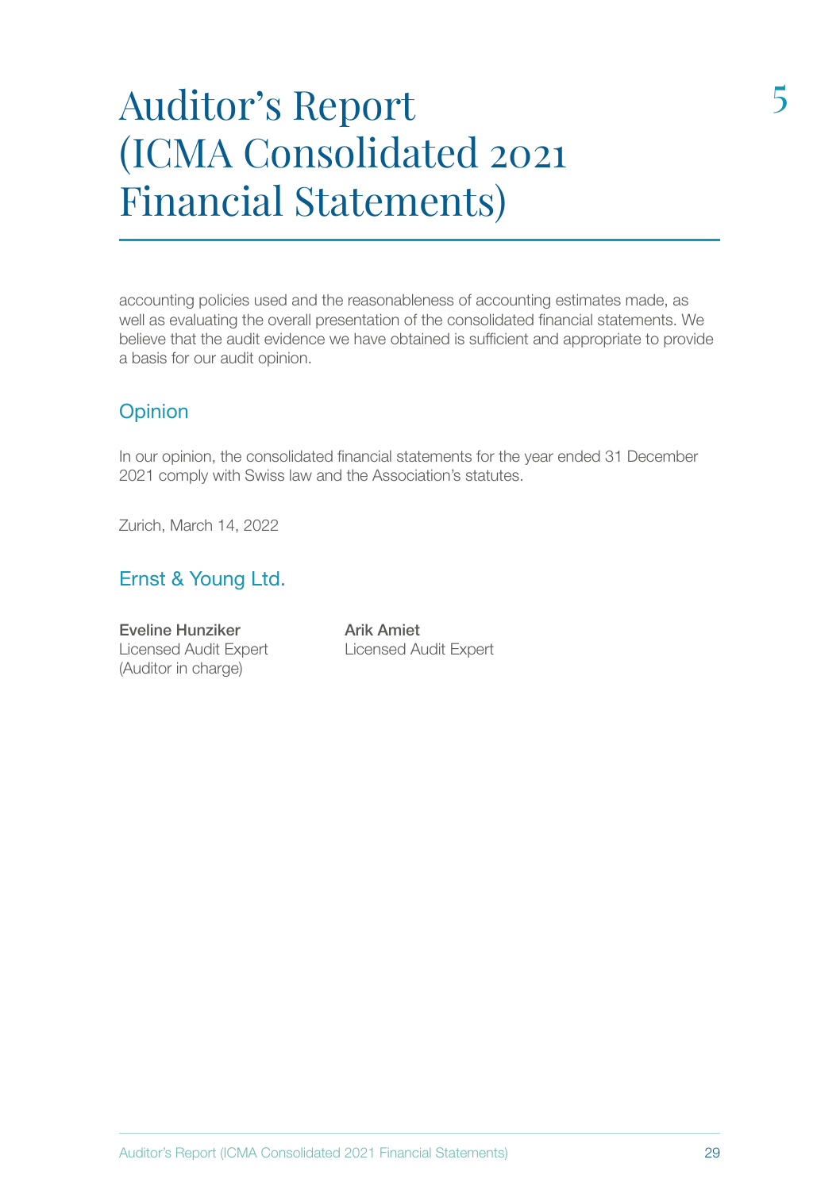# Auditor's Report (ICMA Consolidated 2021 Financial Statements)

accounting policies used and the reasonableness of accounting estimates made, as well as evaluating the overall presentation of the consolidated financial statements. We believe that the audit evidence we have obtained is sufficient and appropriate to provide a basis for our audit opinion.

## Opinion

In our opinion, the consolidated financial statements for the year ended 31 December 2021 comply with Swiss law and the Association's statutes.

Zurich, March 14, 2022

## Ernst & Young Ltd.

**Eveline Hunziker**
Licensed Audit Expert
(Auditor in charge)

**Arik Amiet**
Licensed Audit Expert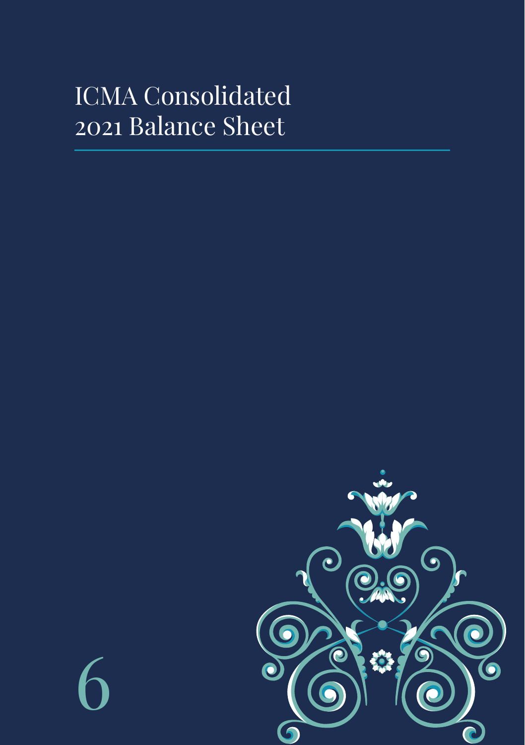# ICMA Consolidated 2021 Balance Sheet

6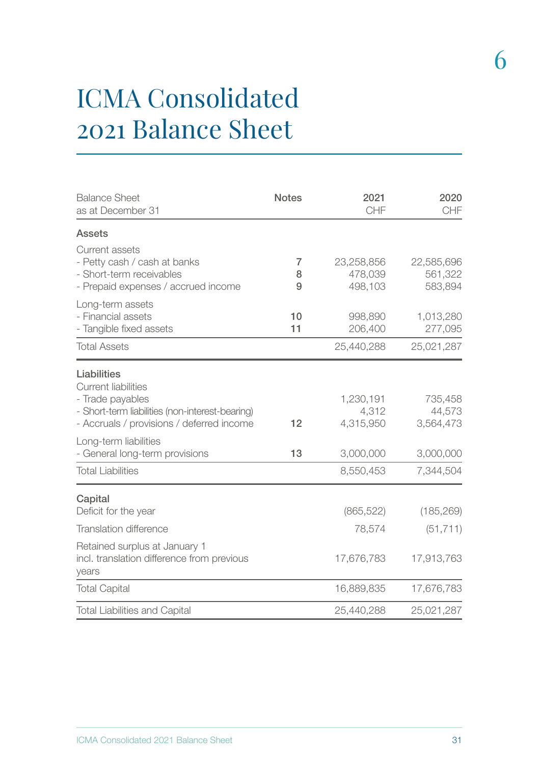# ICMA Consolidated 2021 Balance Sheet

| Balance Sheet as at December 31 | Notes | 2021 CHF | 2020 CHF |
|---|---|---|---|
| **Assets** | | | |
| Current assets | | | |
| - Petty cash / cash at banks | 7 | 23,258,856 | 22,585,696 |
| - Short-term receivables | 8 | 478,039 | 561,322 |
| - Prepaid expenses / accrued income | 9 | 498,103 | 583,894 |
| Long-term assets | | | |
| - Financial assets | 10 | 998,890 | 1,013,280 |
| - Tangible fixed assets | 11 | 206,400 | 277,095 |
| Total Assets | | 25,440,288 | 25,021,287 |
| **Liabilities** | | | |
| Current liabilities | | | |
| - Trade payables | | 1,230,191 | 735,458 |
| - Short-term liabilities (non-interest-bearing) | | 4,312 | 44,573 |
| - Accruals / provisions / deferred income | 12 | 4,315,950 | 3,564,473 |
| Long-term liabilities | | | |
| - General long-term provisions | 13 | 3,000,000 | 3,000,000 |
| Total Liabilities | | 8,550,453 | 7,344,504 |
| **Capital** | | | |
| Deficit for the year | | (865,522) | (185,269) |
| Translation difference | | 78,574 | (51,711) |
| Retained surplus at January 1 incl. translation difference from previous years | | 17,676,783 | 17,913,763 |
| Total Capital | | 16,889,835 | 17,676,783 |
| Total Liabilities and Capital | | 25,440,288 | 25,021,287 |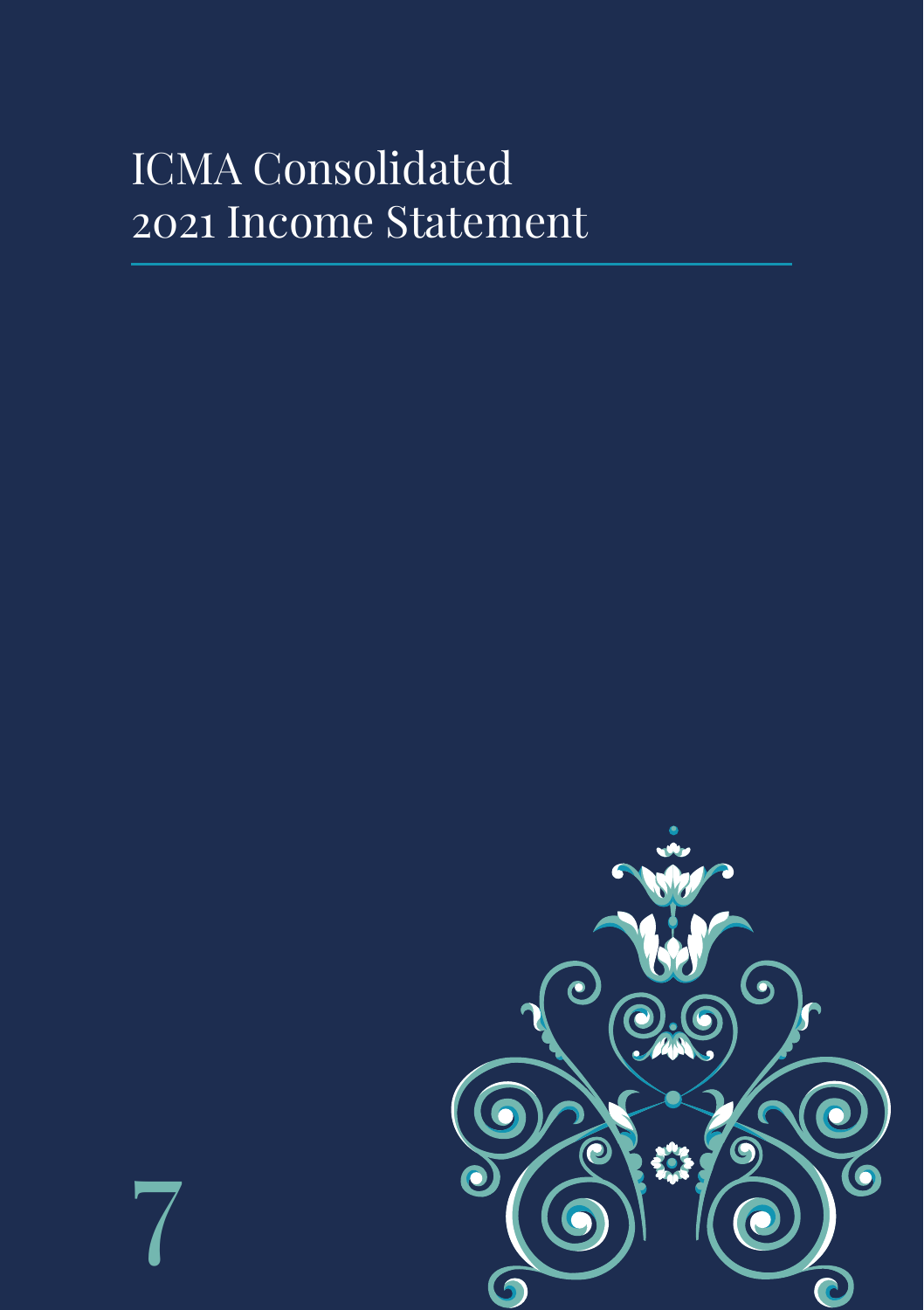# ICMA Consolidated 2021 Income Statement

7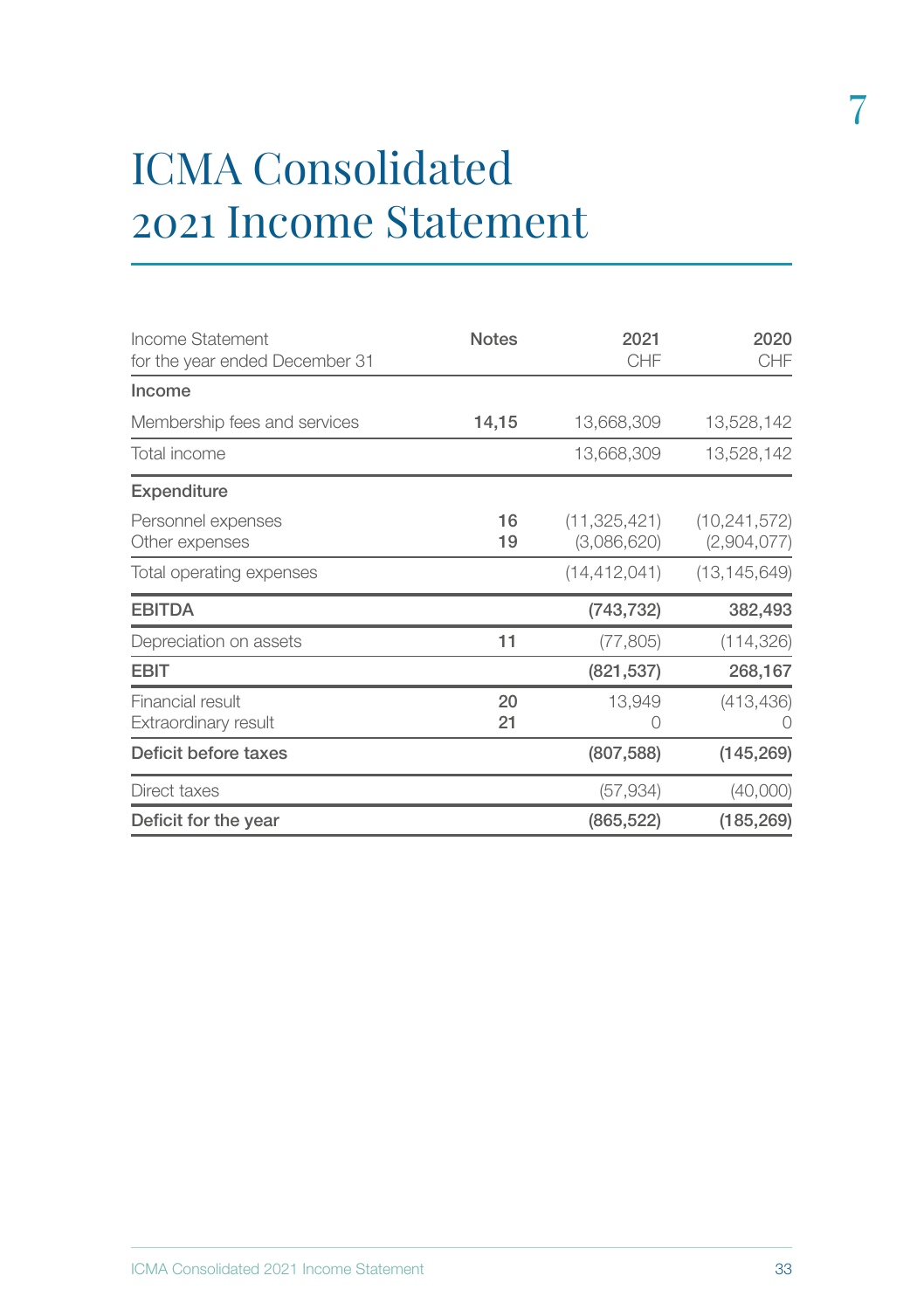# ICMA Consolidated 2021 Income Statement

| Income Statement for the year ended December 31 | Notes | 2021 CHF | 2020 CHF |
|---|---|---|---|
| **Income** | | | |
| Membership fees and services | **14,15** | 13,668,309 | 13,528,142 |
| Total income | | 13,668,309 | 13,528,142 |
| **Expenditure** | | | |
| Personnel expenses | **16** | (11,325,421) | (10,241,572) |
| Other expenses | **19** | (3,086,620) | (2,904,077) |
| Total operating expenses | | (14,412,041) | (13,145,649) |
| **EBITDA** | | **(743,732)** | **382,493** |
| Depreciation on assets | **11** | (77,805) | (114,326) |
| **EBIT** | | **(821,537)** | **268,167** |
| Financial result | **20** | 13,949 | (413,436) |
| Extraordinary result | **21** | 0 | 0 |
| **Deficit before taxes** | | **(807,588)** | **(145,269)** |
| Direct taxes | | (57,934) | (40,000) |
| **Deficit for the year** | | **(865,522)** | **(185,269)** |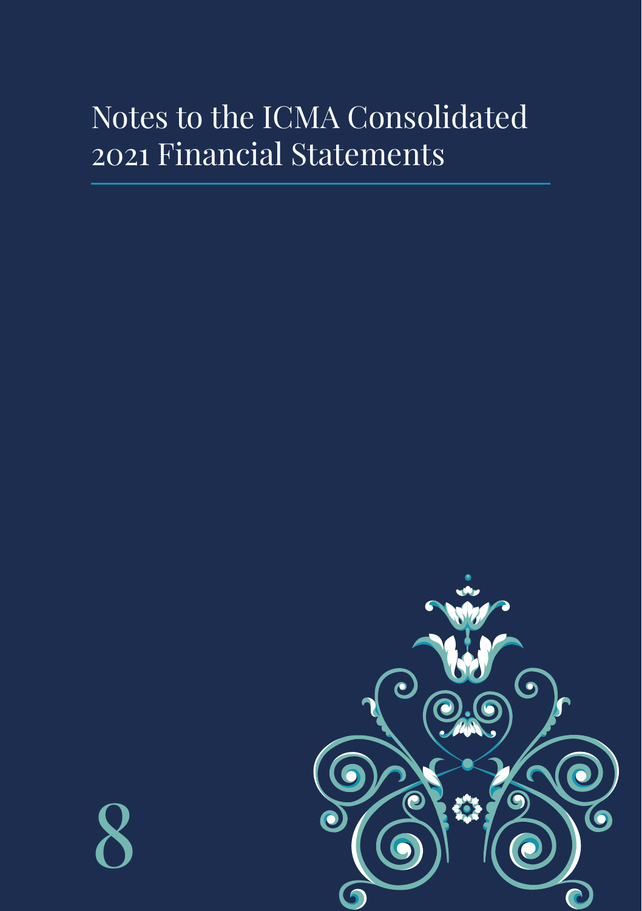# Notes to the ICMA Consolidated 2021 Financial Statements

8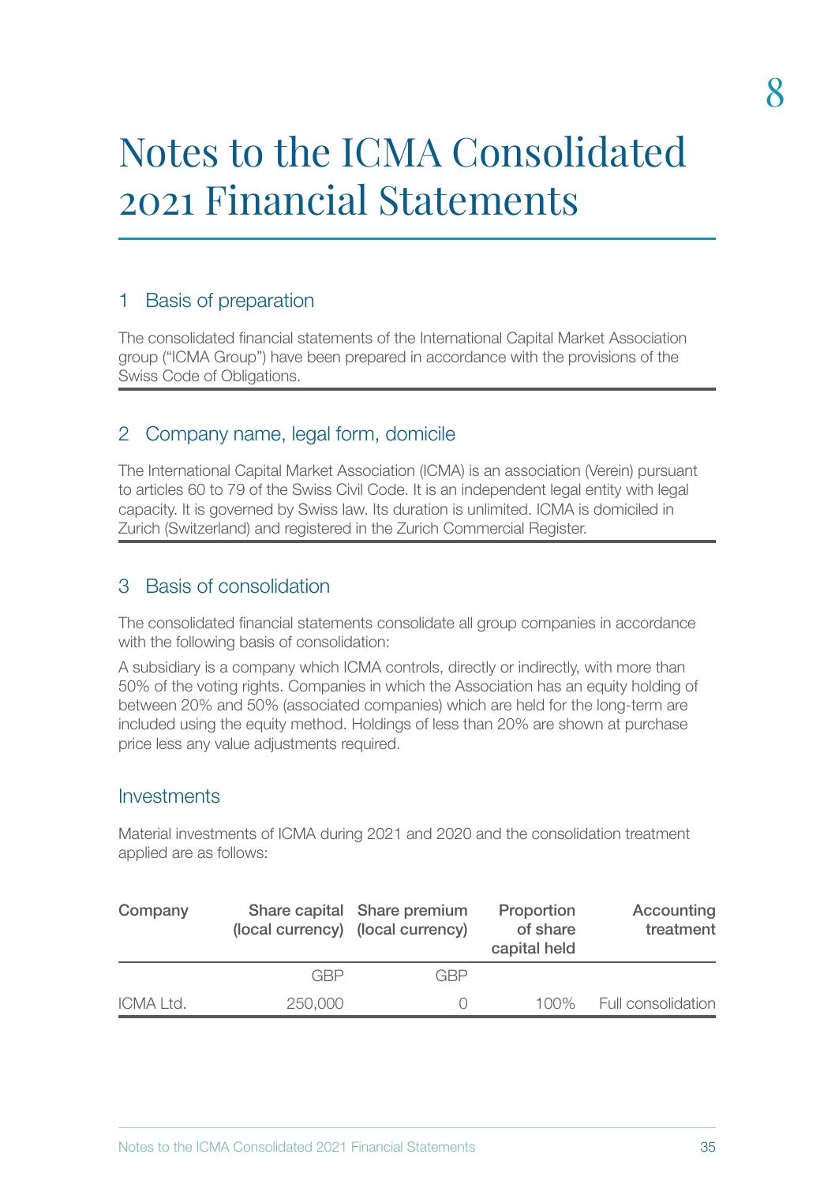# Notes to the ICMA Consolidated 2021 Financial Statements

## 1 Basis of preparation

The consolidated financial statements of the International Capital Market Association group ("ICMA Group") have been prepared in accordance with the provisions of the Swiss Code of Obligations.

## 2 Company name, legal form, domicile

The International Capital Market Association (ICMA) is an association (Verein) pursuant to articles 60 to 79 of the Swiss Civil Code. It is an independent legal entity with legal capacity. It is governed by Swiss law. Its duration is unlimited. ICMA is domiciled in Zurich (Switzerland) and registered in the Zurich Commercial Register.

## 3 Basis of consolidation

The consolidated financial statements consolidate all group companies in accordance with the following basis of consolidation:

A subsidiary is a company which ICMA controls, directly or indirectly, with more than 50% of the voting rights. Companies in which the Association has an equity holding of between 20% and 50% (associated companies) which are held for the long-term are included using the equity method. Holdings of less than 20% are shown at purchase price less any value adjustments required.

### Investments

Material investments of ICMA during 2021 and 2020 and the consolidation treatment applied are as follows:

| Company | Share capital (local currency) | Share premium (local currency) | Proportion of share capital held | Accounting treatment |
|---|---|---|---|---|
| | GBP | GBP | | |
| ICMA Ltd. | 250,000 | 0 | 100% | Full consolidation |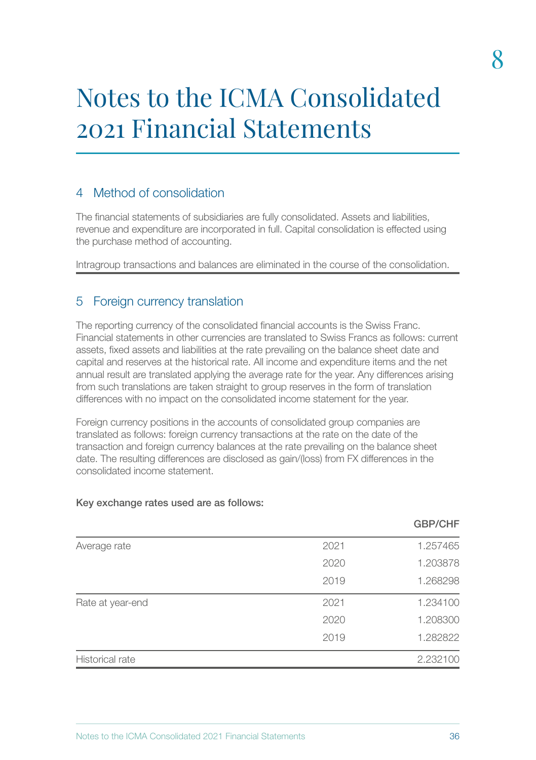# Notes to the ICMA Consolidated 2021 Financial Statements

## 4 Method of consolidation

The financial statements of subsidiaries are fully consolidated. Assets and liabilities, revenue and expenditure are incorporated in full. Capital consolidation is effected using the purchase method of accounting.

Intragroup transactions and balances are eliminated in the course of the consolidation.

## 5 Foreign currency translation

The reporting currency of the consolidated financial accounts is the Swiss Franc. Financial statements in other currencies are translated to Swiss Francs as follows: current assets, fixed assets and liabilities at the rate prevailing on the balance sheet date and capital and reserves at the historical rate. All income and expenditure items and the net annual result are translated applying the average rate for the year. Any differences arising from such translations are taken straight to group reserves in the form of translation differences with no impact on the consolidated income statement for the year.

Foreign currency positions in the accounts of consolidated group companies are translated as follows: foreign currency transactions at the rate on the date of the transaction and foreign currency balances at the rate prevailing on the balance sheet date. The resulting differences are disclosed as gain/(loss) from FX differences in the consolidated income statement.

**Key exchange rates used are as follows:**

| | | GBP/CHF |
|---|---|---|
| Average rate | 2021 | 1.257465 |
| | 2020 | 1.203878 |
| | 2019 | 1.268298 |
| Rate at year-end | 2021 | 1.234100 |
| | 2020 | 1.208300 |
| | 2019 | 1.282822 |
| Historical rate | | 2.232100 |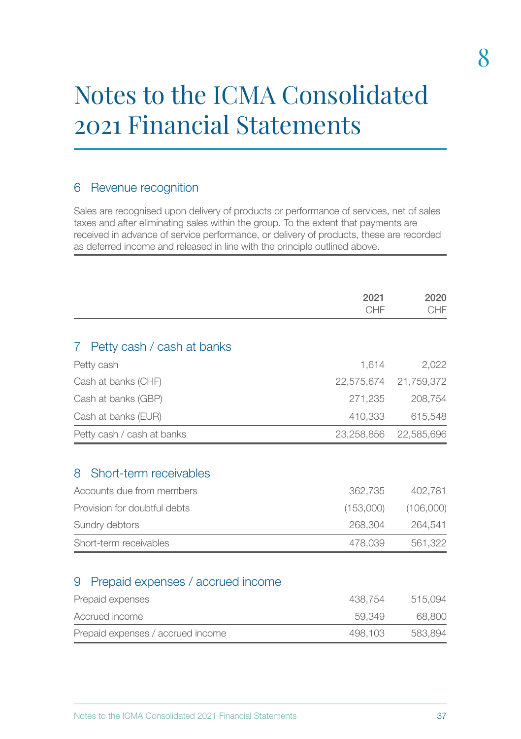# Notes to the ICMA Consolidated 2021 Financial Statements

## 6 Revenue recognition

Sales are recognised upon delivery of products or performance of services, net of sales taxes and after eliminating sales within the group. To the extent that payments are received in advance of service performance, or delivery of products, these are recorded as deferred income and released in line with the principle outlined above.

| | 2021 CHF | 2020 CHF |
|---|---|---|

## 7 Petty cash / cash at banks

| | 2021 CHF | 2020 CHF |
|---|---|---|
| Petty cash | 1,614 | 2,022 |
| Cash at banks (CHF) | 22,575,674 | 21,759,372 |
| Cash at banks (GBP) | 271,235 | 208,754 |
| Cash at banks (EUR) | 410,333 | 615,548 |
| Petty cash / cash at banks | 23,258,856 | 22,585,696 |

## 8 Short-term receivables

| | 2021 CHF | 2020 CHF |
|---|---|---|
| Accounts due from members | 362,735 | 402,781 |
| Provision for doubtful debts | (153,000) | (106,000) |
| Sundry debtors | 268,304 | 264,541 |
| Short-term receivables | 478,039 | 561,322 |

## 9 Prepaid expenses / accrued income

| | 2021 CHF | 2020 CHF |
|---|---|---|
| Prepaid expenses | 438,754 | 515,094 |
| Accrued income | 59,349 | 68,800 |
| Prepaid expenses / accrued income | 498,103 | 583,894 |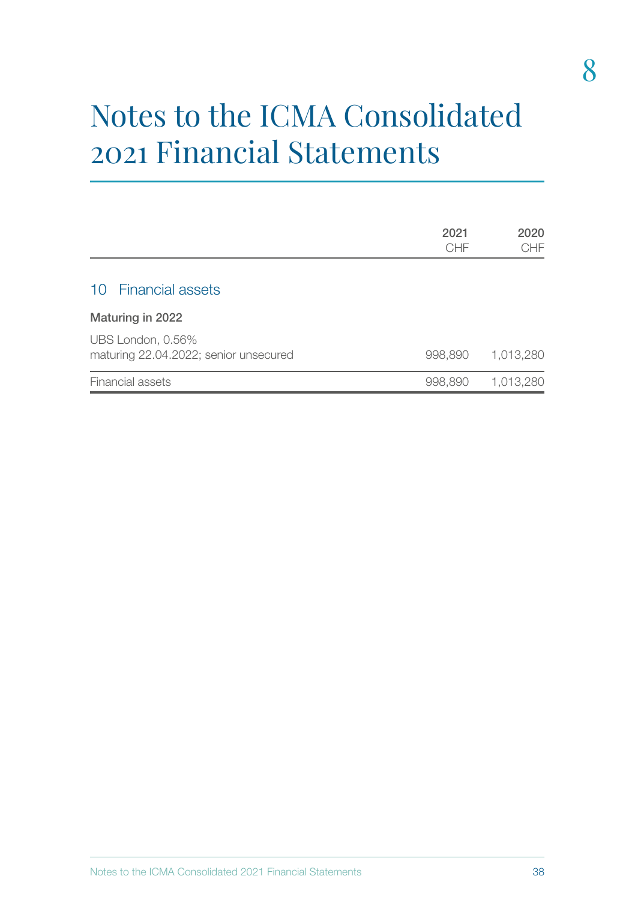# Notes to the ICMA Consolidated 2021 Financial Statements

| | 2021 CHF | 2020 CHF |
|---|---|---|
| **10 Financial assets** | | |
| **Maturing in 2022** | | |
| UBS London, 0.56% maturing 22.04.2022; senior unsecured | 998,890 | 1,013,280 |
| Financial assets | 998,890 | 1,013,280 |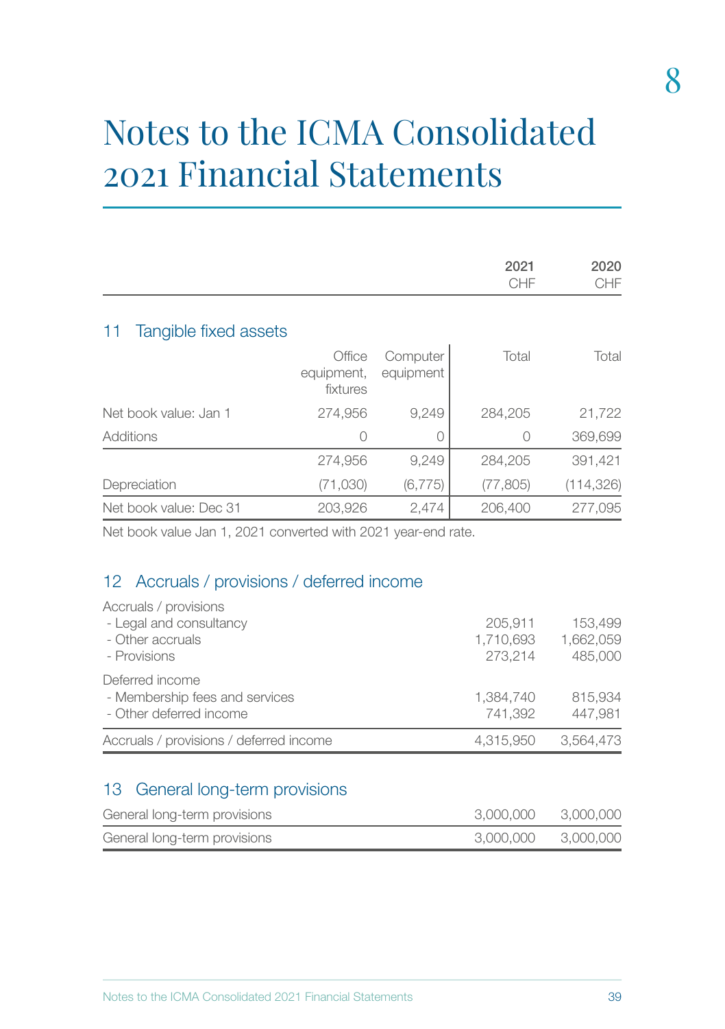# Notes to the ICMA Consolidated 2021 Financial Statements

| | | | 2021 CHF | 2020 CHF |
|---|---|---|---|---|

## 11 Tangible fixed assets

| | Office equipment, fixtures | Computer equipment | Total | Total |
|---|---|---|---|---|
| Net book value: Jan 1 | 274,956 | 9,249 | 284,205 | 21,722 |
| Additions | 0 | 0 | 0 | 369,699 |
| | 274,956 | 9,249 | 284,205 | 391,421 |
| Depreciation | (71,030) | (6,775) | (77,805) | (114,326) |
| Net book value: Dec 31 | 203,926 | 2,474 | 206,400 | 277,095 |

Net book value Jan 1, 2021 converted with 2021 year-end rate.

## 12 Accruals / provisions / deferred income

| | 2021 CHF | 2020 CHF |
|---|---|---|
| Accruals / provisions | | |
| - Legal and consultancy | 205,911 | 153,499 |
| - Other accruals | 1,710,693 | 1,662,059 |
| - Provisions | 273,214 | 485,000 |
| Deferred income | | |
| - Membership fees and services | 1,384,740 | 815,934 |
| - Other deferred income | 741,392 | 447,981 |
| Accruals / provisions / deferred income | 4,315,950 | 3,564,473 |

## 13 General long-term provisions

| | 2021 CHF | 2020 CHF |
|---|---|---|
| General long-term provisions | 3,000,000 | 3,000,000 |
| General long-term provisions | 3,000,000 | 3,000,000 |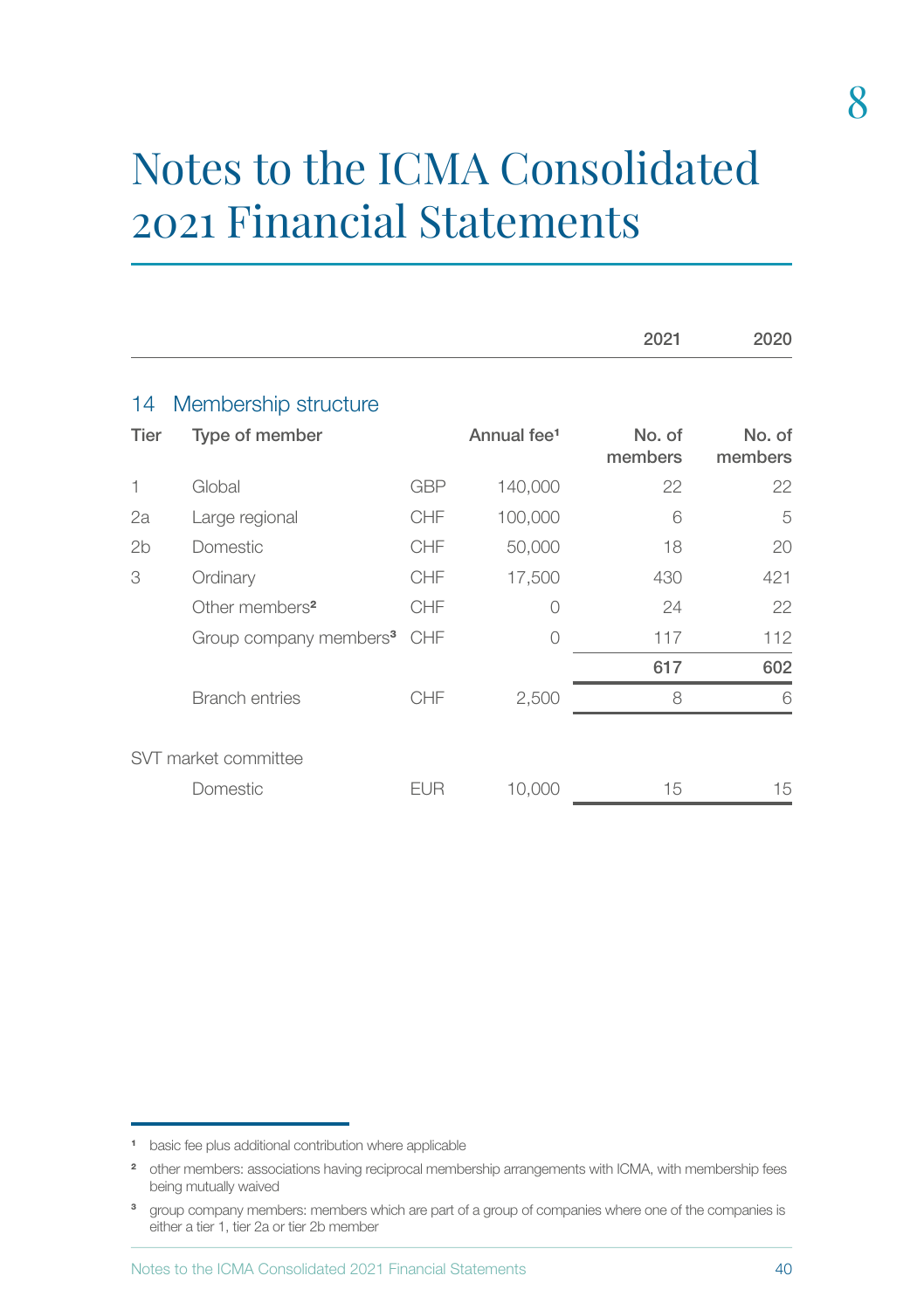# Notes to the ICMA Consolidated 2021 Financial Statements

## 14 Membership structure

| Tier | Type of member | | Annual fee[1] | 2021 No. of members | 2020 No. of members |
|---|---|---|---|---|---|
| 1 | Global | GBP | 140,000 | 22 | 22 |
| 2a | Large regional | CHF | 100,000 | 6 | 5 |
| 2b | Domestic | CHF | 50,000 | 18 | 20 |
| 3 | Ordinary | CHF | 17,500 | 430 | 421 |
| | Other members[2] | CHF | 0 | 24 | 22 |
| | Group company members[3] | CHF | 0 | 117 | 112 |
| | | | | **617** | **602** |
| | Branch entries | CHF | 2,500 | 8 | 6 |
| SVT market committee | | | | | |
| | Domestic | EUR | 10,000 | 15 | 15 |

[1] basic fee plus additional contribution where applicable

[2] other members: associations having reciprocal membership arrangements with ICMA, with membership fees being mutually waived

[3] group company members: members which are part of a group of companies where one of the companies is either a tier 1, tier 2a or tier 2b member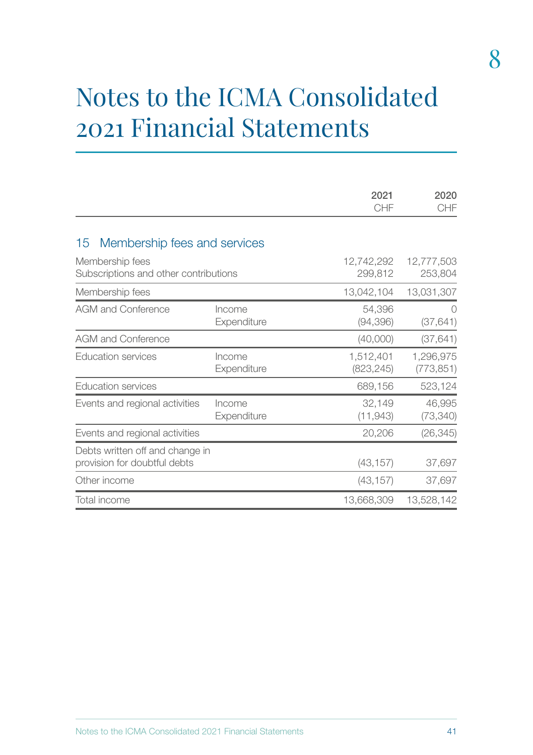# Notes to the ICMA Consolidated 2021 Financial Statements

| | | 2021 CHF | 2020 CHF |
|---|---|---|---|

## 15 Membership fees and services

| | | 2021 CHF | 2020 CHF |
|---|---|---|---|
| Membership fees | | 12,742,292 | 12,777,503 |
| Subscriptions and other contributions | | 299,812 | 253,804 |
| Membership fees | | 13,042,104 | 13,031,307 |
| AGM and Conference | Income | 54,396 | 0 |
| | Expenditure | (94,396) | (37,641) |
| AGM and Conference | | (40,000) | (37,641) |
| Education services | Income | 1,512,401 | 1,296,975 |
| | Expenditure | (823,245) | (773,851) |
| Education services | | 689,156 | 523,124 |
| Events and regional activities | Income | 32,149 | 46,995 |
| | Expenditure | (11,943) | (73,340) |
| Events and regional activities | | 20,206 | (26,345) |
| Debts written off and change in provision for doubtful debts | | (43,157) | 37,697 |
| Other income | | (43,157) | 37,697 |
| Total income | | 13,668,309 | 13,528,142 |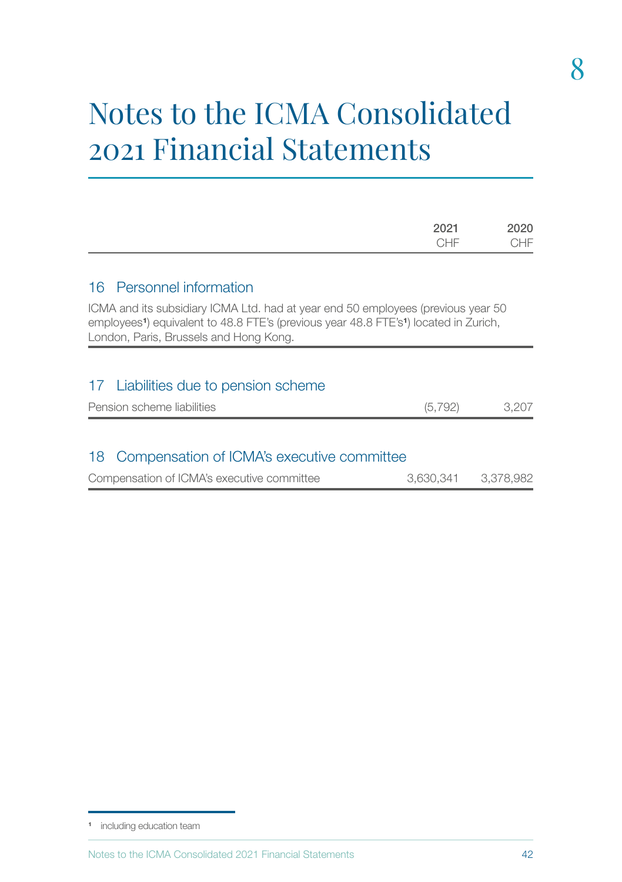# Notes to the ICMA Consolidated 2021 Financial Statements

| | 2021 CHF | 2020 CHF |
|---|---|---|

## 16 Personnel information

ICMA and its subsidiary ICMA Ltd. had at year end 50 employees (previous year 50 employees[1]) equivalent to 48.8 FTE's (previous year 48.8 FTE's[1]) located in Zurich, London, Paris, Brussels and Hong Kong.

## 17 Liabilities due to pension scheme

| | 2021 CHF | 2020 CHF |
|---|---|---|
| Pension scheme liabilities | (5,792) | 3,207 |

## 18 Compensation of ICMA's executive committee

| | 2021 CHF | 2020 CHF |
|---|---|---|
| Compensation of ICMA's executive committee | 3,630,341 | 3,378,982 |

[1] including education team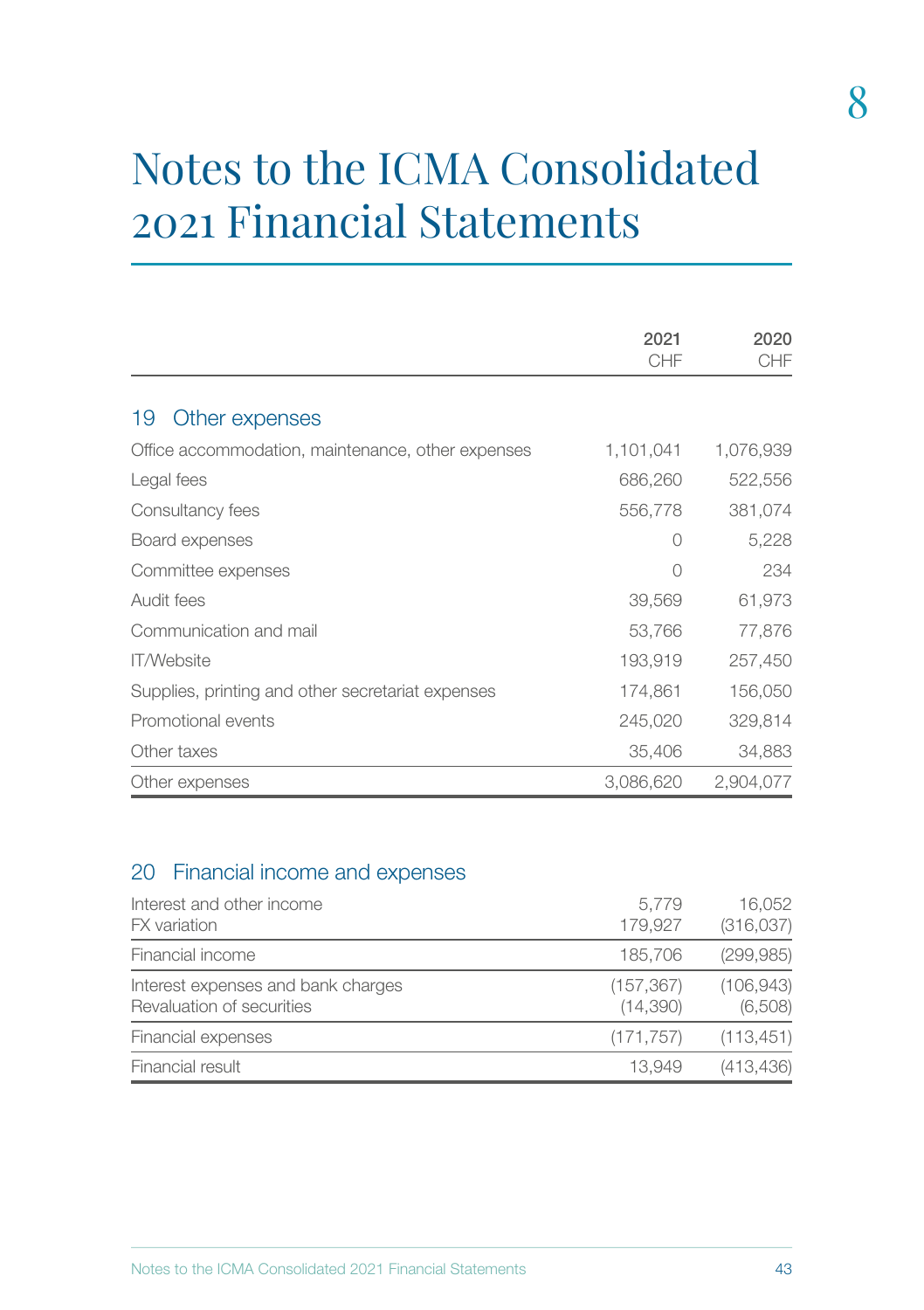# Notes to the ICMA Consolidated 2021 Financial Statements

| | 2021 CHF | 2020 CHF |
|---|---|---|
| **19 Other expenses** | | |
| Office accommodation, maintenance, other expenses | 1,101,041 | 1,076,939 |
| Legal fees | 686,260 | 522,556 |
| Consultancy fees | 556,778 | 381,074 |
| Board expenses | 0 | 5,228 |
| Committee expenses | 0 | 234 |
| Audit fees | 39,569 | 61,973 |
| Communication and mail | 53,766 | 77,876 |
| IT/Website | 193,919 | 257,450 |
| Supplies, printing and other secretariat expenses | 174,861 | 156,050 |
| Promotional events | 245,020 | 329,814 |
| Other taxes | 35,406 | 34,883 |
| Other expenses | 3,086,620 | 2,904,077 |

## 20 Financial income and expenses

| | 2021 CHF | 2020 CHF |
|---|---|---|
| Interest and other income | 5,779 | 16,052 |
| FX variation | 179,927 | (316,037) |
| Financial income | 185,706 | (299,985) |
| Interest expenses and bank charges | (157,367) | (106,943) |
| Revaluation of securities | (14,390) | (6,508) |
| Financial expenses | (171,757) | (113,451) |
| Financial result | 13,949 | (413,436) |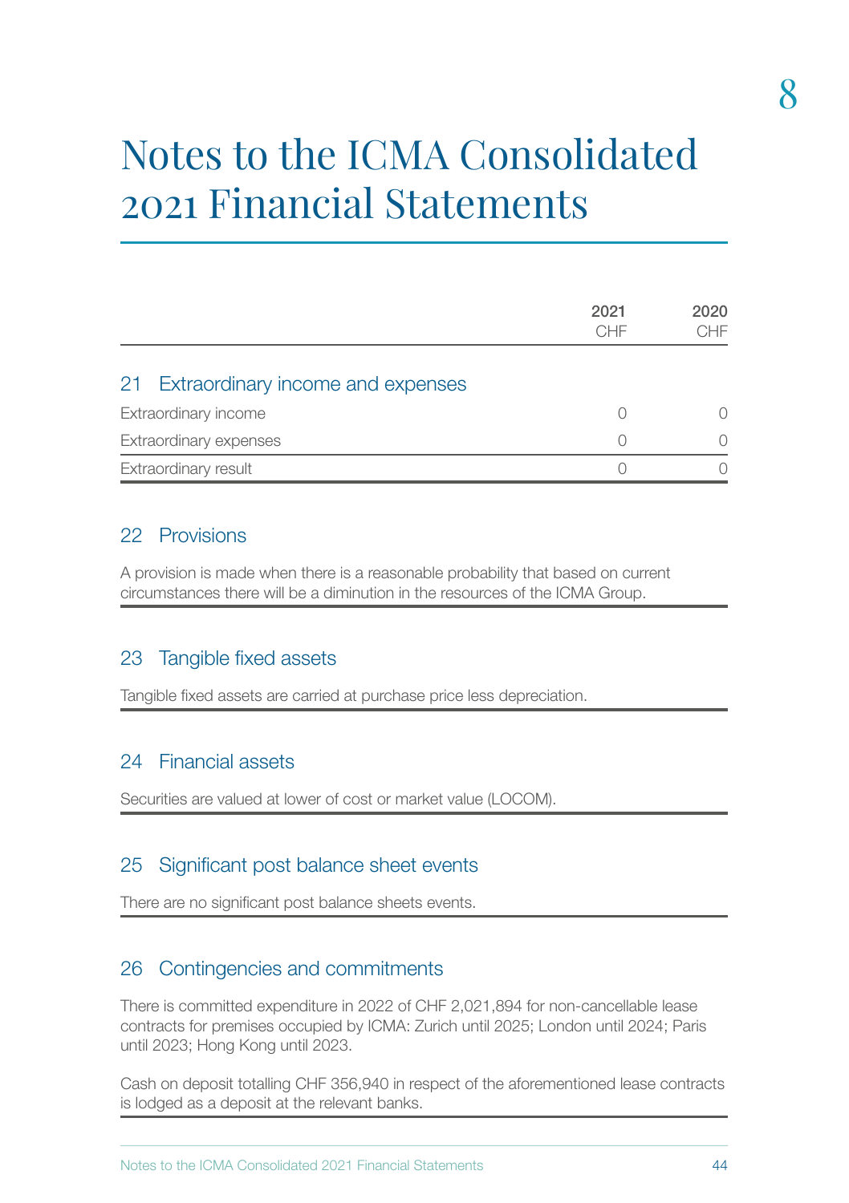# Notes to the ICMA Consolidated 2021 Financial Statements

| | 2021 CHF | 2020 CHF |
|---|---|---|
| **21 Extraordinary income and expenses** | | |
| Extraordinary income | 0 | 0 |
| Extraordinary expenses | 0 | 0 |
| Extraordinary result | 0 | 0 |

## 22 Provisions

A provision is made when there is a reasonable probability that based on current circumstances there will be a diminution in the resources of the ICMA Group.

## 23 Tangible fixed assets

Tangible fixed assets are carried at purchase price less depreciation.

## 24 Financial assets

Securities are valued at lower of cost or market value (LOCOM).

## 25 Significant post balance sheet events

There are no significant post balance sheets events.

## 26 Contingencies and commitments

There is committed expenditure in 2022 of CHF 2,021,894 for non-cancellable lease contracts for premises occupied by ICMA: Zurich until 2025; London until 2024; Paris until 2023; Hong Kong until 2023.

Cash on deposit totalling CHF 356,940 in respect of the aforementioned lease contracts is lodged as a deposit at the relevant banks.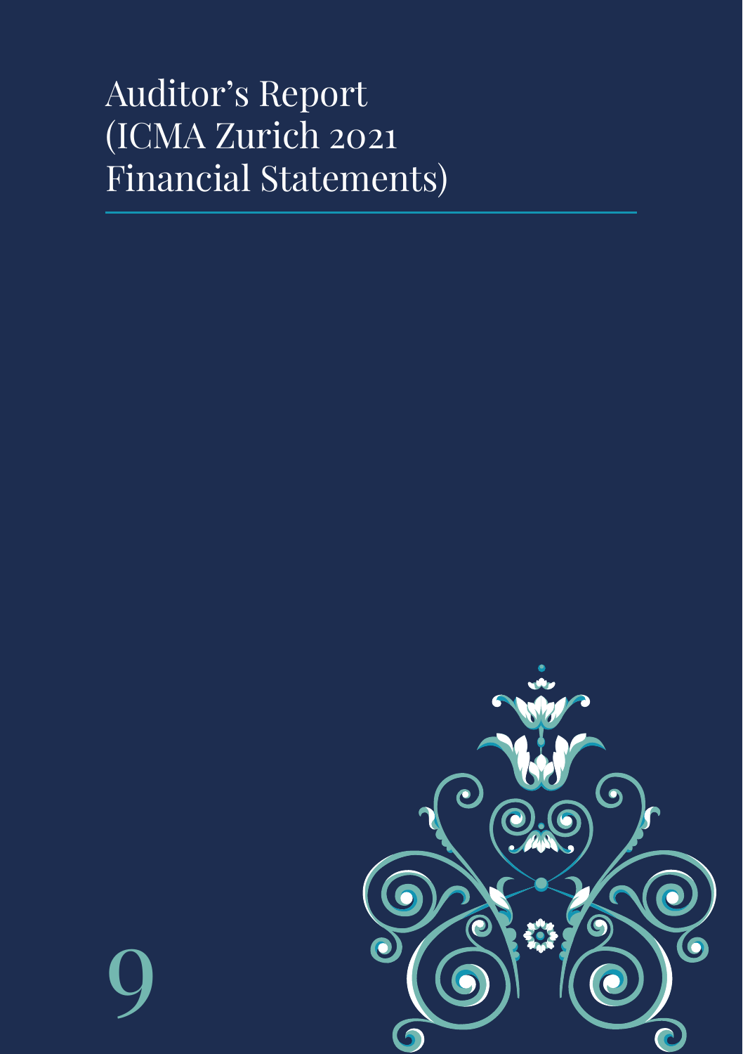# Auditor's Report (ICMA Zurich 2021 Financial Statements)

9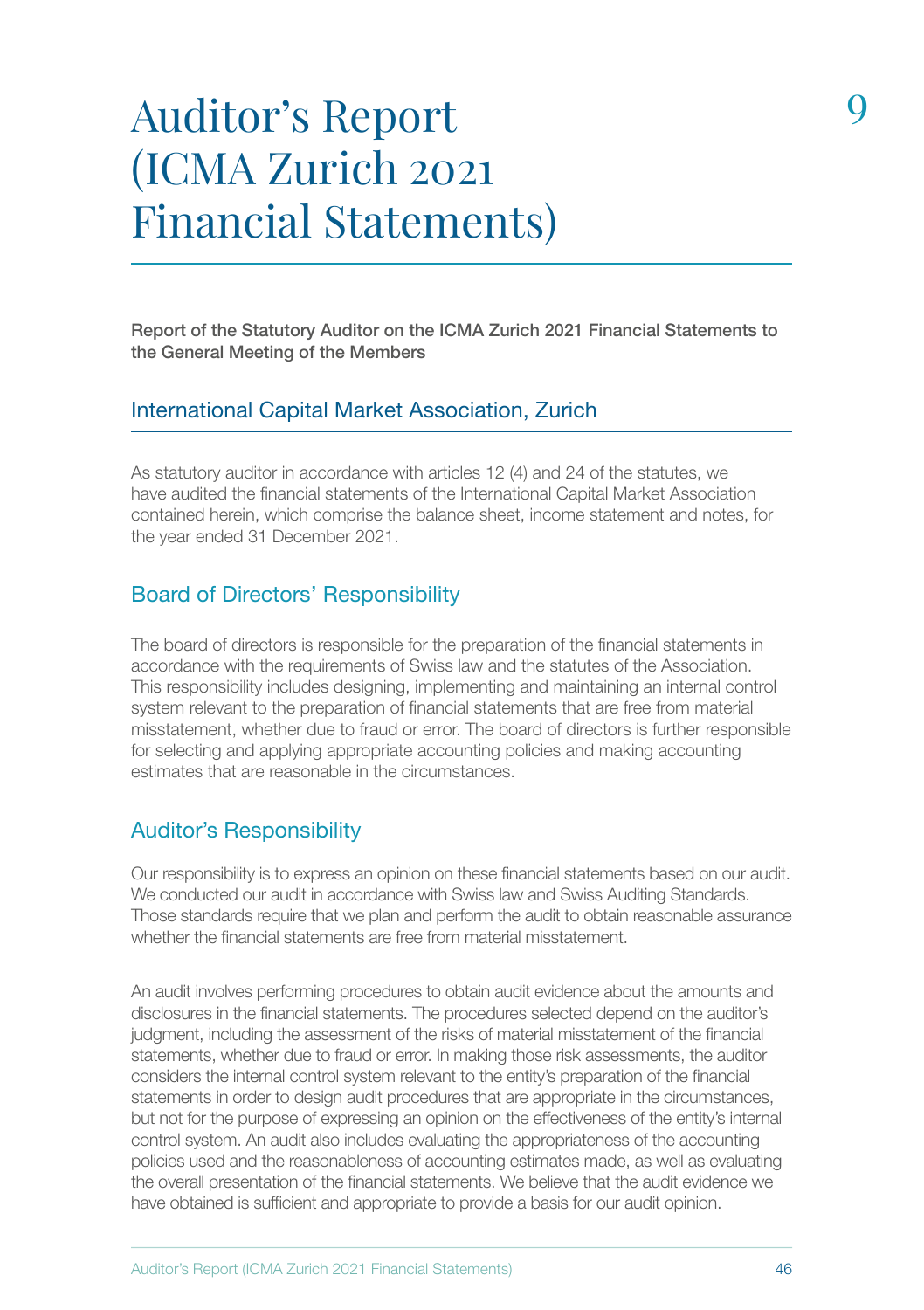# Auditor's Report (ICMA Zurich 2021 Financial Statements)

9

**Report of the Statutory Auditor on the ICMA Zurich 2021 Financial Statements to the General Meeting of the Members**

## International Capital Market Association, Zurich

As statutory auditor in accordance with articles 12 (4) and 24 of the statutes, we have audited the financial statements of the International Capital Market Association contained herein, which comprise the balance sheet, income statement and notes, for the year ended 31 December 2021.

## Board of Directors' Responsibility

The board of directors is responsible for the preparation of the financial statements in accordance with the requirements of Swiss law and the statutes of the Association. This responsibility includes designing, implementing and maintaining an internal control system relevant to the preparation of financial statements that are free from material misstatement, whether due to fraud or error. The board of directors is further responsible for selecting and applying appropriate accounting policies and making accounting estimates that are reasonable in the circumstances.

## Auditor's Responsibility

Our responsibility is to express an opinion on these financial statements based on our audit. We conducted our audit in accordance with Swiss law and Swiss Auditing Standards. Those standards require that we plan and perform the audit to obtain reasonable assurance whether the financial statements are free from material misstatement.

An audit involves performing procedures to obtain audit evidence about the amounts and disclosures in the financial statements. The procedures selected depend on the auditor's judgment, including the assessment of the risks of material misstatement of the financial statements, whether due to fraud or error. In making those risk assessments, the auditor considers the internal control system relevant to the entity's preparation of the financial statements in order to design audit procedures that are appropriate in the circumstances, but not for the purpose of expressing an opinion on the effectiveness of the entity's internal control system. An audit also includes evaluating the appropriateness of the accounting policies used and the reasonableness of accounting estimates made, as well as evaluating the overall presentation of the financial statements. We believe that the audit evidence we have obtained is sufficient and appropriate to provide a basis for our audit opinion.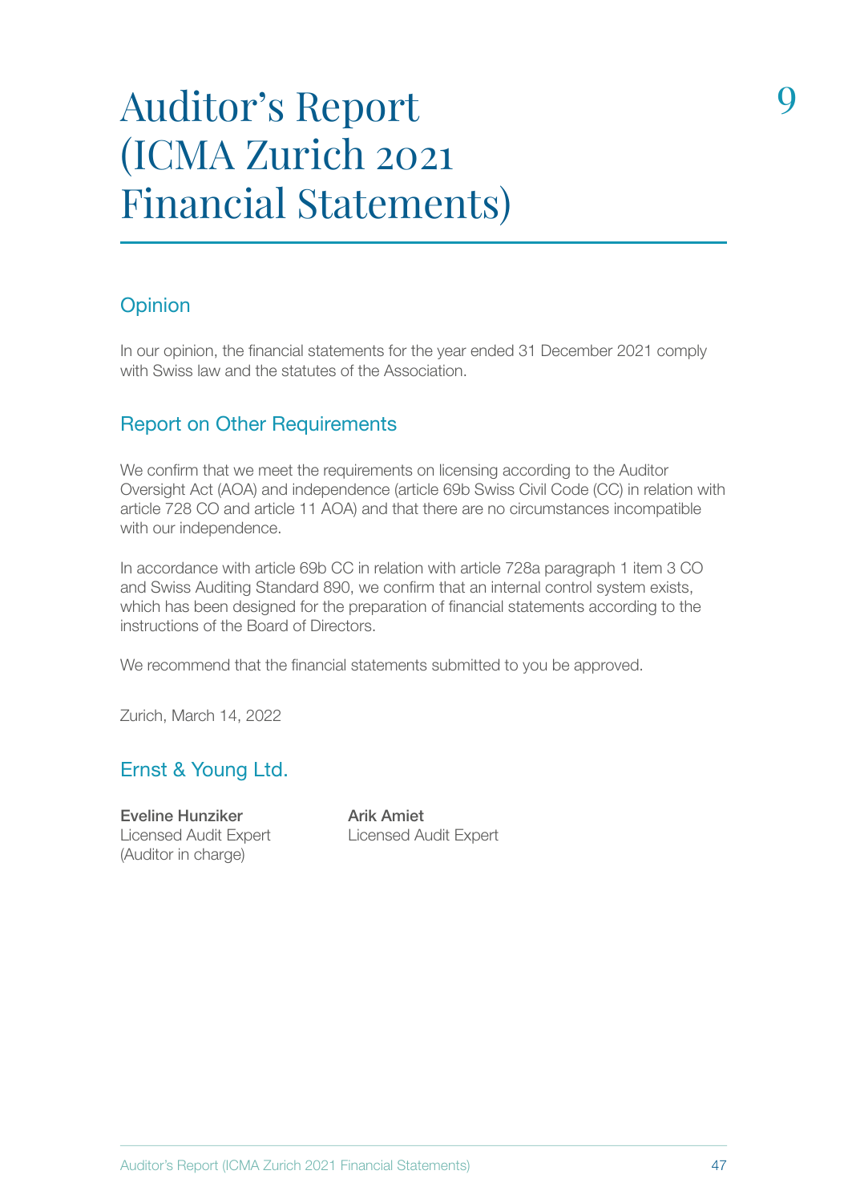# Auditor's Report (ICMA Zurich 2021 Financial Statements)

## Opinion

In our opinion, the financial statements for the year ended 31 December 2021 comply with Swiss law and the statutes of the Association.

## Report on Other Requirements

We confirm that we meet the requirements on licensing according to the Auditor Oversight Act (AOA) and independence (article 69b Swiss Civil Code (CC) in relation with article 728 CO and article 11 AOA) and that there are no circumstances incompatible with our independence.

In accordance with article 69b CC in relation with article 728a paragraph 1 item 3 CO and Swiss Auditing Standard 890, we confirm that an internal control system exists, which has been designed for the preparation of financial statements according to the instructions of the Board of Directors.

We recommend that the financial statements submitted to you be approved.

Zurich, March 14, 2022

## Ernst & Young Ltd.

**Eveline Hunziker**
Licensed Audit Expert
(Auditor in charge)

**Arik Amiet**
Licensed Audit Expert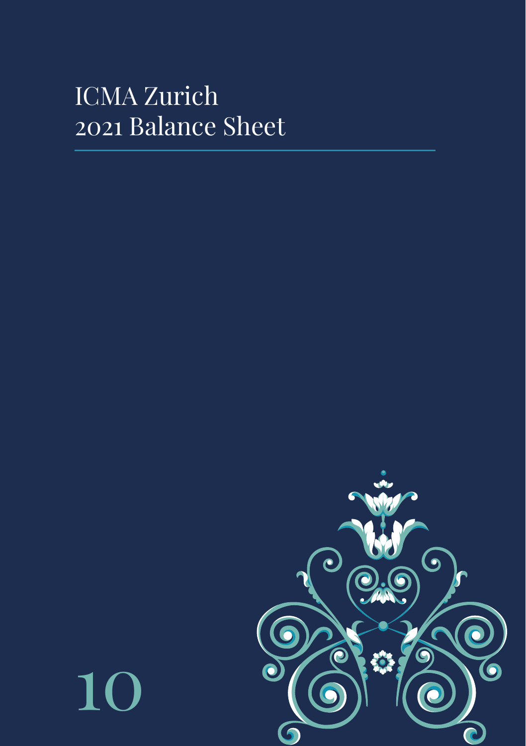# ICMA Zurich
# 2021 Balance Sheet

10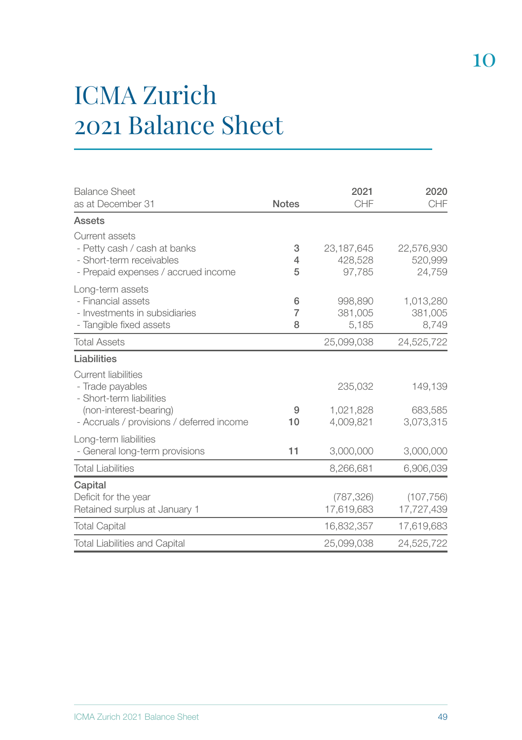# ICMA Zurich 2021 Balance Sheet

| Balance Sheet as at December 31 | Notes | 2021 CHF | 2020 CHF |
|---|---|---|---|
| **Assets** | | | |
| Current assets | | | |
| - Petty cash / cash at banks | 3 | 23,187,645 | 22,576,930 |
| - Short-term receivables | 4 | 428,528 | 520,999 |
| - Prepaid expenses / accrued income | 5 | 97,785 | 24,759 |
| Long-term assets | | | |
| - Financial assets | 6 | 998,890 | 1,013,280 |
| - Investments in subsidiaries | 7 | 381,005 | 381,005 |
| - Tangible fixed assets | 8 | 5,185 | 8,749 |
| Total Assets | | 25,099,038 | 24,525,722 |
| **Liabilities** | | | |
| Current liabilities | | | |
| - Trade payables | | 235,032 | 149,139 |
| - Short-term liabilities (non-interest-bearing) | 9 | 1,021,828 | 683,585 |
| - Accruals / provisions / deferred income | 10 | 4,009,821 | 3,073,315 |
| Long-term liabilities | | | |
| - General long-term provisions | 11 | 3,000,000 | 3,000,000 |
| Total Liabilities | | 8,266,681 | 6,906,039 |
| **Capital** | | | |
| Deficit for the year | | (787,326) | (107,756) |
| Retained surplus at January 1 | | 17,619,683 | 17,727,439 |
| Total Capital | | 16,832,357 | 17,619,683 |
| Total Liabilities and Capital | | 25,099,038 | 24,525,722 |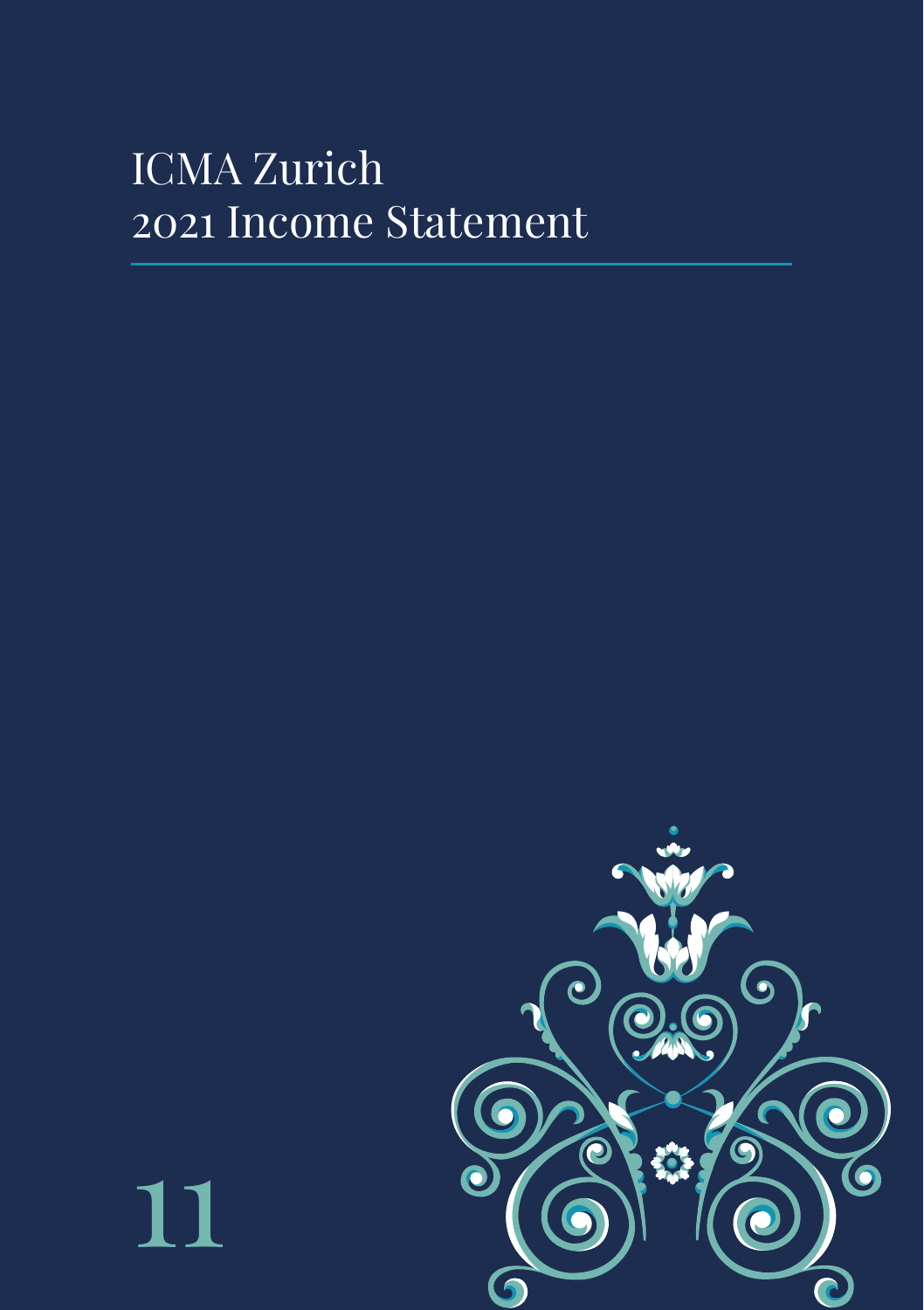# ICMA Zurich 2021 Income Statement

11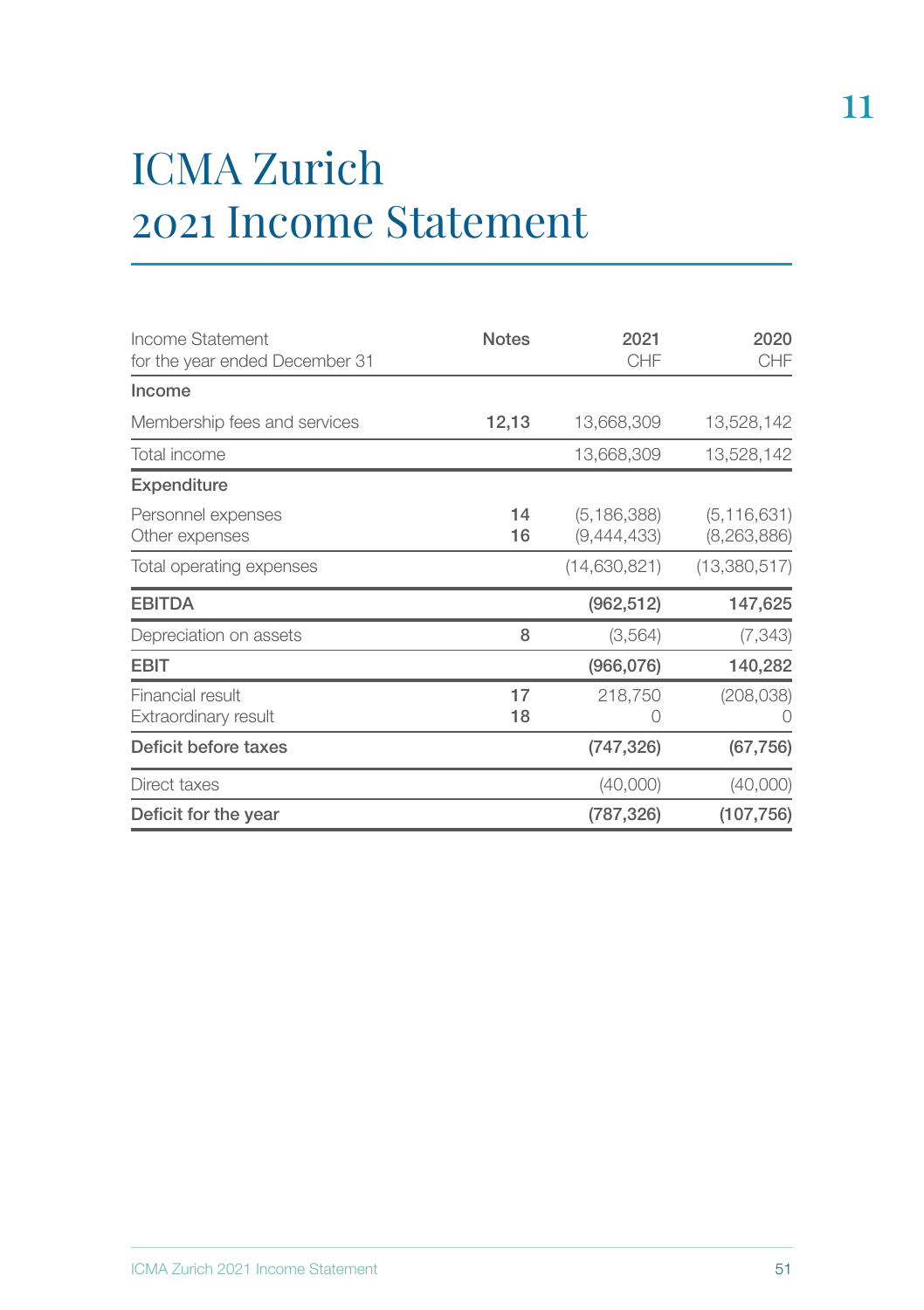# ICMA Zurich
# 2021 Income Statement

| Income Statement for the year ended December 31 | Notes | 2021 CHF | 2020 CHF |
|---|---|---|---|
| **Income** | | | |
| Membership fees and services | **12,13** | 13,668,309 | 13,528,142 |
| Total income | | 13,668,309 | 13,528,142 |
| **Expenditure** | | | |
| Personnel expenses | **14** | (5,186,388) | (5,116,631) |
| Other expenses | **16** | (9,444,433) | (8,263,886) |
| Total operating expenses | | (14,630,821) | (13,380,517) |
| **EBITDA** | | **(962,512)** | **147,625** |
| Depreciation on assets | 8 | (3,564) | (7,343) |
| **EBIT** | | **(966,076)** | **140,282** |
| Financial result | **17** | 218,750 | (208,038) |
| Extraordinary result | **18** | 0 | 0 |
| **Deficit before taxes** | | **(747,326)** | **(67,756)** |
| Direct taxes | | (40,000) | (40,000) |
| **Deficit for the year** | | **(787,326)** | **(107,756)** |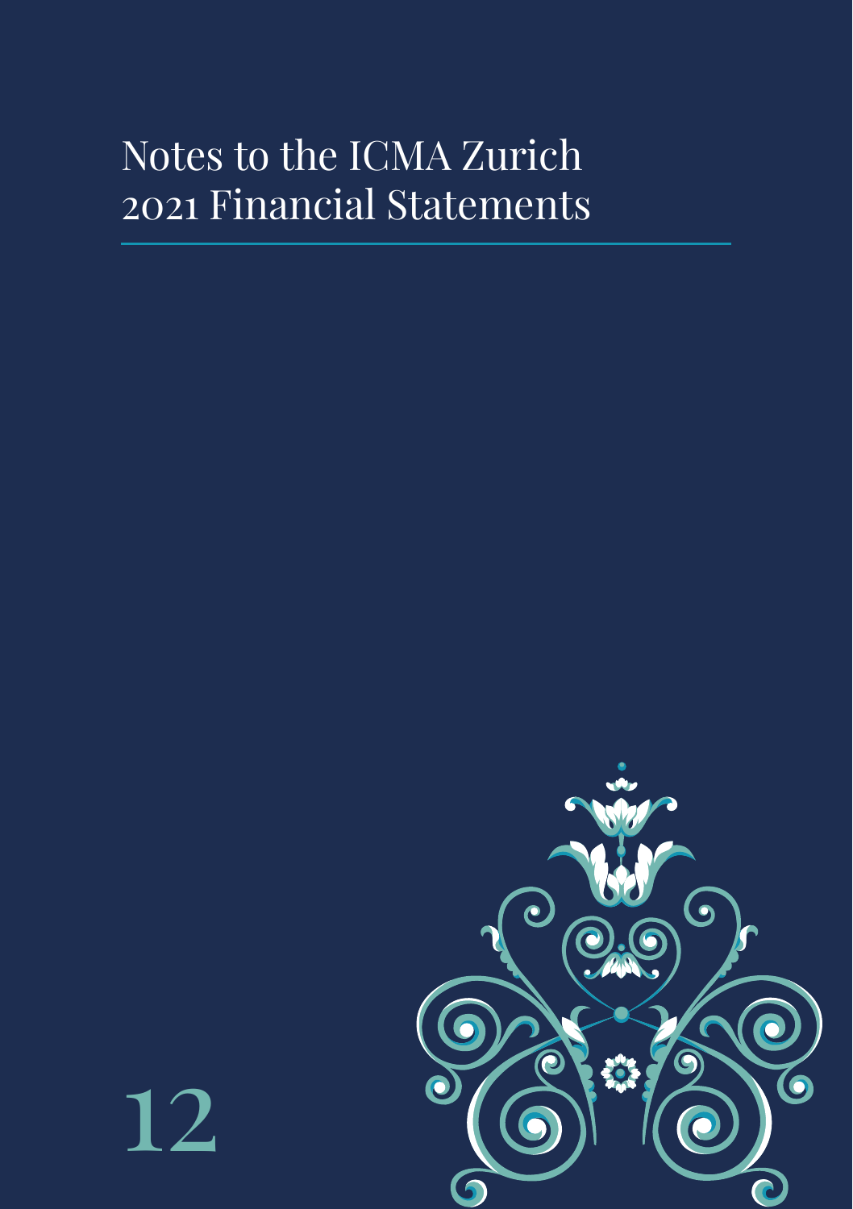# Notes to the ICMA Zurich 2021 Financial Statements

12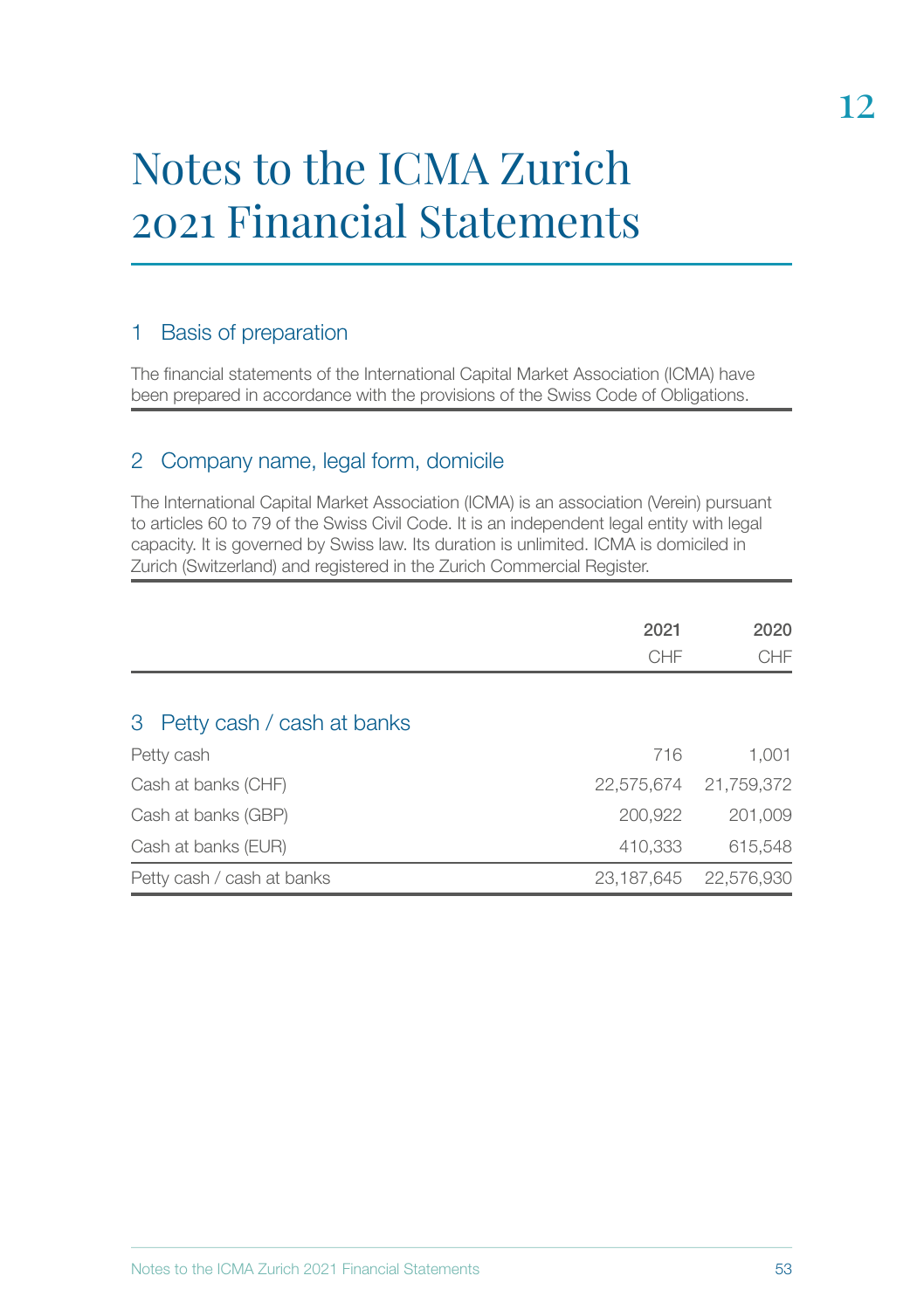# Notes to the ICMA Zurich 2021 Financial Statements

## 1 Basis of preparation

The financial statements of the International Capital Market Association (ICMA) have been prepared in accordance with the provisions of the Swiss Code of Obligations.

## 2 Company name, legal form, domicile

The International Capital Market Association (ICMA) is an association (Verein) pursuant to articles 60 to 79 of the Swiss Civil Code. It is an independent legal entity with legal capacity. It is governed by Swiss law. Its duration is unlimited. ICMA is domiciled in Zurich (Switzerland) and registered in the Zurich Commercial Register.

## 3 Petty cash / cash at banks

| | 2021<br>CHF | 2020<br>CHF |
|---|---:|---:|
| Petty cash | 716 | 1,001 |
| Cash at banks (CHF) | 22,575,674 | 21,759,372 |
| Cash at banks (GBP) | 200,922 | 201,009 |
| Cash at banks (EUR) | 410,333 | 615,548 |
| Petty cash / cash at banks | 23,187,645 | 22,576,930 |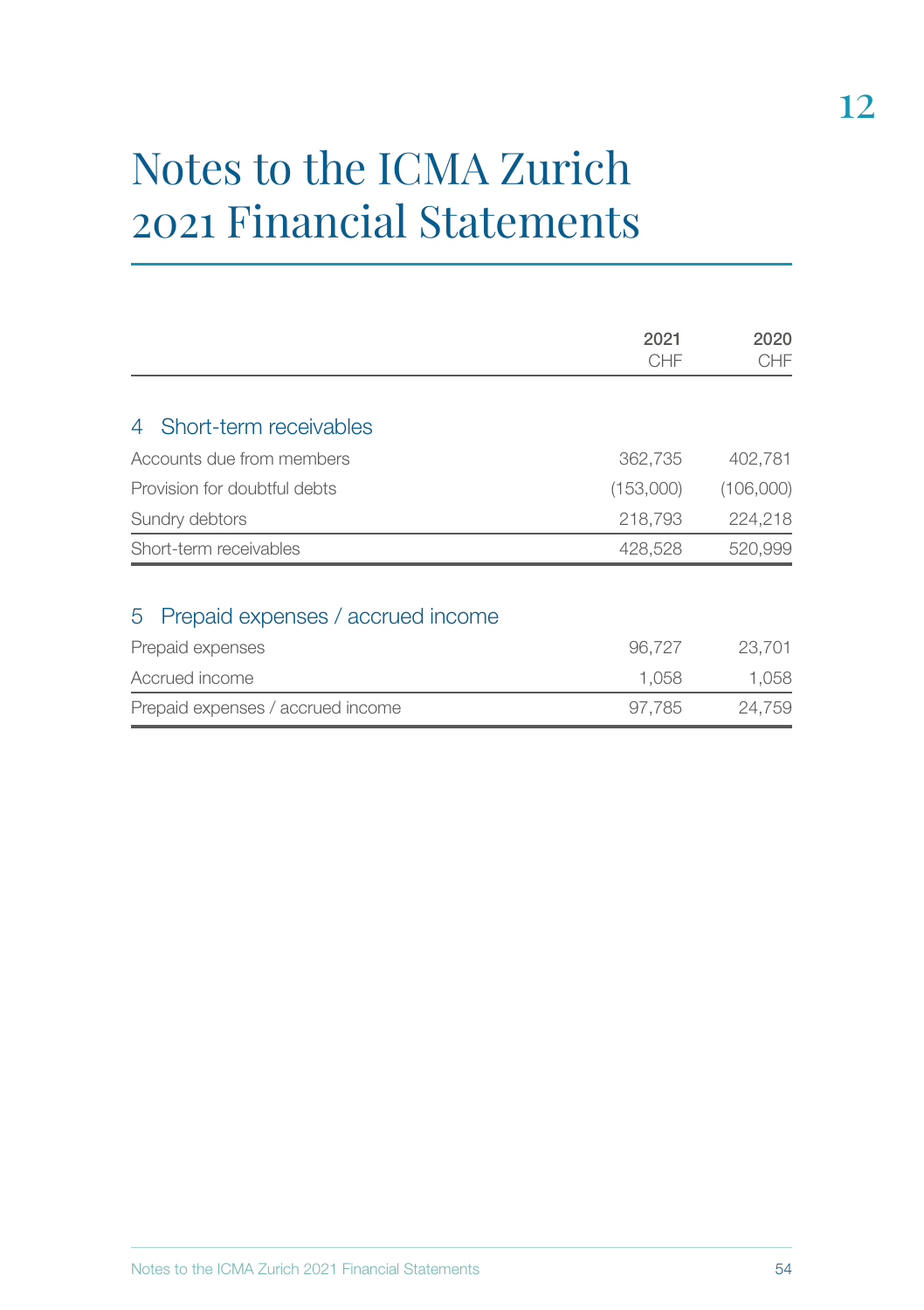# Notes to the ICMA Zurich 2021 Financial Statements

| | 2021 CHF | 2020 CHF |
|---|---|---|
| **4 Short-term receivables** | | |
| Accounts due from members | 362,735 | 402,781 |
| Provision for doubtful debts | (153,000) | (106,000) |
| Sundry debtors | 218,793 | 224,218 |
| Short-term receivables | 428,528 | 520,999 |
| **5 Prepaid expenses / accrued income** | | |
| Prepaid expenses | 96,727 | 23,701 |
| Accrued income | 1,058 | 1,058 |
| Prepaid expenses / accrued income | 97,785 | 24,759 |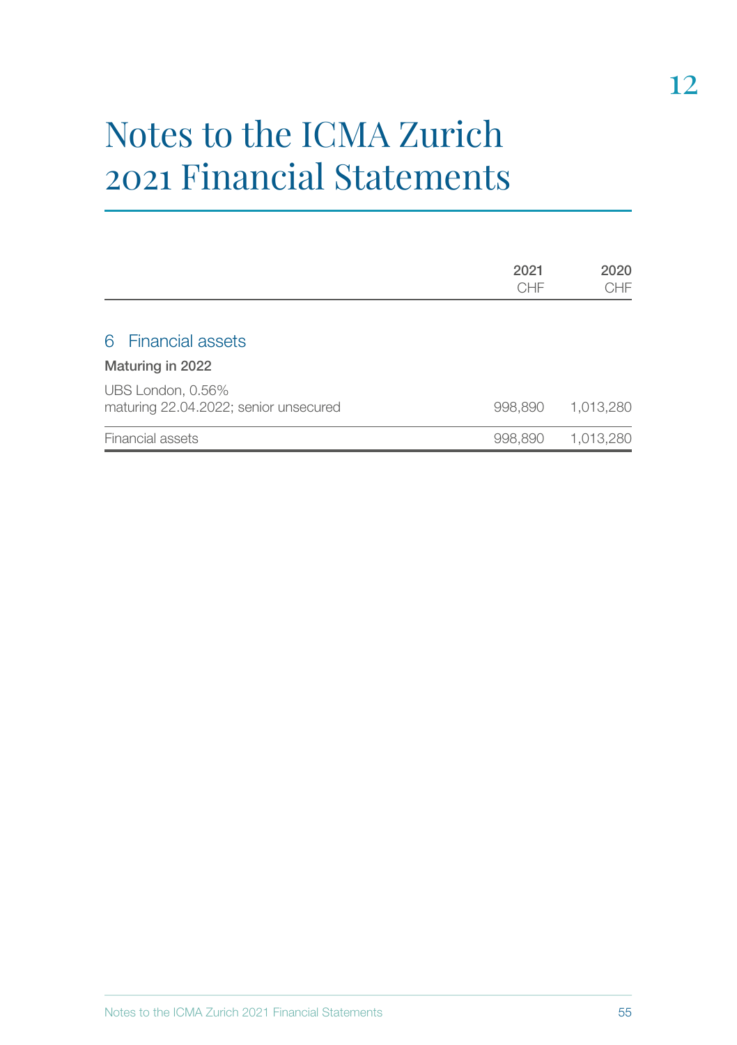# Notes to the ICMA Zurich 2021 Financial Statements

| | 2021<br>CHF | 2020<br>CHF |
|---|---|---|
| **6 Financial assets** | | |
| **Maturing in 2022** | | |
| UBS London, 0.56%<br>maturing 22.04.2022; senior unsecured | 998,890 | 1,013,280 |
| Financial assets | 998,890 | 1,013,280 |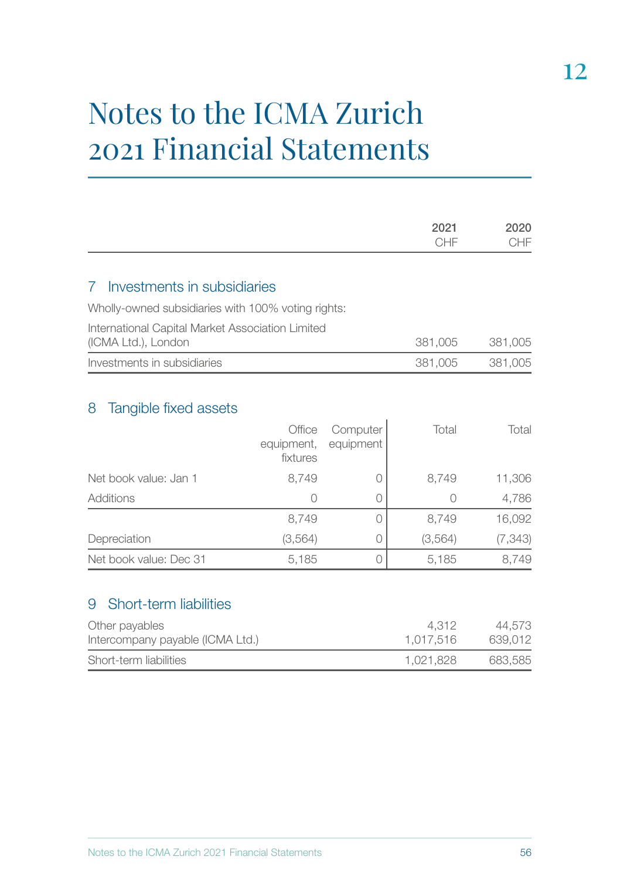# Notes to the ICMA Zurich 2021 Financial Statements

| | 2021 CHF | 2020 CHF |
|---|---|---|

## 7 Investments in subsidiaries

Wholly-owned subsidiaries with 100% voting rights:

| | 2021 CHF | 2020 CHF |
|---|---|---|
| International Capital Market Association Limited (ICMA Ltd.), London | 381,005 | 381,005 |
| Investments in subsidiaries | 381,005 | 381,005 |

## 8 Tangible fixed assets

| | Office equipment, fixtures | Computer equipment | Total 2021 | Total 2020 |
|---|---|---|---|---|
| Net book value: Jan 1 | 8,749 | 0 | 8,749 | 11,306 |
| Additions | 0 | 0 | 0 | 4,786 |
| | 8,749 | 0 | 8,749 | 16,092 |
| Depreciation | (3,564) | 0 | (3,564) | (7,343) |
| Net book value: Dec 31 | 5,185 | 0 | 5,185 | 8,749 |

## 9 Short-term liabilities

| | 2021 CHF | 2020 CHF |
|---|---|---|
| Other payables | 4,312 | 44,573 |
| Intercompany payable (ICMA Ltd.) | 1,017,516 | 639,012 |
| Short-term liabilities | 1,021,828 | 683,585 |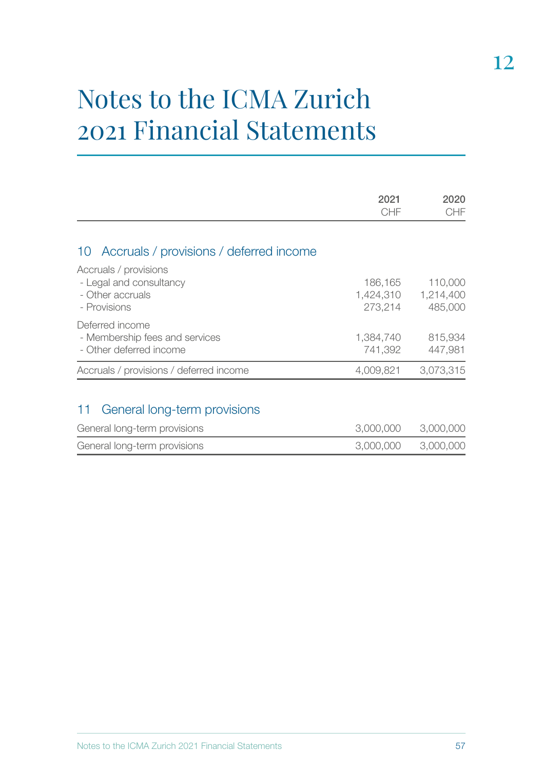# Notes to the ICMA Zurich 2021 Financial Statements

| | 2021 CHF | 2020 CHF |
|---|---|---|

## 10 Accruals / provisions / deferred income

| | 2021 CHF | 2020 CHF |
|---|---|---|
| Accruals / provisions | | |
| - Legal and consultancy | 186,165 | 110,000 |
| - Other accruals | 1,424,310 | 1,214,400 |
| - Provisions | 273,214 | 485,000 |
| Deferred income | | |
| - Membership fees and services | 1,384,740 | 815,934 |
| - Other deferred income | 741,392 | 447,981 |
| Accruals / provisions / deferred income | 4,009,821 | 3,073,315 |

## 11 General long-term provisions

| | 2021 CHF | 2020 CHF |
|---|---|---|
| General long-term provisions | 3,000,000 | 3,000,000 |
| General long-term provisions | 3,000,000 | 3,000,000 |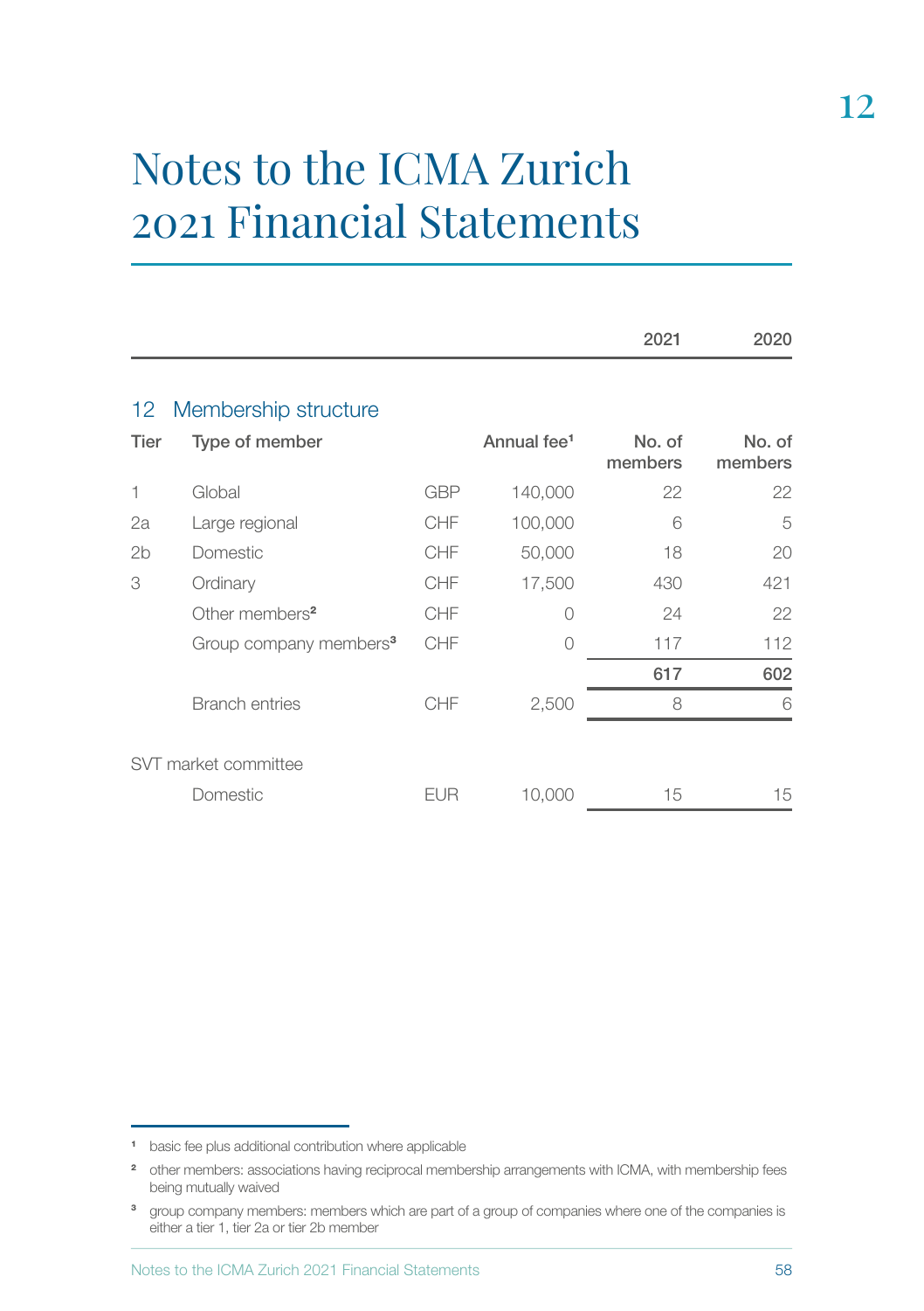# Notes to the ICMA Zurich 2021 Financial Statements

## 12 Membership structure

| Tier | Type of member | | Annual fee[1] | 2021 No. of members | 2020 No. of members |
|---|---|---|---|---|---|
| 1 | Global | GBP | 140,000 | 22 | 22 |
| 2a | Large regional | CHF | 100,000 | 6 | 5 |
| 2b | Domestic | CHF | 50,000 | 18 | 20 |
| 3 | Ordinary | CHF | 17,500 | 430 | 421 |
| | Other members[2] | CHF | 0 | 24 | 22 |
| | Group company members[3] | CHF | 0 | 117 | 112 |
| | | | | **617** | **602** |
| | Branch entries | CHF | 2,500 | 8 | 6 |
| SVT market committee | | | | | |
| | Domestic | EUR | 10,000 | 15 | 15 |

[1] basic fee plus additional contribution where applicable

[2] other members: associations having reciprocal membership arrangements with ICMA, with membership fees being mutually waived

[3] group company members: members which are part of a group of companies where one of the companies is either a tier 1, tier 2a or tier 2b member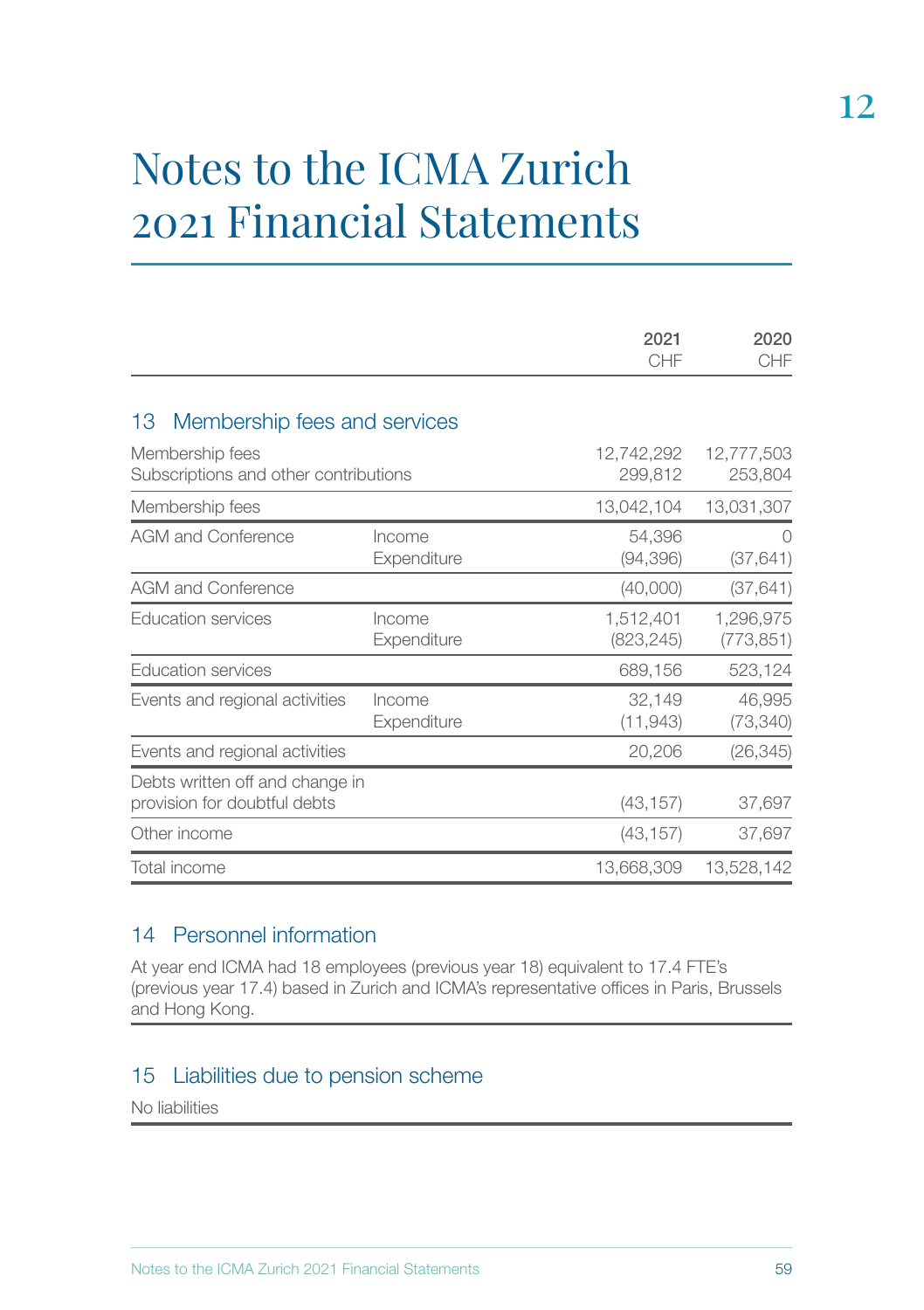# Notes to the ICMA Zurich 2021 Financial Statements

| | | 2021 CHF | 2020 CHF |
|---|---|---|---|
| **13 Membership fees and services** | | | |
| Membership fees | | 12,742,292 | 12,777,503 |
| Subscriptions and other contributions | | 299,812 | 253,804 |
| Membership fees | | 13,042,104 | 13,031,307 |
| AGM and Conference | Income | 54,396 | 0 |
| | Expenditure | (94,396) | (37,641) |
| AGM and Conference | | (40,000) | (37,641) |
| Education services | Income | 1,512,401 | 1,296,975 |
| | Expenditure | (823,245) | (773,851) |
| Education services | | 689,156 | 523,124 |
| Events and regional activities | Income | 32,149 | 46,995 |
| | Expenditure | (11,943) | (73,340) |
| Events and regional activities | | 20,206 | (26,345) |
| Debts written off and change in provision for doubtful debts | | (43,157) | 37,697 |
| Other income | | (43,157) | 37,697 |
| Total income | | 13,668,309 | 13,528,142 |

## 14 Personnel information

At year end ICMA had 18 employees (previous year 18) equivalent to 17.4 FTE's (previous year 17.4) based in Zurich and ICMA's representative offices in Paris, Brussels and Hong Kong.

## 15 Liabilities due to pension scheme

No liabilities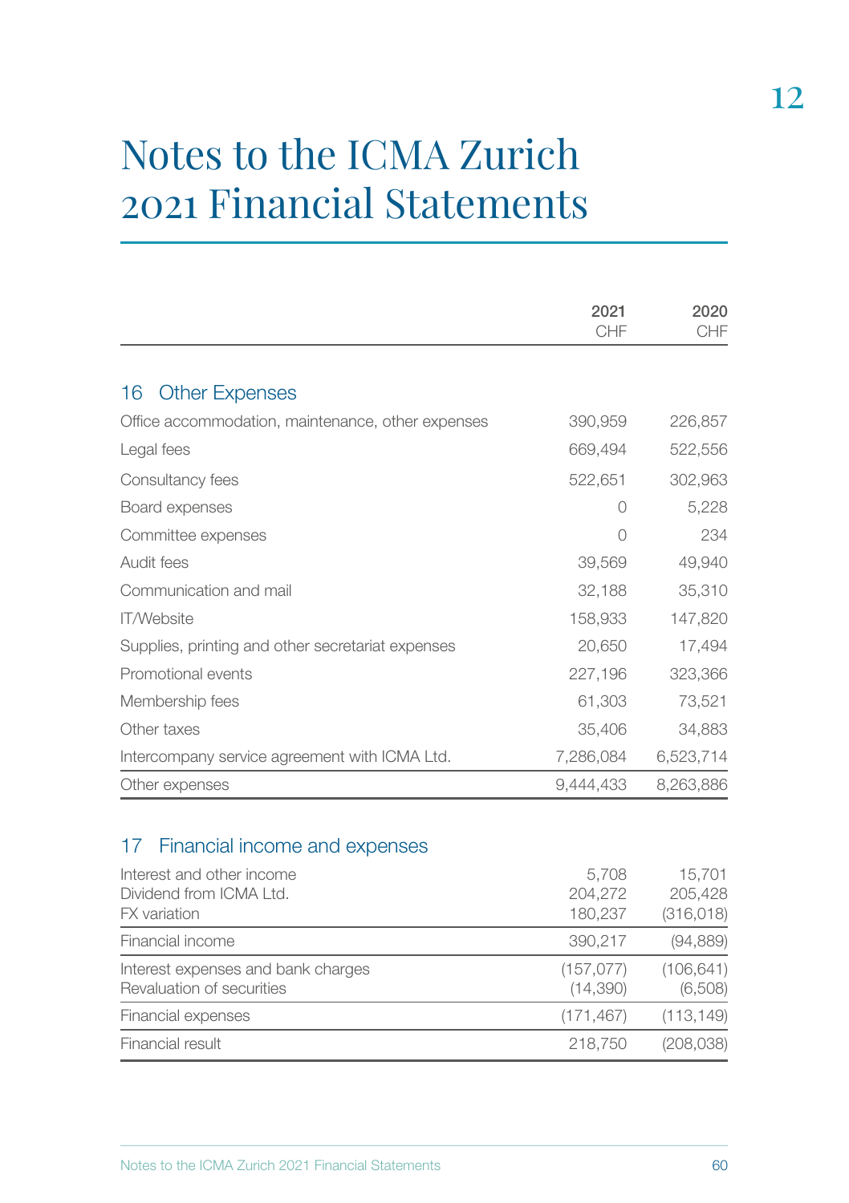# Notes to the ICMA Zurich 2021 Financial Statements

| | 2021 CHF | 2020 CHF |
|---|---|---|
| **16 Other Expenses** | | |
| Office accommodation, maintenance, other expenses | 390,959 | 226,857 |
| Legal fees | 669,494 | 522,556 |
| Consultancy fees | 522,651 | 302,963 |
| Board expenses | 0 | 5,228 |
| Committee expenses | 0 | 234 |
| Audit fees | 39,569 | 49,940 |
| Communication and mail | 32,188 | 35,310 |
| IT/Website | 158,933 | 147,820 |
| Supplies, printing and other secretariat expenses | 20,650 | 17,494 |
| Promotional events | 227,196 | 323,366 |
| Membership fees | 61,303 | 73,521 |
| Other taxes | 35,406 | 34,883 |
| Intercompany service agreement with ICMA Ltd. | 7,286,084 | 6,523,714 |
| Other expenses | 9,444,433 | 8,263,886 |

## 17 Financial income and expenses

| | 2021 CHF | 2020 CHF |
|---|---|---|
| Interest and other income | 5,708 | 15,701 |
| Dividend from ICMA Ltd. | 204,272 | 205,428 |
| FX variation | 180,237 | (316,018) |
| Financial income | 390,217 | (94,889) |
| Interest expenses and bank charges | (157,077) | (106,641) |
| Revaluation of securities | (14,390) | (6,508) |
| Financial expenses | (171,467) | (113,149) |
| Financial result | 218,750 | (208,038) |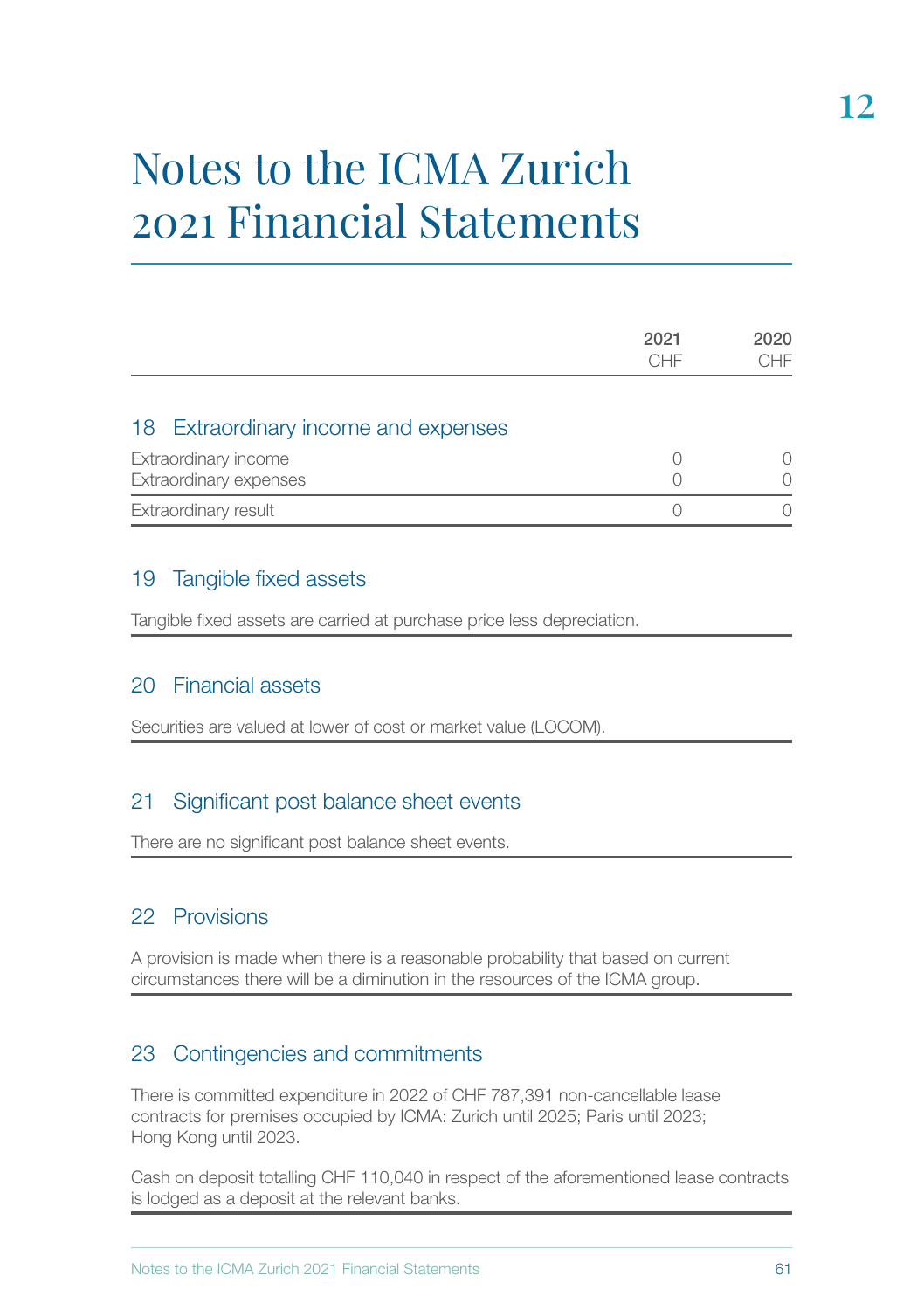# Notes to the ICMA Zurich 2021 Financial Statements

| | 2021 CHF | 2020 CHF |
|---|---|---|
| **18 Extraordinary income and expenses** | | |
| Extraordinary income | 0 | 0 |
| Extraordinary expenses | 0 | 0 |
| Extraordinary result | 0 | 0 |

## 19 Tangible fixed assets

Tangible fixed assets are carried at purchase price less depreciation.

## 20 Financial assets

Securities are valued at lower of cost or market value (LOCOM).

## 21 Significant post balance sheet events

There are no significant post balance sheet events.

## 22 Provisions

A provision is made when there is a reasonable probability that based on current circumstances there will be a diminution in the resources of the ICMA group.

## 23 Contingencies and commitments

There is committed expenditure in 2022 of CHF 787,391 non-cancellable lease contracts for premises occupied by ICMA: Zurich until 2025; Paris until 2023; Hong Kong until 2023.

Cash on deposit totalling CHF 110,040 in respect of the aforementioned lease contracts is lodged as a deposit at the relevant banks.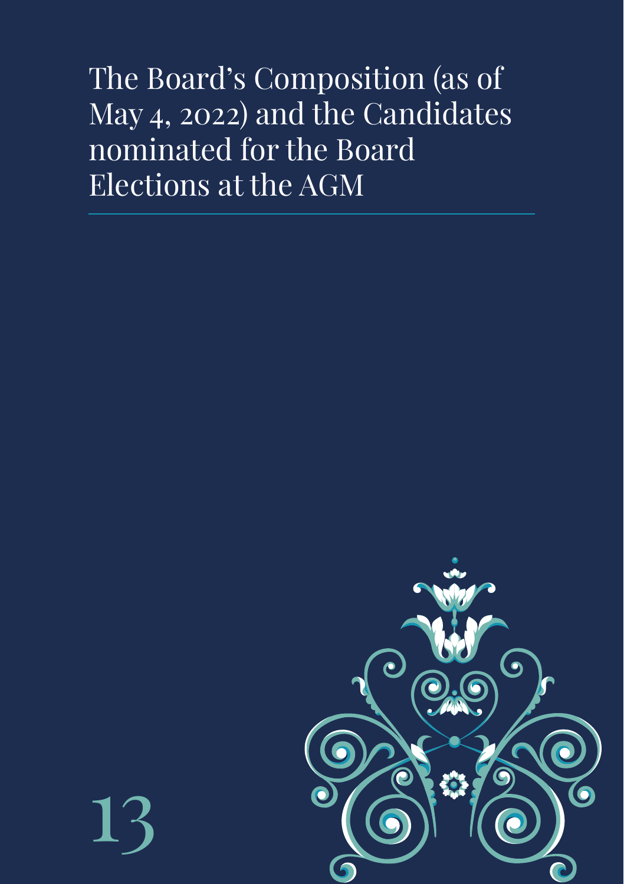# 13 The Board's Composition (as of May 4, 2022) and the Candidates nominated for the Board Elections at the AGM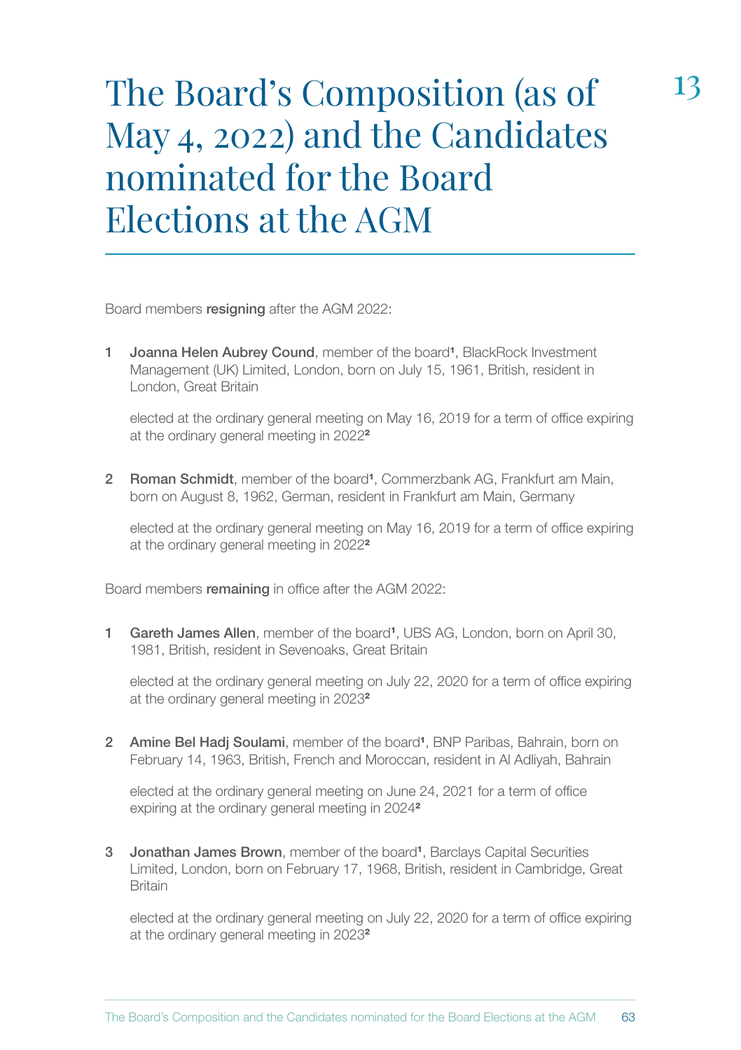# 13 The Board's Composition (as of May 4, 2022) and the Candidates nominated for the Board Elections at the AGM

Board members **resigning** after the AGM 2022:

1. **Joanna Helen Aubrey Cound**, member of the board[1], BlackRock Investment Management (UK) Limited, London, born on July 15, 1961, British, resident in London, Great Britain

   elected at the ordinary general meeting on May 16, 2019 for a term of office expiring at the ordinary general meeting in 2022[2]

2. **Roman Schmidt**, member of the board[1], Commerzbank AG, Frankfurt am Main, born on August 8, 1962, German, resident in Frankfurt am Main, Germany

   elected at the ordinary general meeting on May 16, 2019 for a term of office expiring at the ordinary general meeting in 2022[2]

Board members **remaining** in office after the AGM 2022:

1. **Gareth James Allen**, member of the board[1], UBS AG, London, born on April 30, 1981, British, resident in Sevenoaks, Great Britain

   elected at the ordinary general meeting on July 22, 2020 for a term of office expiring at the ordinary general meeting in 2023[2]

2. **Amine Bel Hadj Soulami**, member of the board[1], BNP Paribas, Bahrain, born on February 14, 1963, British, French and Moroccan, resident in Al Adliyah, Bahrain

   elected at the ordinary general meeting on June 24, 2021 for a term of office expiring at the ordinary general meeting in 2024[2]

3. **Jonathan James Brown**, member of the board[1], Barclays Capital Securities Limited, London, born on February 17, 1968, British, resident in Cambridge, Great Britain

   elected at the ordinary general meeting on July 22, 2020 for a term of office expiring at the ordinary general meeting in 2023[2]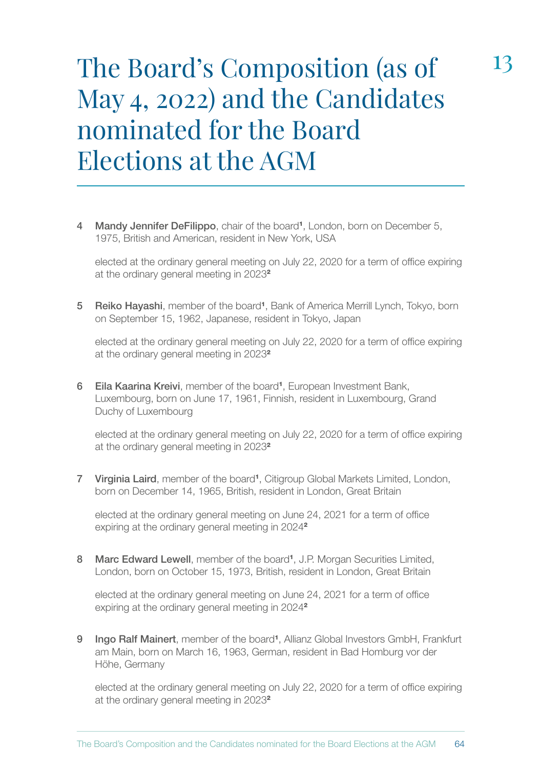# The Board's Composition (as of May 4, 2022) and the Candidates nominated for the Board Elections at the AGM

13

4 **Mandy Jennifer DeFilippo**, chair of the board[1], London, born on December 5, 1975, British and American, resident in New York, USA

elected at the ordinary general meeting on July 22, 2020 for a term of office expiring at the ordinary general meeting in 2023[2]

5 **Reiko Hayashi**, member of the board[1], Bank of America Merrill Lynch, Tokyo, born on September 15, 1962, Japanese, resident in Tokyo, Japan

elected at the ordinary general meeting on July 22, 2020 for a term of office expiring at the ordinary general meeting in 2023[2]

6 **Eila Kaarina Kreivi**, member of the board[1], European Investment Bank, Luxembourg, born on June 17, 1961, Finnish, resident in Luxembourg, Grand Duchy of Luxembourg

elected at the ordinary general meeting on July 22, 2020 for a term of office expiring at the ordinary general meeting in 2023[2]

7 **Virginia Laird**, member of the board[1], Citigroup Global Markets Limited, London, born on December 14, 1965, British, resident in London, Great Britain

elected at the ordinary general meeting on June 24, 2021 for a term of office expiring at the ordinary general meeting in 2024[2]

8 **Marc Edward Lewell**, member of the board[1], J.P. Morgan Securities Limited, London, born on October 15, 1973, British, resident in London, Great Britain

elected at the ordinary general meeting on June 24, 2021 for a term of office expiring at the ordinary general meeting in 2024[2]

9 **Ingo Ralf Mainert**, member of the board[1], Allianz Global Investors GmbH, Frankfurt am Main, born on March 16, 1963, German, resident in Bad Homburg vor der Höhe, Germany

elected at the ordinary general meeting on July 22, 2020 for a term of office expiring at the ordinary general meeting in 2023[2]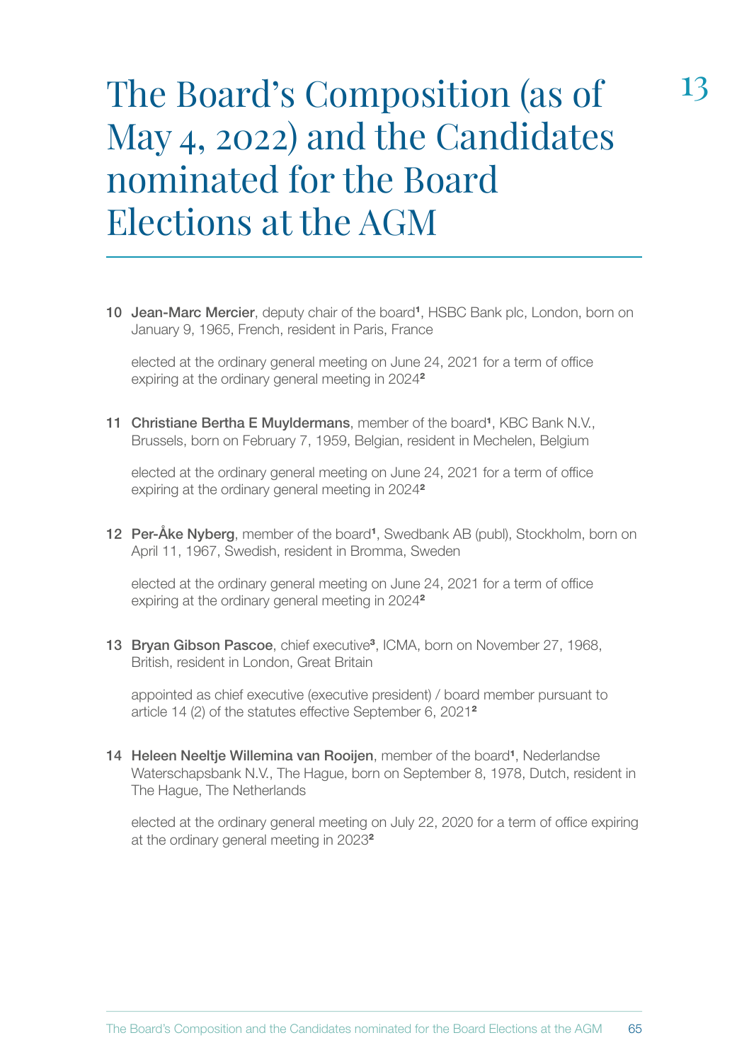# The Board's Composition (as of May 4, 2022) and the Candidates nominated for the Board Elections at the AGM

10 **Jean-Marc Mercier**, deputy chair of the board[1], HSBC Bank plc, London, born on January 9, 1965, French, resident in Paris, France

elected at the ordinary general meeting on June 24, 2021 for a term of office expiring at the ordinary general meeting in 2024[2]

11 **Christiane Bertha E Muyldermans**, member of the board[1], KBC Bank N.V., Brussels, born on February 7, 1959, Belgian, resident in Mechelen, Belgium

elected at the ordinary general meeting on June 24, 2021 for a term of office expiring at the ordinary general meeting in 2024[2]

12 **Per-Åke Nyberg**, member of the board[1], Swedbank AB (publ), Stockholm, born on April 11, 1967, Swedish, resident in Bromma, Sweden

elected at the ordinary general meeting on June 24, 2021 for a term of office expiring at the ordinary general meeting in 2024[2]

13 **Bryan Gibson Pascoe**, chief executive[3], ICMA, born on November 27, 1968, British, resident in London, Great Britain

appointed as chief executive (executive president) / board member pursuant to article 14 (2) of the statutes effective September 6, 2021[2]

14 **Heleen Neeltje Willemina van Rooijen**, member of the board[1], Nederlandse Waterschapsbank N.V., The Hague, born on September 8, 1978, Dutch, resident in The Hague, The Netherlands

elected at the ordinary general meeting on July 22, 2020 for a term of office expiring at the ordinary general meeting in 2023[2]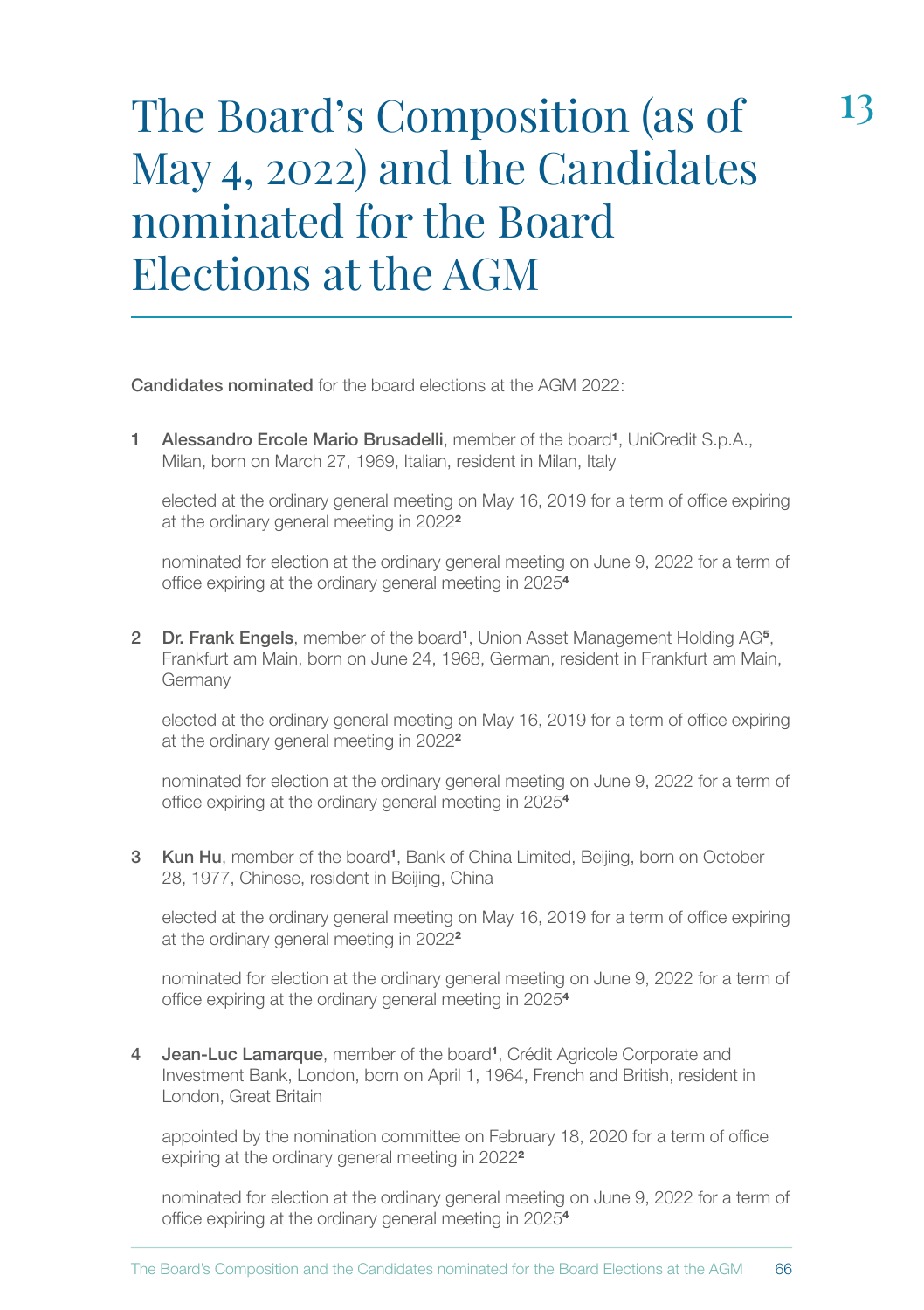# The Board's Composition (as of May 4, 2022) and the Candidates nominated for the Board Elections at the AGM

13

**Candidates nominated** for the board elections at the AGM 2022:

1 **Alessandro Ercole Mario Brusadelli**, member of the board[1], UniCredit S.p.A., Milan, born on March 27, 1969, Italian, resident in Milan, Italy

elected at the ordinary general meeting on May 16, 2019 for a term of office expiring at the ordinary general meeting in 2022[2]

nominated for election at the ordinary general meeting on June 9, 2022 for a term of office expiring at the ordinary general meeting in 2025[4]

2 **Dr. Frank Engels**, member of the board[1], Union Asset Management Holding AG[5], Frankfurt am Main, born on June 24, 1968, German, resident in Frankfurt am Main, Germany

elected at the ordinary general meeting on May 16, 2019 for a term of office expiring at the ordinary general meeting in 2022[2]

nominated for election at the ordinary general meeting on June 9, 2022 for a term of office expiring at the ordinary general meeting in 2025[4]

3 **Kun Hu**, member of the board[1], Bank of China Limited, Beijing, born on October 28, 1977, Chinese, resident in Beijing, China

elected at the ordinary general meeting on May 16, 2019 for a term of office expiring at the ordinary general meeting in 2022[2]

nominated for election at the ordinary general meeting on June 9, 2022 for a term of office expiring at the ordinary general meeting in 2025[4]

4 **Jean-Luc Lamarque**, member of the board[1], Crédit Agricole Corporate and Investment Bank, London, born on April 1, 1964, French and British, resident in London, Great Britain

appointed by the nomination committee on February 18, 2020 for a term of office expiring at the ordinary general meeting in 2022[2]

nominated for election at the ordinary general meeting on June 9, 2022 for a term of office expiring at the ordinary general meeting in 2025[4]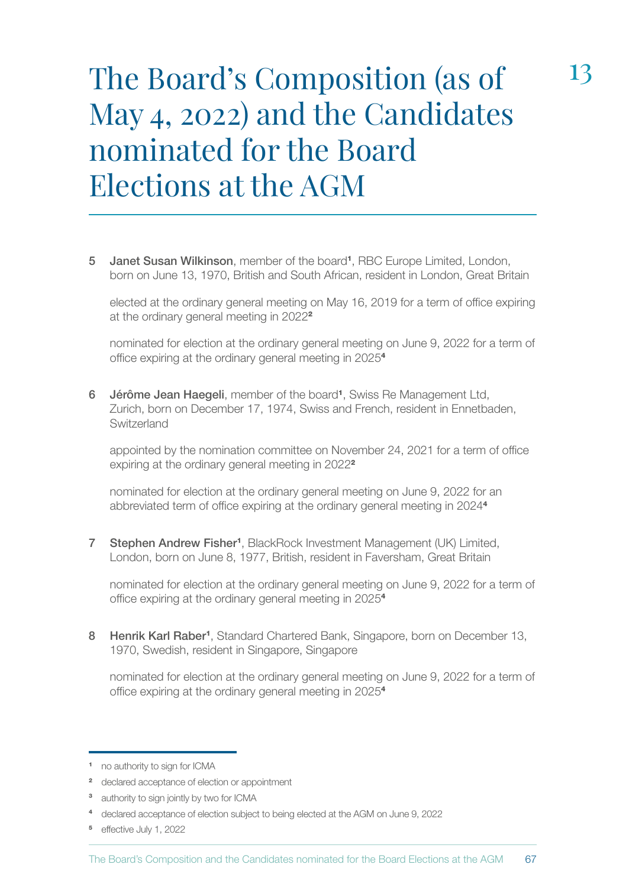# The Board's Composition (as of May 4, 2022) and the Candidates nominated for the Board Elections at the AGM

13

5 **Janet Susan Wilkinson**, member of the board[1], RBC Europe Limited, London, born on June 13, 1970, British and South African, resident in London, Great Britain

elected at the ordinary general meeting on May 16, 2019 for a term of office expiring at the ordinary general meeting in 2022[2]

nominated for election at the ordinary general meeting on June 9, 2022 for a term of office expiring at the ordinary general meeting in 2025[4]

6 **Jérôme Jean Haegeli**, member of the board[1], Swiss Re Management Ltd, Zurich, born on December 17, 1974, Swiss and French, resident in Ennetbaden, Switzerland

appointed by the nomination committee on November 24, 2021 for a term of office expiring at the ordinary general meeting in 2022[2]

nominated for election at the ordinary general meeting on June 9, 2022 for an abbreviated term of office expiring at the ordinary general meeting in 2024[4]

7 **Stephen Andrew Fisher**[1], BlackRock Investment Management (UK) Limited, London, born on June 8, 1977, British, resident in Faversham, Great Britain

nominated for election at the ordinary general meeting on June 9, 2022 for a term of office expiring at the ordinary general meeting in 2025[4]

8 **Henrik Karl Raber**[1], Standard Chartered Bank, Singapore, born on December 13, 1970, Swedish, resident in Singapore, Singapore

nominated for election at the ordinary general meeting on June 9, 2022 for a term of office expiring at the ordinary general meeting in 2025[4]

---

[1] no authority to sign for ICMA

[2] declared acceptance of election or appointment

[3] authority to sign jointly by two for ICMA

[4] declared acceptance of election subject to being elected at the AGM on June 9, 2022

[5] effective July 1, 2022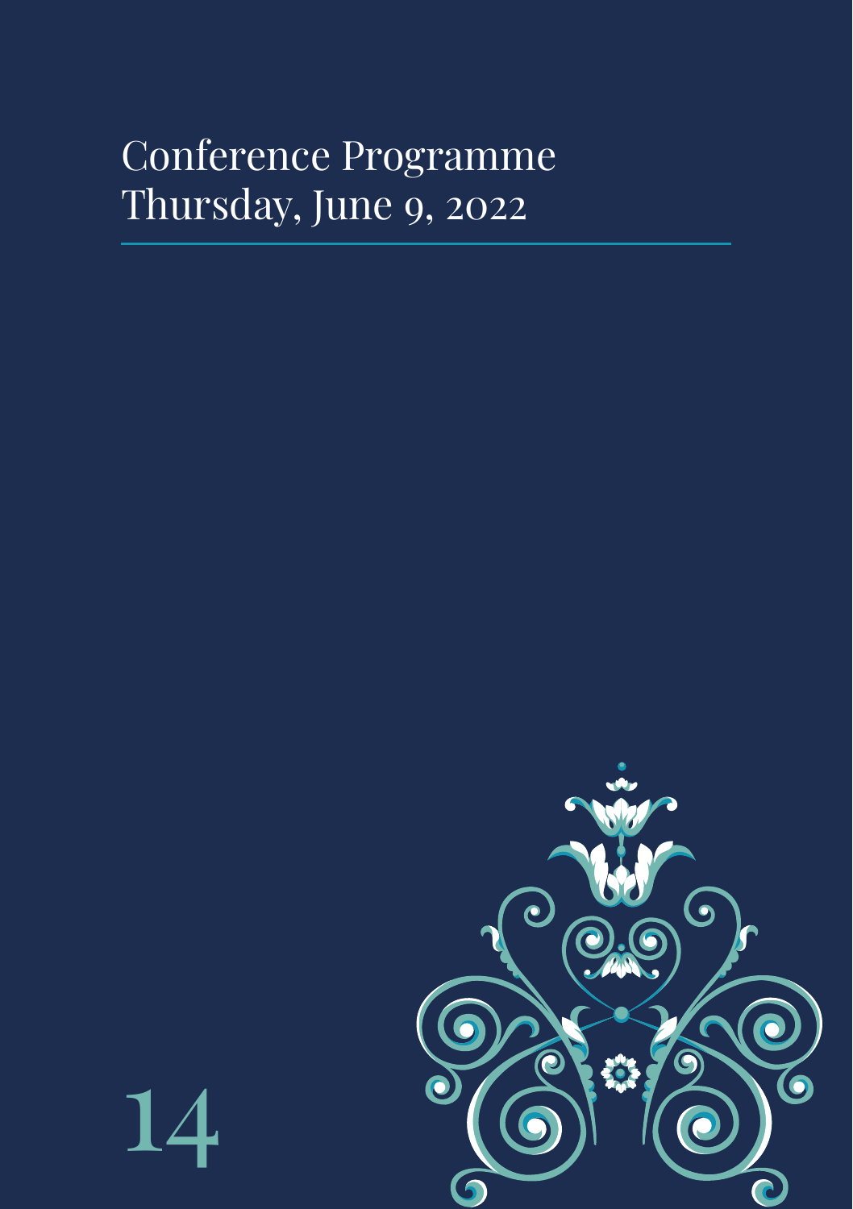# Conference Programme
# Thursday, June 9, 2022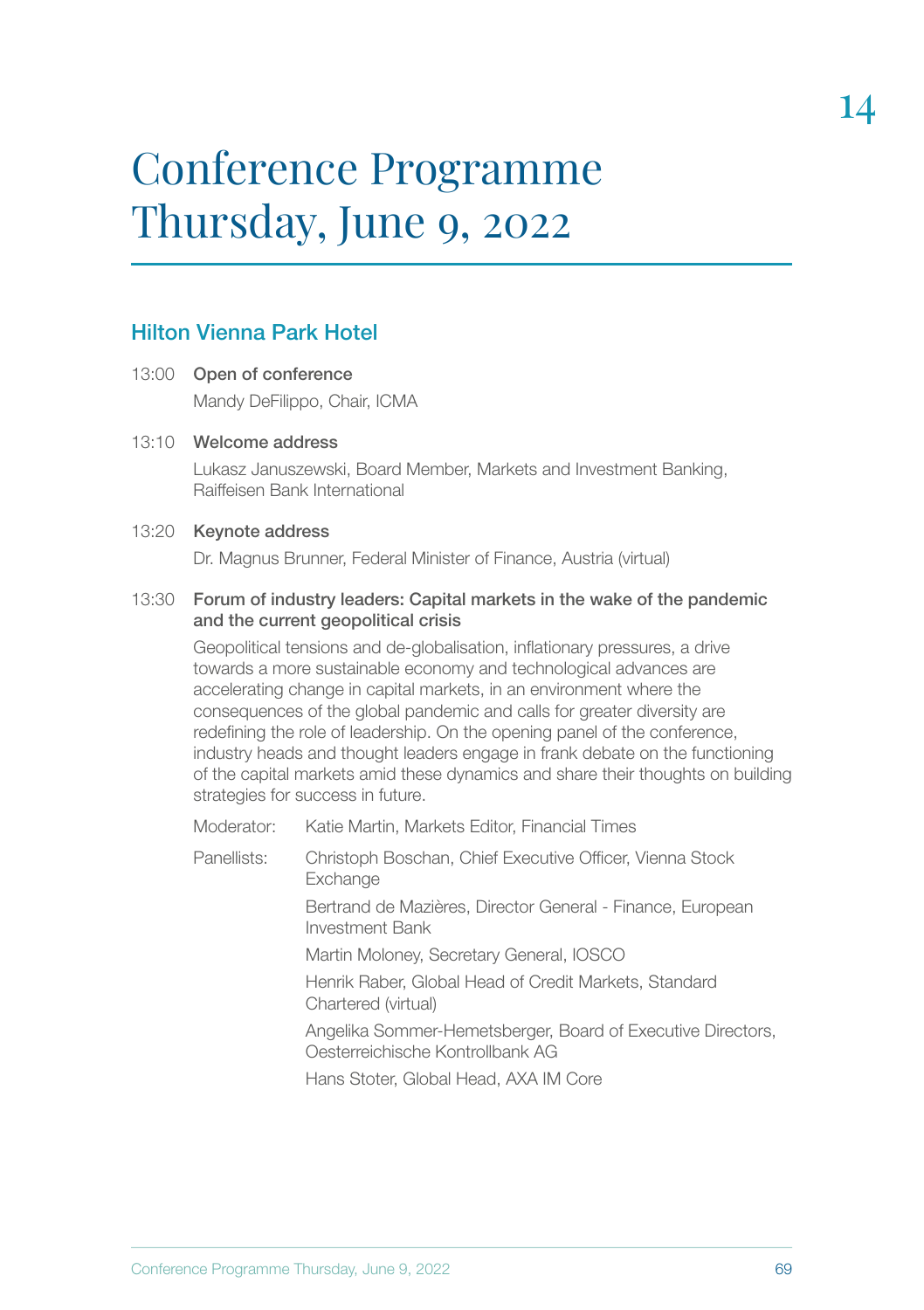# Conference Programme Thursday, June 9, 2022

## Hilton Vienna Park Hotel

13:00 **Open of conference**

Mandy DeFilippo, Chair, ICMA

13:10 **Welcome address**

Lukasz Januszewski, Board Member, Markets and Investment Banking, Raiffeisen Bank International

13:20 **Keynote address**

Dr. Magnus Brunner, Federal Minister of Finance, Austria (virtual)

13:30 **Forum of industry leaders: Capital markets in the wake of the pandemic and the current geopolitical crisis**

Geopolitical tensions and de-globalisation, inflationary pressures, a drive towards a more sustainable economy and technological advances are accelerating change in capital markets, in an environment where the consequences of the global pandemic and calls for greater diversity are redefining the role of leadership. On the opening panel of the conference, industry heads and thought leaders engage in frank debate on the functioning of the capital markets amid these dynamics and share their thoughts on building strategies for success in future.

Moderator: Katie Martin, Markets Editor, Financial Times

Panellists:
- Christoph Boschan, Chief Executive Officer, Vienna Stock Exchange
- Bertrand de Mazières, Director General - Finance, European Investment Bank
- Martin Moloney, Secretary General, IOSCO
- Henrik Raber, Global Head of Credit Markets, Standard Chartered (virtual)
- Angelika Sommer-Hemetsberger, Board of Executive Directors, Oesterreichische Kontrollbank AG
- Hans Stoter, Global Head, AXA IM Core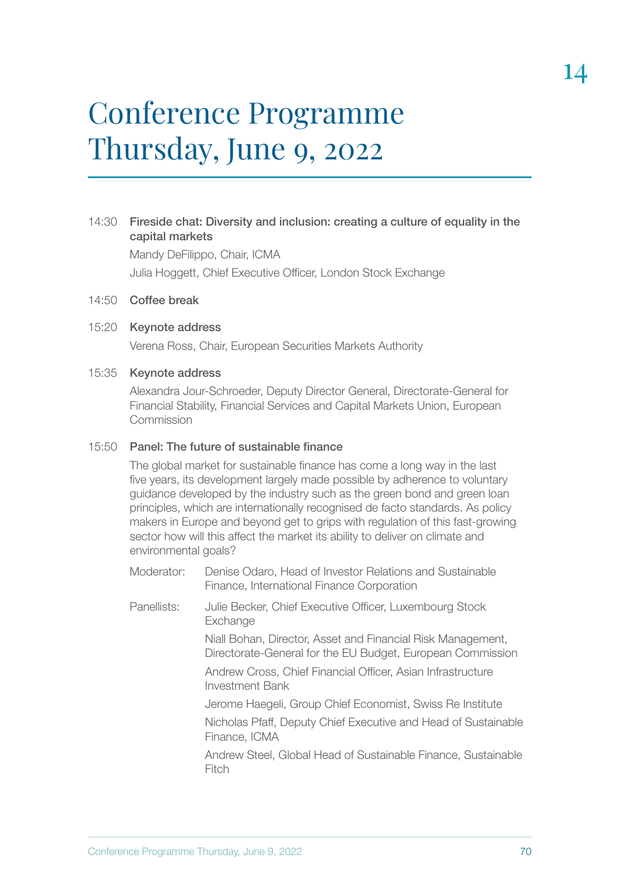# Conference Programme Thursday, June 9, 2022

14:30 **Fireside chat: Diversity and inclusion: creating a culture of equality in the capital markets**

Mandy DeFilippo, Chair, ICMA

Julia Hoggett, Chief Executive Officer, London Stock Exchange

14:50 **Coffee break**

15:20 **Keynote address**

Verena Ross, Chair, European Securities Markets Authority

15:35 **Keynote address**

Alexandra Jour-Schroeder, Deputy Director General, Directorate-General for Financial Stability, Financial Services and Capital Markets Union, European Commission

15:50 **Panel: The future of sustainable finance**

The global market for sustainable finance has come a long way in the last five years, its development largely made possible by adherence to voluntary guidance developed by the industry such as the green bond and green loan principles, which are internationally recognised de facto standards. As policy makers in Europe and beyond get to grips with regulation of this fast-growing sector how will this affect the market its ability to deliver on climate and environmental goals?

Moderator: Denise Odaro, Head of Investor Relations and Sustainable Finance, International Finance Corporation

Panellists:

Julie Becker, Chief Executive Officer, Luxembourg Stock Exchange

Niall Bohan, Director, Asset and Financial Risk Management, Directorate-General for the EU Budget, European Commission

Andrew Cross, Chief Financial Officer, Asian Infrastructure Investment Bank

Jerome Haegeli, Group Chief Economist, Swiss Re Institute

Nicholas Pfaff, Deputy Chief Executive and Head of Sustainable Finance, ICMA

Andrew Steel, Global Head of Sustainable Finance, Sustainable Fitch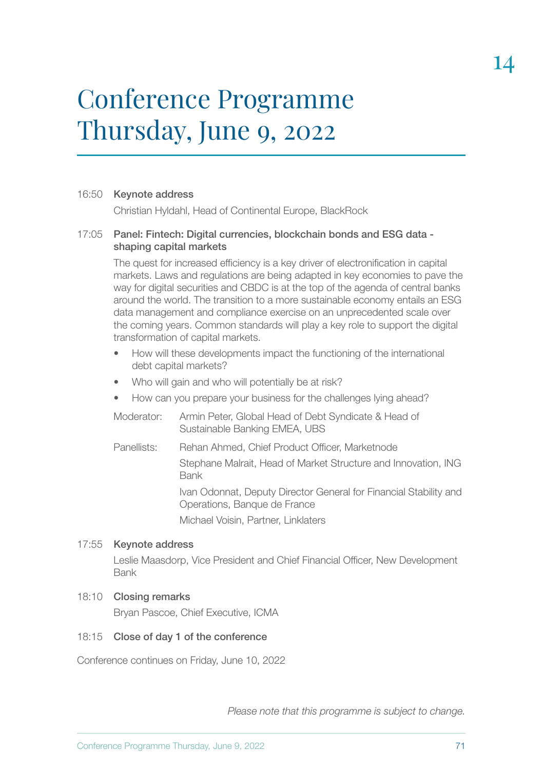# Conference Programme Thursday, June 9, 2022

16:50 **Keynote address**

Christian Hyldahl, Head of Continental Europe, BlackRock

17:05 **Panel: Fintech: Digital currencies, blockchain bonds and ESG data - shaping capital markets**

The quest for increased efficiency is a key driver of electronification in capital markets. Laws and regulations are being adapted in key economies to pave the way for digital securities and CBDC is at the top of the agenda of central banks around the world. The transition to a more sustainable economy entails an ESG data management and compliance exercise on an unprecedented scale over the coming years. Common standards will play a key role to support the digital transformation of capital markets.

- How will these developments impact the functioning of the international debt capital markets?
- Who will gain and who will potentially be at risk?
- How can you prepare your business for the challenges lying ahead?

Moderator: Armin Peter, Global Head of Debt Syndicate & Head of Sustainable Banking EMEA, UBS

Panellists: Rehan Ahmed, Chief Product Officer, Marketnode

Stephane Malrait, Head of Market Structure and Innovation, ING Bank

Ivan Odonnat, Deputy Director General for Financial Stability and Operations, Banque de France

Michael Voisin, Partner, Linklaters

17:55 **Keynote address**

Leslie Maasdorp, Vice President and Chief Financial Officer, New Development Bank

18:10 **Closing remarks**

Bryan Pascoe, Chief Executive, ICMA

18:15 **Close of day 1 of the conference**

Conference continues on Friday, June 10, 2022

*Please note that this programme is subject to change.*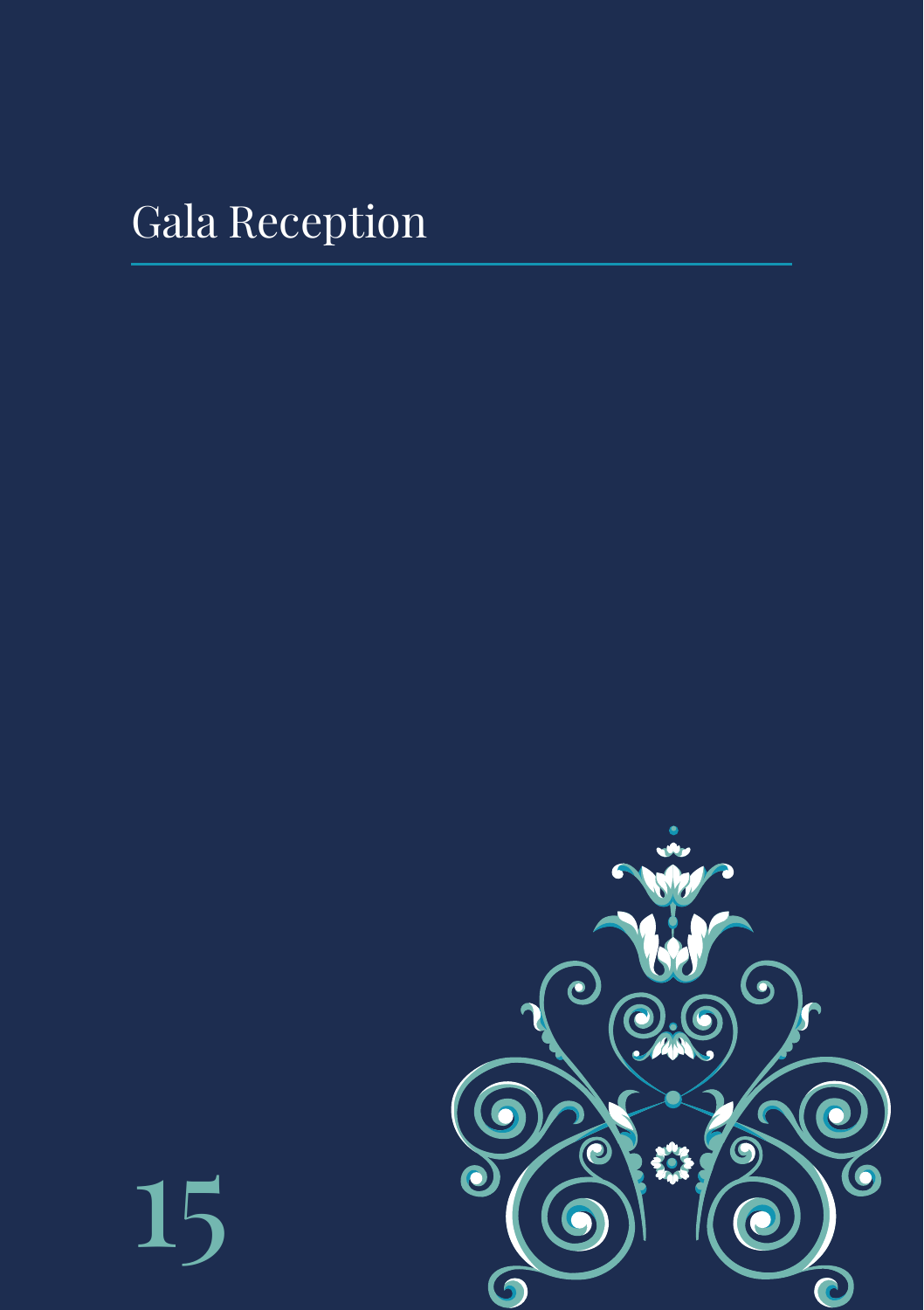# Gala Reception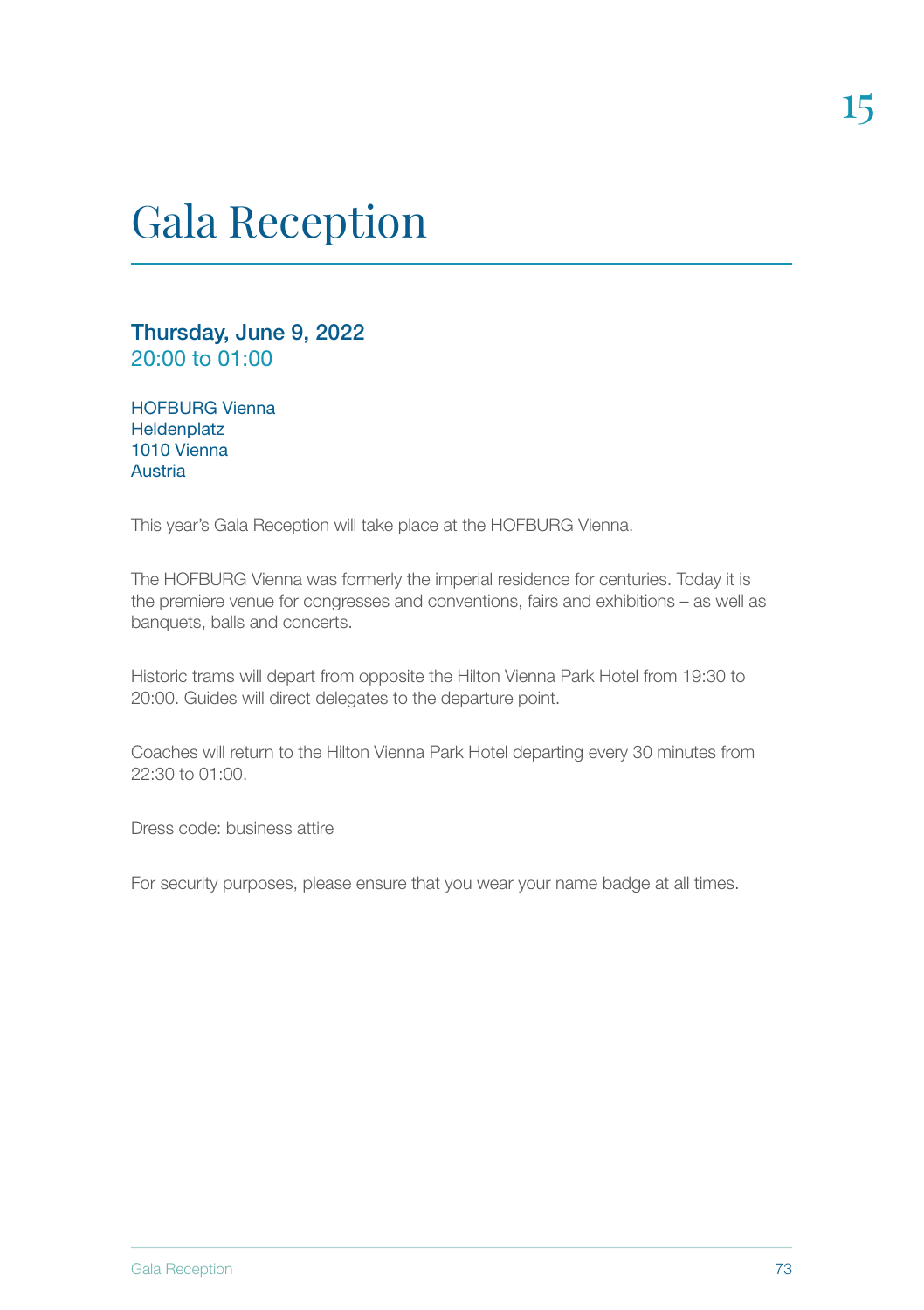# Gala Reception

**Thursday, June 9, 2022**
20:00 to 01:00

HOFBURG Vienna
Heldenplatz
1010 Vienna
Austria

This year's Gala Reception will take place at the HOFBURG Vienna.

The HOFBURG Vienna was formerly the imperial residence for centuries. Today it is the premiere venue for congresses and conventions, fairs and exhibitions – as well as banquets, balls and concerts.

Historic trams will depart from opposite the Hilton Vienna Park Hotel from 19:30 to 20:00. Guides will direct delegates to the departure point.

Coaches will return to the Hilton Vienna Park Hotel departing every 30 minutes from 22:30 to 01:00.

Dress code: business attire

For security purposes, please ensure that you wear your name badge at all times.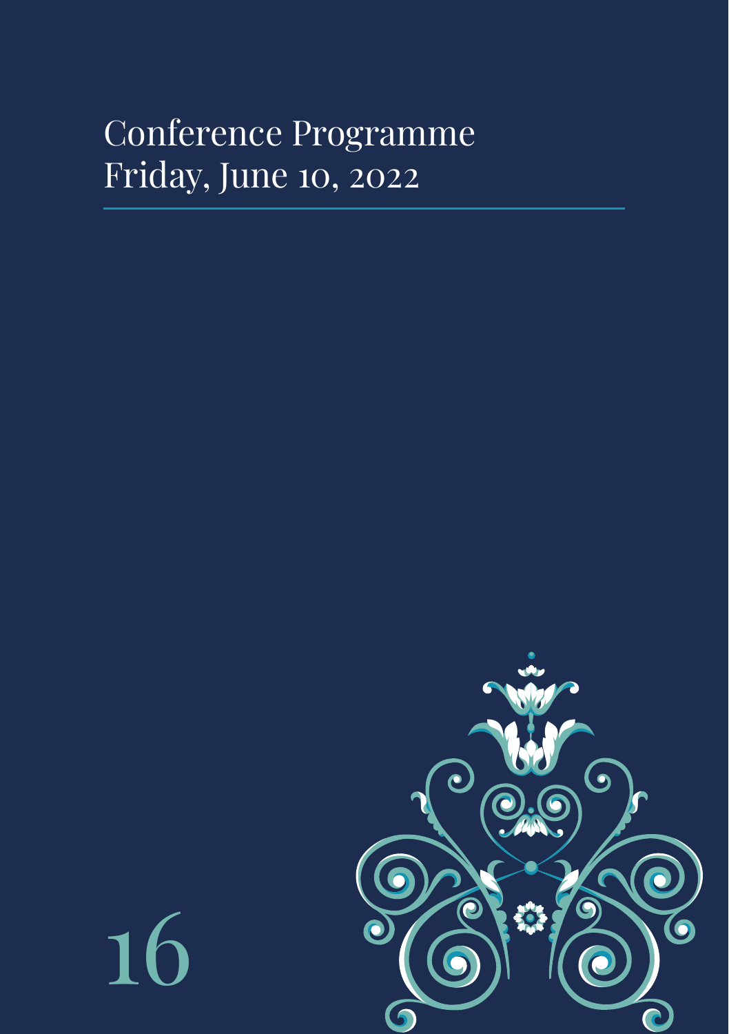# Conference Programme
# Friday, June 10, 2022

16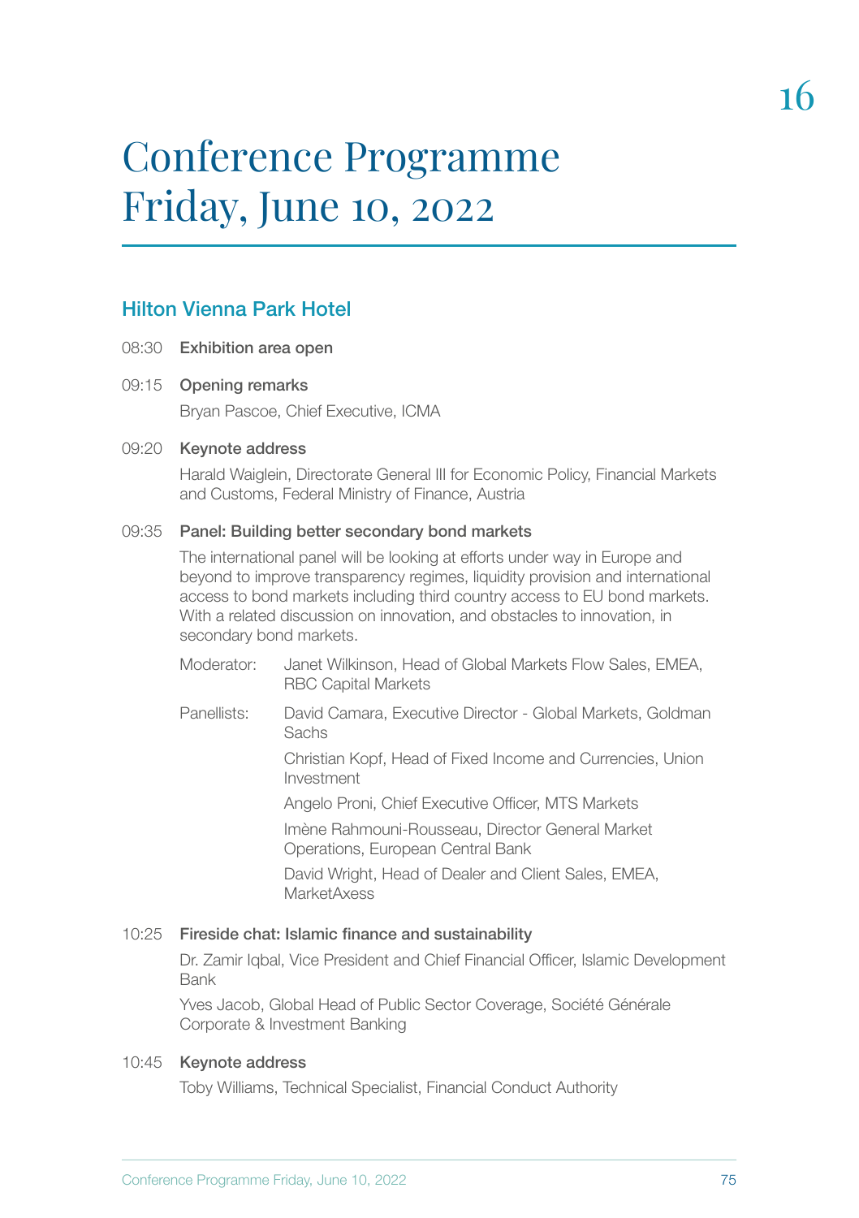# Conference Programme Friday, June 10, 2022

## Hilton Vienna Park Hotel

08:30 **Exhibition area open**

09:15 **Opening remarks**

Bryan Pascoe, Chief Executive, ICMA

09:20 **Keynote address**

Harald Waiglein, Directorate General III for Economic Policy, Financial Markets and Customs, Federal Ministry of Finance, Austria

09:35 **Panel: Building better secondary bond markets**

The international panel will be looking at efforts under way in Europe and beyond to improve transparency regimes, liquidity provision and international access to bond markets including third country access to EU bond markets. With a related discussion on innovation, and obstacles to innovation, in secondary bond markets.

Moderator: Janet Wilkinson, Head of Global Markets Flow Sales, EMEA, RBC Capital Markets

Panellists:
- David Camara, Executive Director - Global Markets, Goldman Sachs
- Christian Kopf, Head of Fixed Income and Currencies, Union Investment
- Angelo Proni, Chief Executive Officer, MTS Markets
- Imène Rahmouni-Rousseau, Director General Market Operations, European Central Bank
- David Wright, Head of Dealer and Client Sales, EMEA, MarketAxess

10:25 **Fireside chat: Islamic finance and sustainability**

Dr. Zamir Iqbal, Vice President and Chief Financial Officer, Islamic Development Bank

Yves Jacob, Global Head of Public Sector Coverage, Société Générale Corporate & Investment Banking

10:45 **Keynote address**

Toby Williams, Technical Specialist, Financial Conduct Authority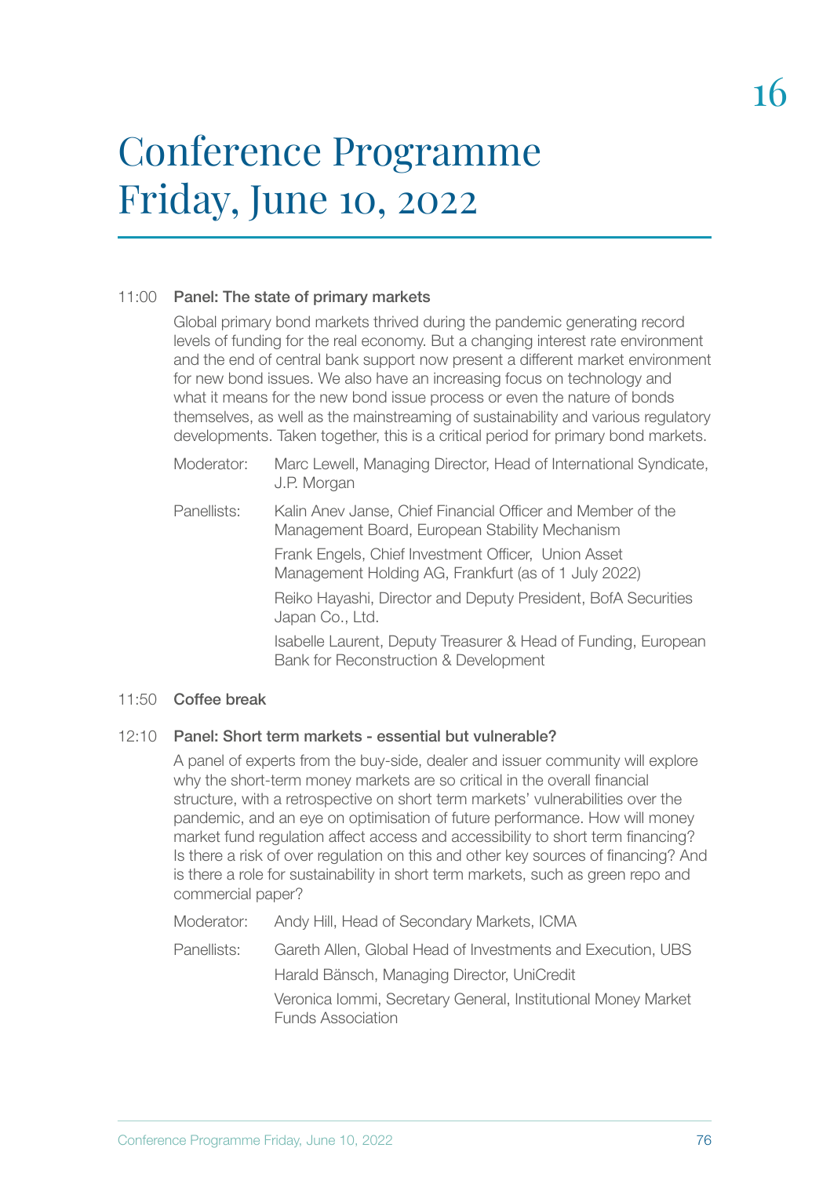# Conference Programme Friday, June 10, 2022

**11:00 Panel: The state of primary markets**

Global primary bond markets thrived during the pandemic generating record levels of funding for the real economy. But a changing interest rate environment and the end of central bank support now present a different market environment for new bond issues. We also have an increasing focus on technology and what it means for the new bond issue process or even the nature of bonds themselves, as well as the mainstreaming of sustainability and various regulatory developments. Taken together, this is a critical period for primary bond markets.

Moderator: Marc Lewell, Managing Director, Head of International Syndicate, J.P. Morgan

Panellists: Kalin Anev Janse, Chief Financial Officer and Member of the Management Board, European Stability Mechanism

Frank Engels, Chief Investment Officer, Union Asset Management Holding AG, Frankfurt (as of 1 July 2022)

Reiko Hayashi, Director and Deputy President, BofA Securities Japan Co., Ltd.

Isabelle Laurent, Deputy Treasurer & Head of Funding, European Bank for Reconstruction & Development

**11:50 Coffee break**

**12:10 Panel: Short term markets - essential but vulnerable?**

A panel of experts from the buy-side, dealer and issuer community will explore why the short-term money markets are so critical in the overall financial structure, with a retrospective on short term markets' vulnerabilities over the pandemic, and an eye on optimisation of future performance. How will money market fund regulation affect access and accessibility to short term financing? Is there a risk of over regulation on this and other key sources of financing? And is there a role for sustainability in short term markets, such as green repo and commercial paper?

Moderator: Andy Hill, Head of Secondary Markets, ICMA

Panellists: Gareth Allen, Global Head of Investments and Execution, UBS

Harald Bänsch, Managing Director, UniCredit

Veronica Iommi, Secretary General, Institutional Money Market Funds Association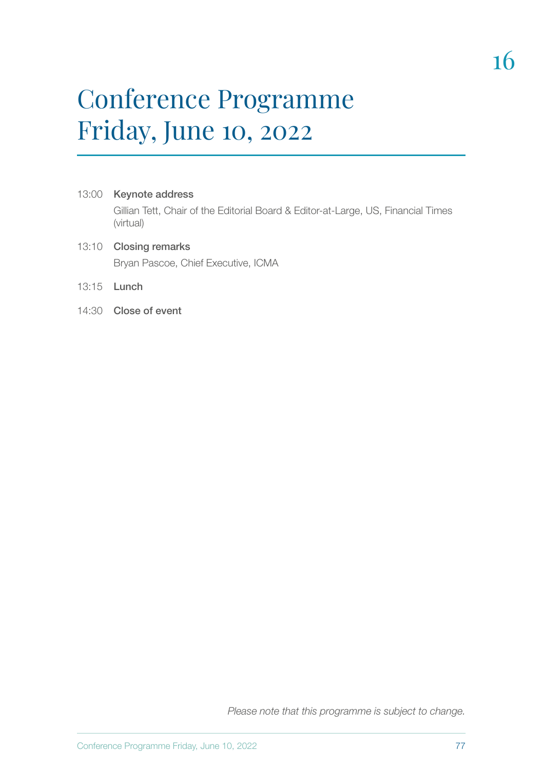# Conference Programme Friday, June 10, 2022

13:00 **Keynote address**

Gillian Tett, Chair of the Editorial Board & Editor-at-Large, US, Financial Times (virtual)

13:10 **Closing remarks**

Bryan Pascoe, Chief Executive, ICMA

13:15 **Lunch**

14:30 **Close of event**

*Please note that this programme is subject to change.*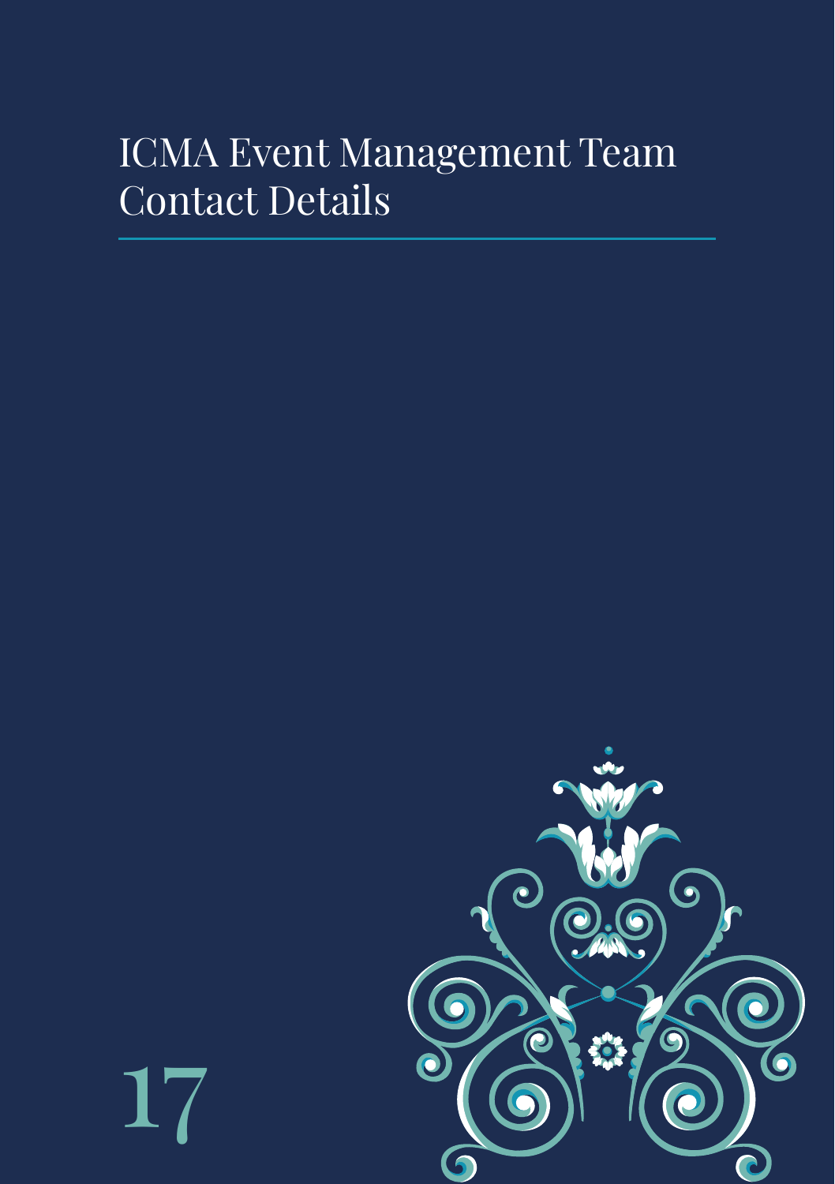# ICMA Event Management Team Contact Details

17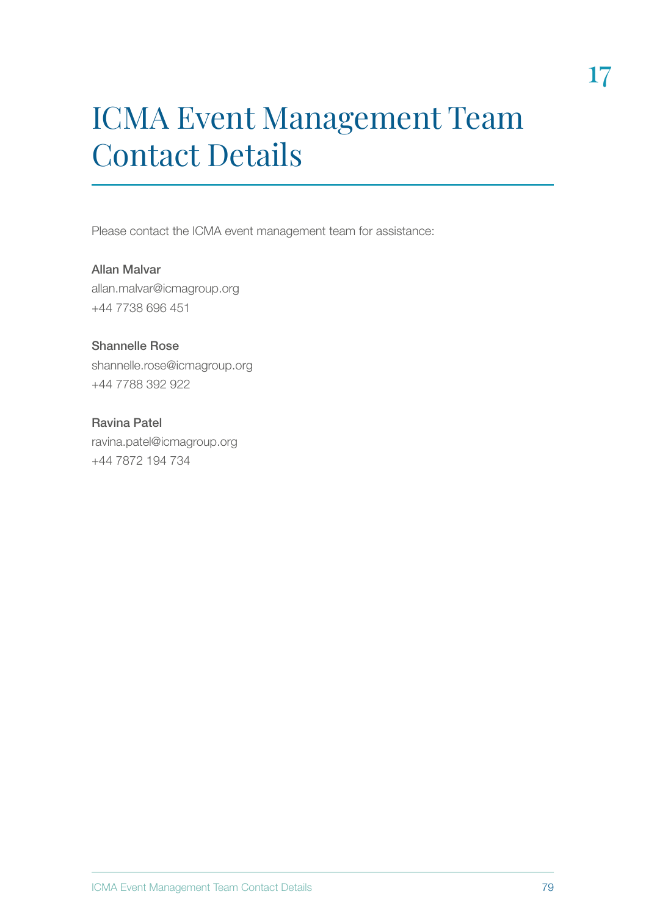17

# ICMA Event Management Team Contact Details

Please contact the ICMA event management team for assistance:

**Allan Malvar**
allan.malvar@icmagroup.org
+44 7738 696 451

**Shannelle Rose**
shannelle.rose@icmagroup.org
+44 7788 392 922

**Ravina Patel**
ravina.patel@icmagroup.org
+44 7872 194 734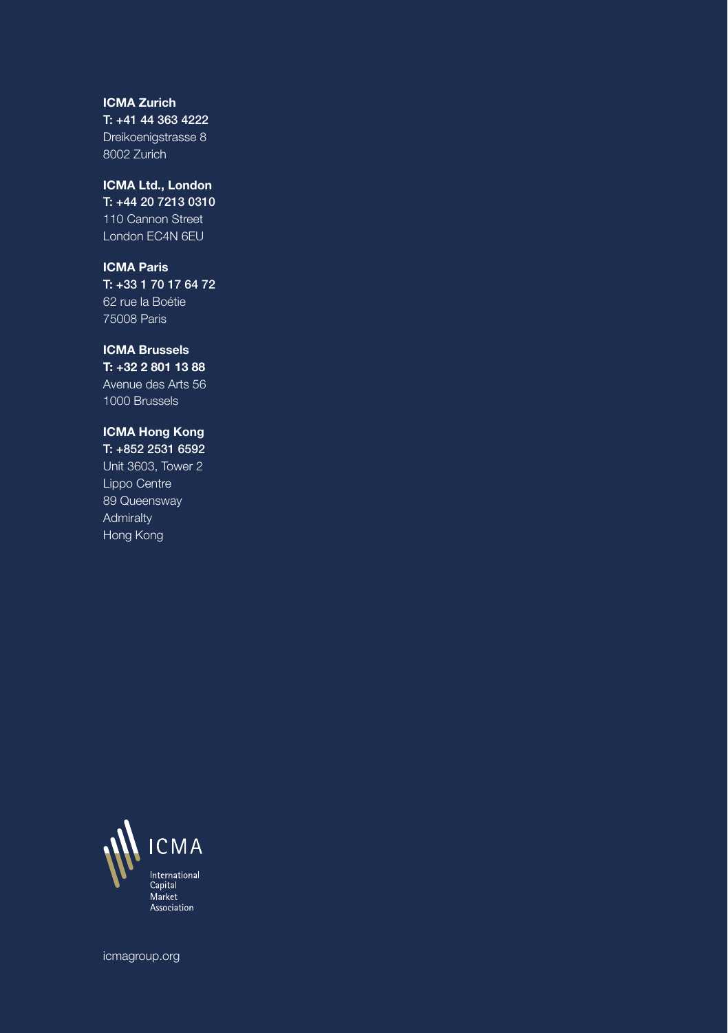**ICMA Zurich**
**T: +41 44 363 4222**
Dreikoenigstrasse 8
8002 Zurich

**ICMA Ltd., London**
**T: +44 20 7213 0310**
110 Cannon Street
London EC4N 6EU

**ICMA Paris**
**T: +33 1 70 17 64 72**
62 rue la Boétie
75008 Paris

**ICMA Brussels**
**T: +32 2 801 13 88**
Avenue des Arts 56
1000 Brussels

**ICMA Hong Kong**
**T: +852 2531 6592**
Unit 3603, Tower 2
Lippo Centre
89 Queensway
Admiralty
Hong Kong

ICMA
International
Capital
Market
Association

icmagroup.org